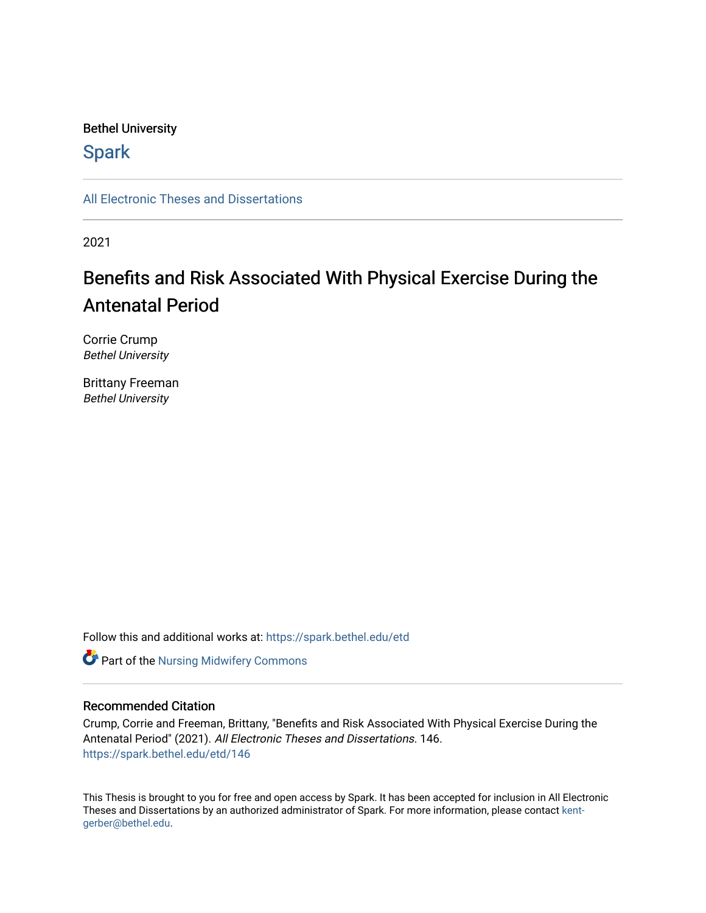Bethel University

Spark

All Electronic Theses and Dissertations

2021

# Benefits and Risk Associated With Physical Exercise During the Antenatal Period

Corrie Crump
*Bethel University*

Brittany Freeman
*Bethel University*

Follow this and additional works at: https://spark.bethel.edu/etd

Part of the Nursing Midwifery Commons

### Recommended Citation

Crump, Corrie and Freeman, Brittany, "Benefits and Risk Associated With Physical Exercise During the Antenatal Period" (2021). *All Electronic Theses and Dissertations*. 146.
https://spark.bethel.edu/etd/146

This Thesis is brought to you for free and open access by Spark. It has been accepted for inclusion in All Electronic Theses and Dissertations by an authorized administrator of Spark. For more information, please contact kent-gerber@bethel.edu.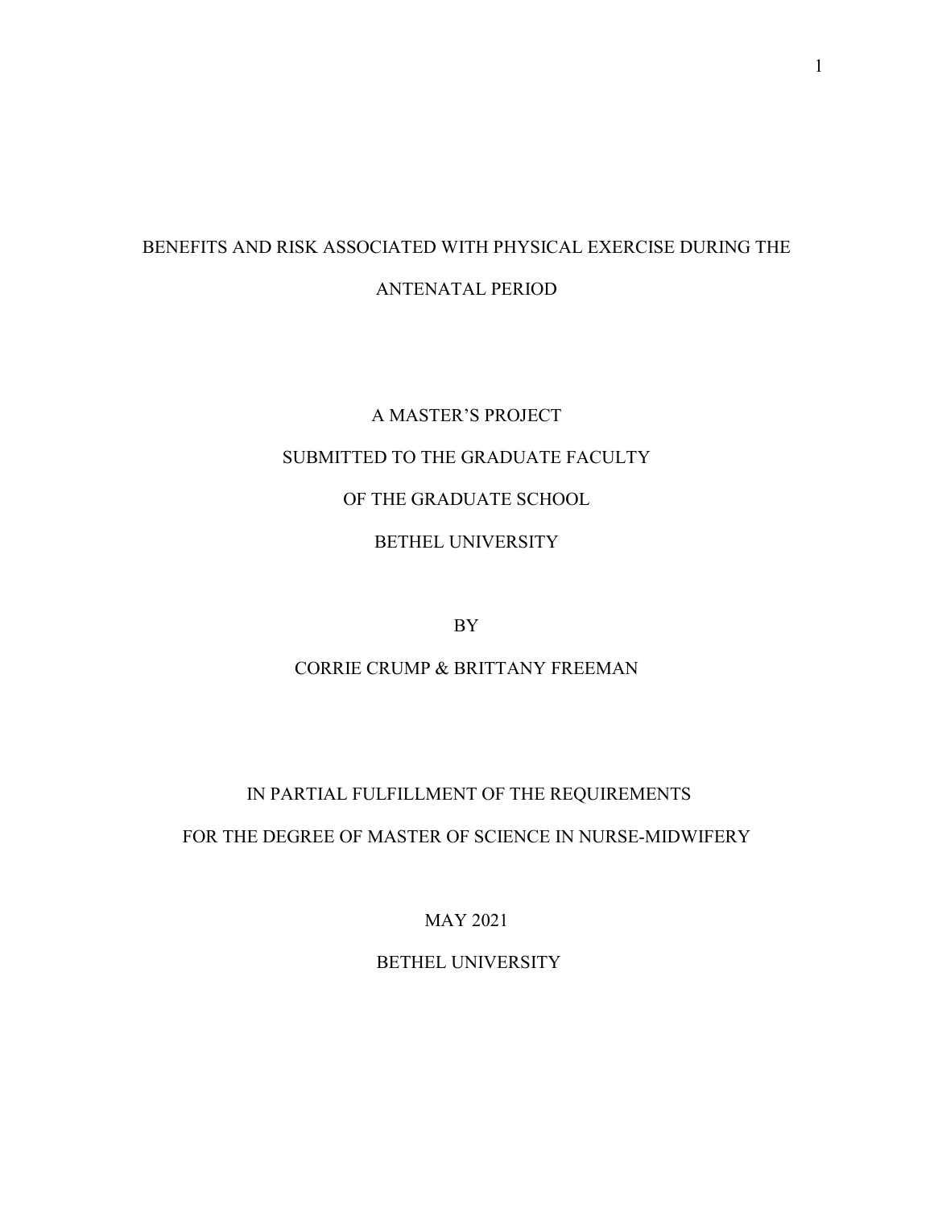# BENEFITS AND RISK ASSOCIATED WITH PHYSICAL EXERCISE DURING THE ANTENATAL PERIOD

A MASTER'S PROJECT

SUBMITTED TO THE GRADUATE FACULTY

OF THE GRADUATE SCHOOL

BETHEL UNIVERSITY

BY

CORRIE CRUMP & BRITTANY FREEMAN

IN PARTIAL FULFILLMENT OF THE REQUIREMENTS

FOR THE DEGREE OF MASTER OF SCIENCE IN NURSE-MIDWIFERY

MAY 2021

BETHEL UNIVERSITY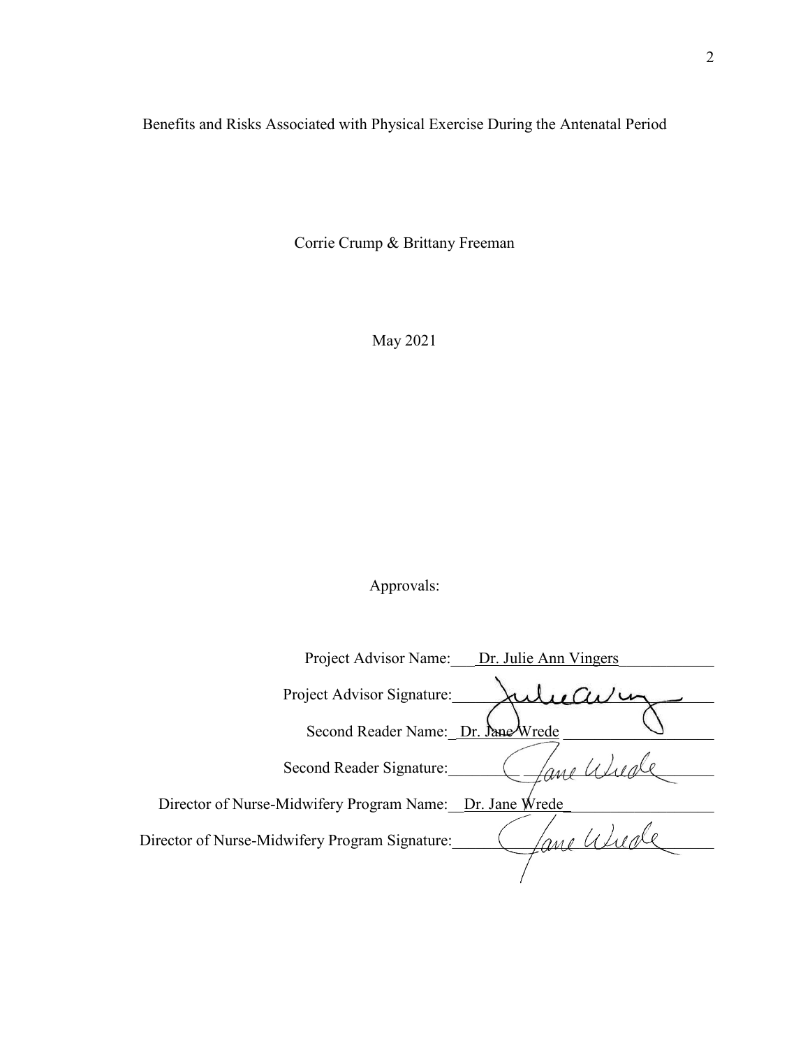Benefits and Risks Associated with Physical Exercise During the Antenatal Period

Corrie Crump & Brittany Freeman

May 2021

Approvals:

Project Advisor Name: Dr. Julie Ann Vingers

Project Advisor Signature: ______________________

Second Reader Name: Dr. Jane Wrede

Second Reader Signature: ______________________

Director of Nurse-Midwifery Program Name: Dr. Jane Wrede

Director of Nurse-Midwifery Program Signature: ______________________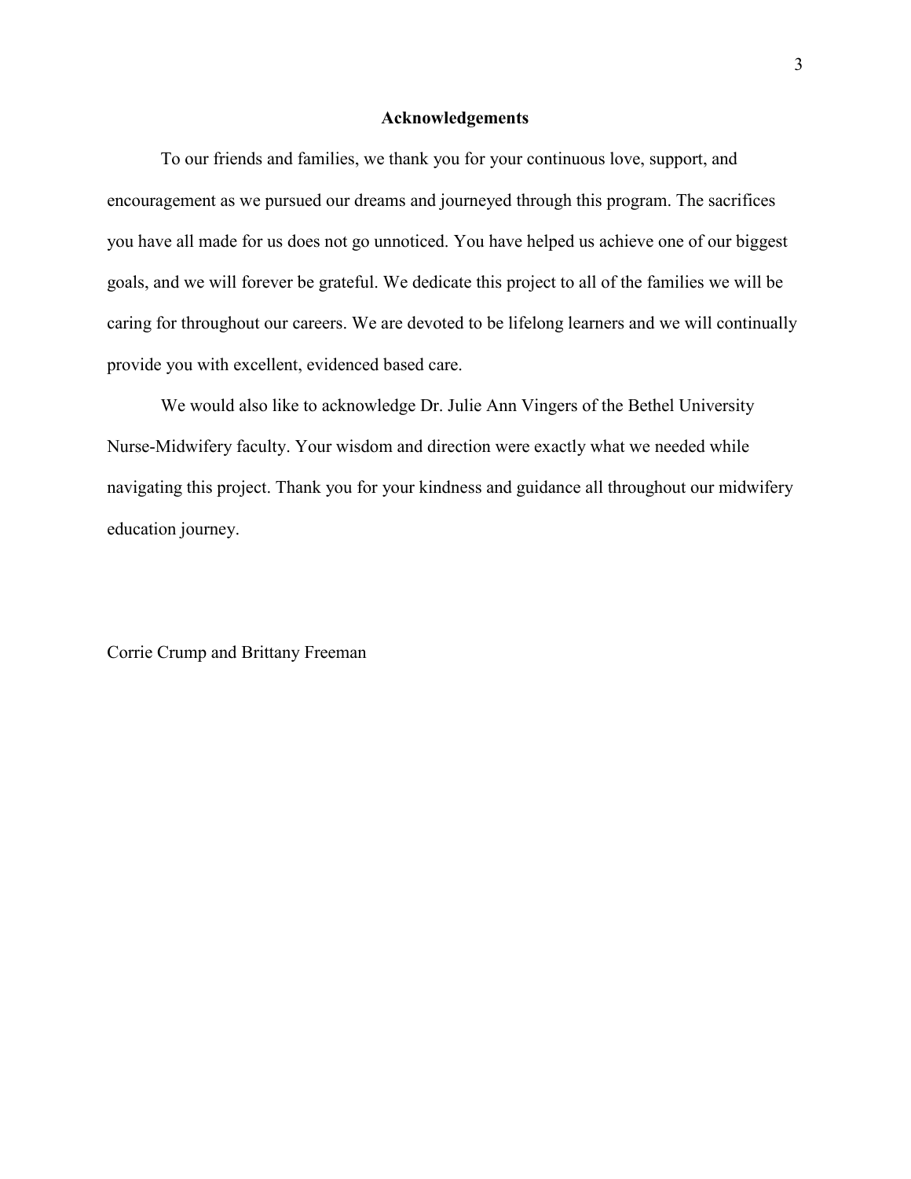## Acknowledgements

To our friends and families, we thank you for your continuous love, support, and encouragement as we pursued our dreams and journeyed through this program. The sacrifices you have all made for us does not go unnoticed. You have helped us achieve one of our biggest goals, and we will forever be grateful. We dedicate this project to all of the families we will be caring for throughout our careers. We are devoted to be lifelong learners and we will continually provide you with excellent, evidenced based care.

We would also like to acknowledge Dr. Julie Ann Vingers of the Bethel University Nurse-Midwifery faculty. Your wisdom and direction were exactly what we needed while navigating this project. Thank you for your kindness and guidance all throughout our midwifery education journey.

Corrie Crump and Brittany Freeman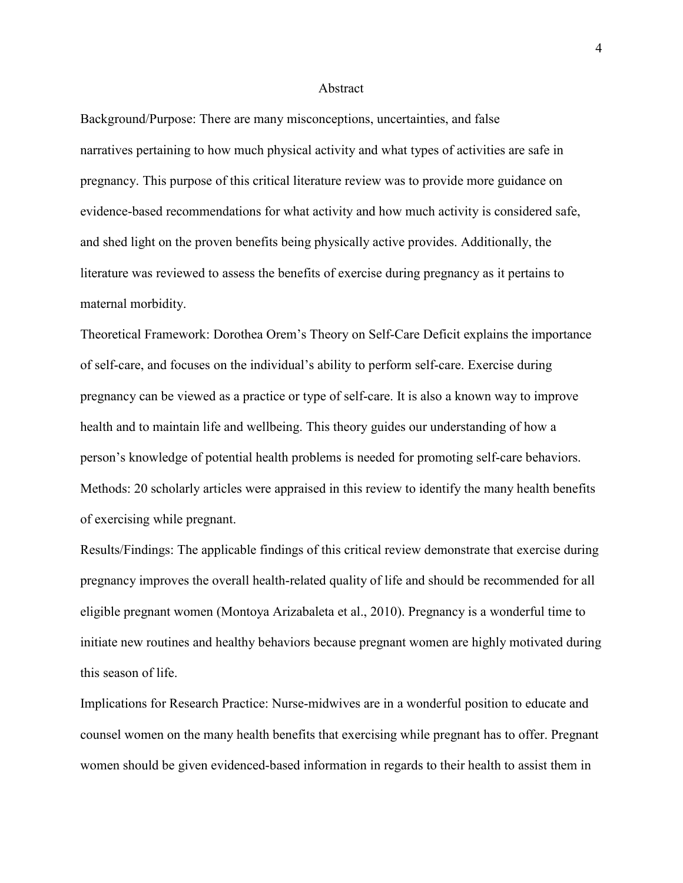# Abstract

Background/Purpose: There are many misconceptions, uncertainties, and false narratives pertaining to how much physical activity and what types of activities are safe in pregnancy. This purpose of this critical literature review was to provide more guidance on evidence-based recommendations for what activity and how much activity is considered safe, and shed light on the proven benefits being physically active provides. Additionally, the literature was reviewed to assess the benefits of exercise during pregnancy as it pertains to maternal morbidity.

Theoretical Framework: Dorothea Orem's Theory on Self-Care Deficit explains the importance of self-care, and focuses on the individual's ability to perform self-care. Exercise during pregnancy can be viewed as a practice or type of self-care. It is also a known way to improve health and to maintain life and wellbeing. This theory guides our understanding of how a person's knowledge of potential health problems is needed for promoting self-care behaviors.

Methods: 20 scholarly articles were appraised in this review to identify the many health benefits of exercising while pregnant.

Results/Findings: The applicable findings of this critical review demonstrate that exercise during pregnancy improves the overall health-related quality of life and should be recommended for all eligible pregnant women (Montoya Arizabaleta et al., 2010). Pregnancy is a wonderful time to initiate new routines and healthy behaviors because pregnant women are highly motivated during this season of life.

Implications for Research Practice: Nurse-midwives are in a wonderful position to educate and counsel women on the many health benefits that exercising while pregnant has to offer. Pregnant women should be given evidenced-based information in regards to their health to assist them in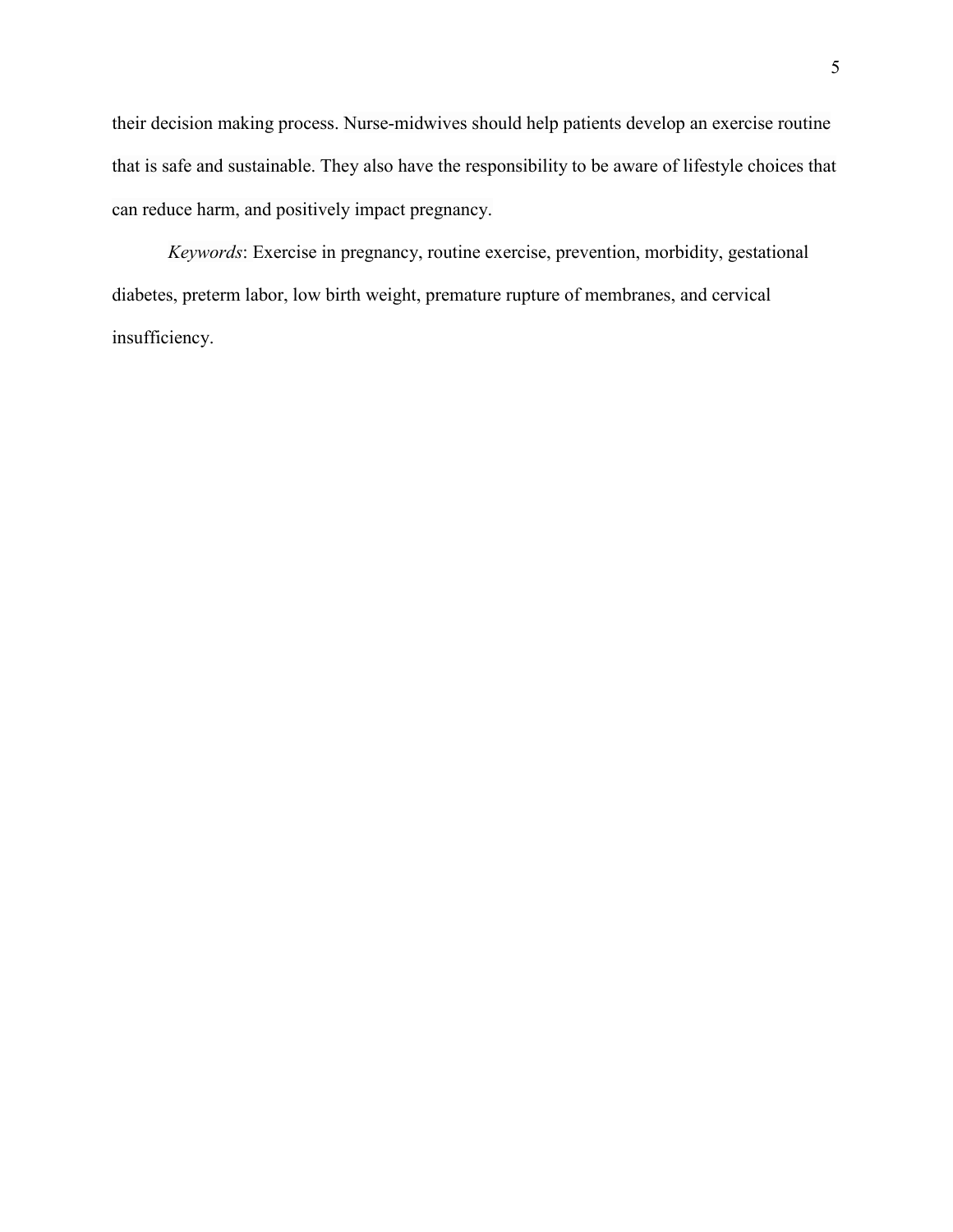their decision making process. Nurse-midwives should help patients develop an exercise routine that is safe and sustainable. They also have the responsibility to be aware of lifestyle choices that can reduce harm, and positively impact pregnancy.

*Keywords*: Exercise in pregnancy, routine exercise, prevention, morbidity, gestational diabetes, preterm labor, low birth weight, premature rupture of membranes, and cervical insufficiency.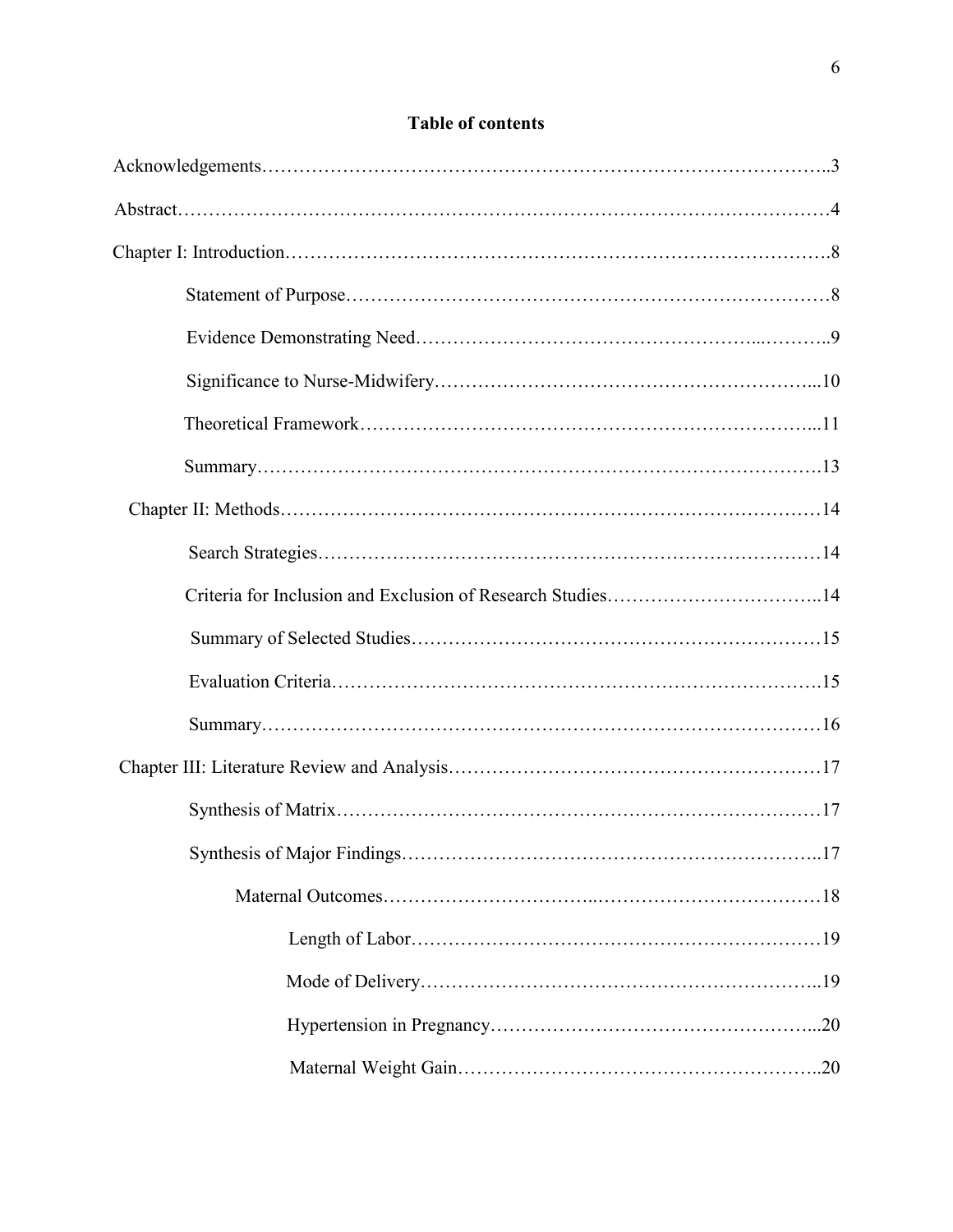## Table of contents

Acknowledgements……………………………………………………………………………..3

Abstract…………………………………………………………………………………………4

Chapter I: Introduction………………………………………………………………………….8

- Statement of Purpose……………………………………………………………………8
- Evidence Demonstrating Need…………………………………………………...………..9
- Significance to Nurse-Midwifery…………………………………………………...10
- Theoretical Framework…………………………………………………………...11
- Summary……………………………………………………………………………13

Chapter II: Methods……………………………………………………………………………14

- Search Strategies……………………………………………………………………14
- Criteria for Inclusion and Exclusion of Research Studies……………………………..14
- Summary of Selected Studies………………………………………………………15
- Evaluation Criteria………………………………………………………………….15
- Summary……………………………………………………………………………16

Chapter III: Literature Review and Analysis…………………………………………………17

- Synthesis of Matrix…………………………………………………………………17
- Synthesis of Major Findings………………………………………………………..17
  - Maternal Outcomes……………………………..……………………………18
    - Length of Labor……………………………………………………………19
    - Mode of Delivery…………………………………………………………..19
    - Hypertension in Pregnancy…………………………………………...20
    - Maternal Weight Gain…………………………………………………..20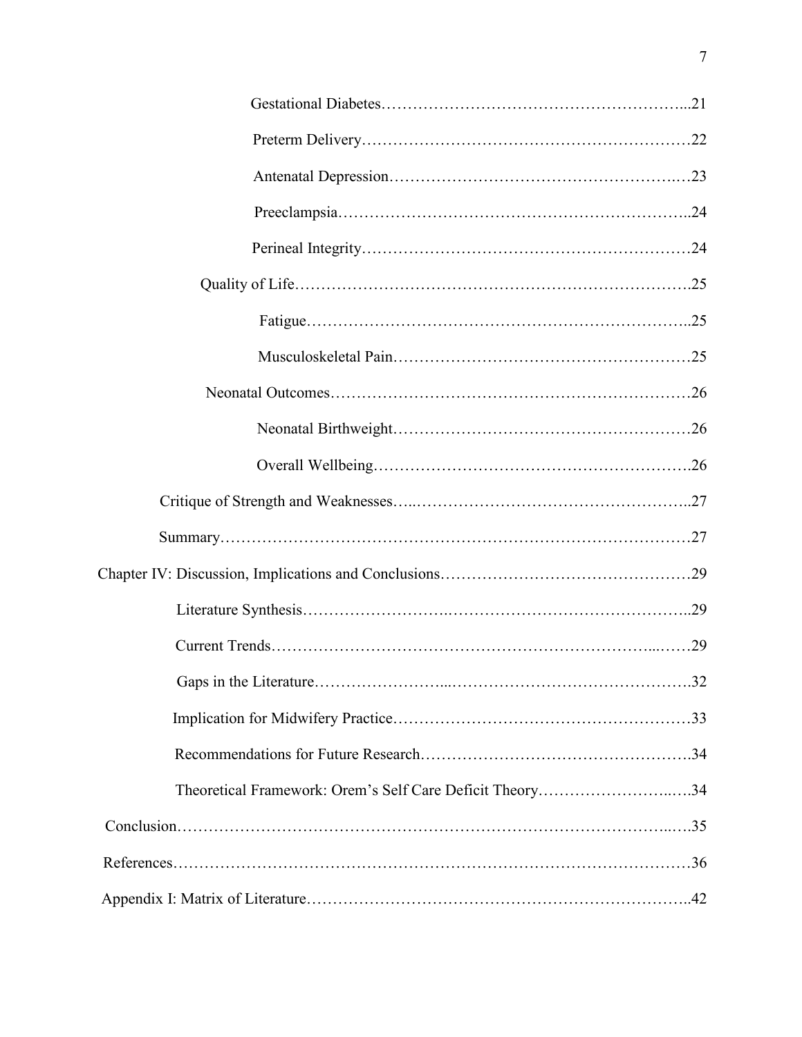Gestational Diabetes…………………………………………………...21

Preterm Delivery……………………………………………………22

Antenatal Depression…………………………………………….…23

Preeclampsia………………………………………………………..24

Perineal Integrity……………………………………………………24

Quality of Life……………………………………………………………….25

Fatigue………………………………………………………………..25

Musculoskeletal Pain…………………………………………………25

Neonatal Outcomes……………………………………………………………26

Neonatal Birthweight…………………………………………………26

Overall Wellbeing……………………………………………………….26

Critique of Strength and Weaknesses…..……………………………………………..27

Summary………………………………………………………………………………27

Chapter IV: Discussion, Implications and Conclusions…………………………………………29

Literature Synthesis………………….…………………………………………..29

Current Trends……………………………………………………………...……29

Gaps in the Literature…………………...……………………………………….32

Implication for Midwifery Practice……………………………………………………33

Recommendations for Future Research………………………………………….34

Theoretical Framework: Orem's Self Care Deficit Theory……………………..….34

Conclusion…………………………………………………………………………...….35

References……………………………………………………………………………………36

Appendix I: Matrix of Literature……………………………………………………………..42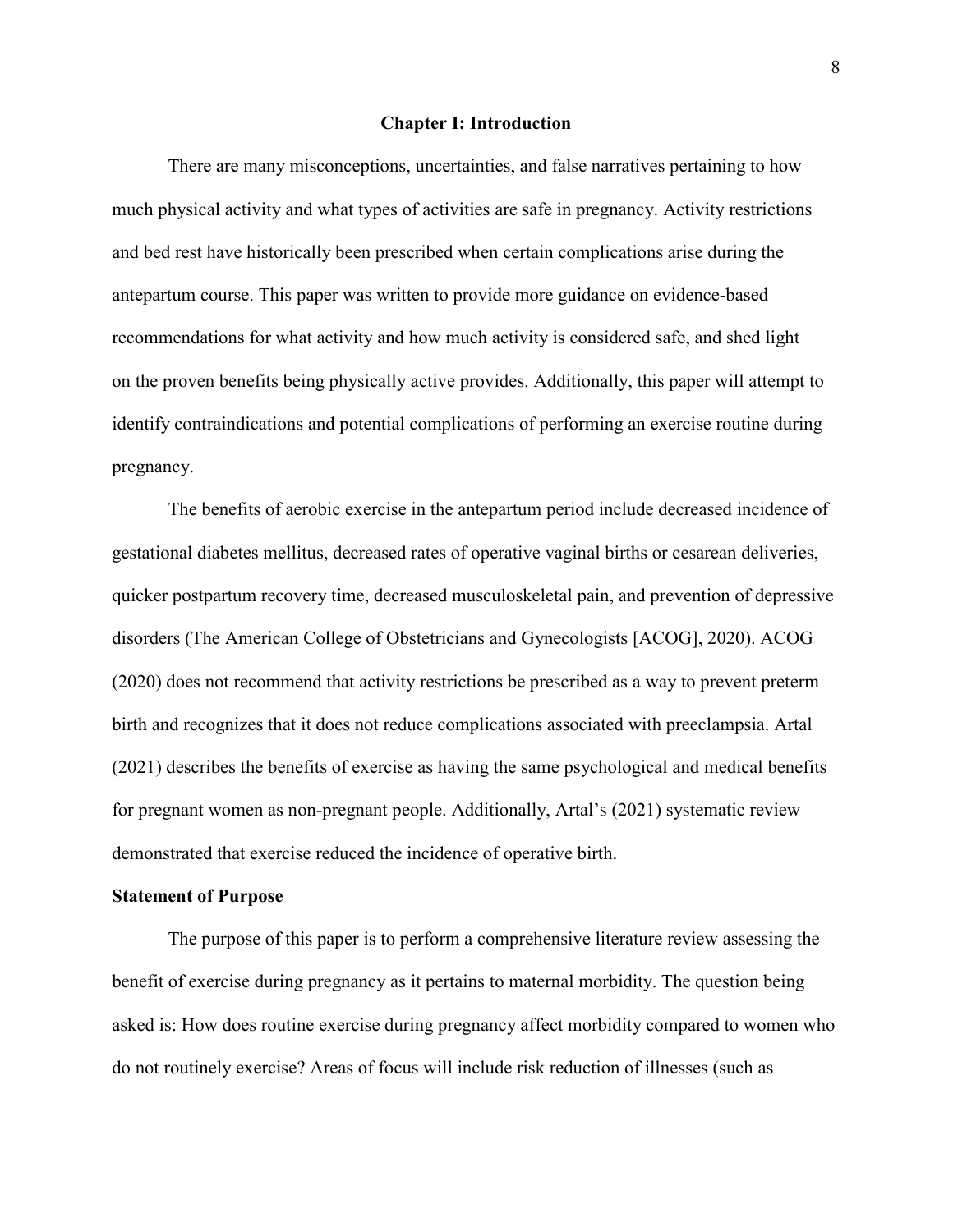# Chapter I: Introduction

There are many misconceptions, uncertainties, and false narratives pertaining to how much physical activity and what types of activities are safe in pregnancy. Activity restrictions and bed rest have historically been prescribed when certain complications arise during the antepartum course. This paper was written to provide more guidance on evidence-based recommendations for what activity and how much activity is considered safe, and shed light on the proven benefits being physically active provides. Additionally, this paper will attempt to identify contraindications and potential complications of performing an exercise routine during pregnancy.

The benefits of aerobic exercise in the antepartum period include decreased incidence of gestational diabetes mellitus, decreased rates of operative vaginal births or cesarean deliveries, quicker postpartum recovery time, decreased musculoskeletal pain, and prevention of depressive disorders (The American College of Obstetricians and Gynecologists [ACOG], 2020). ACOG (2020) does not recommend that activity restrictions be prescribed as a way to prevent preterm birth and recognizes that it does not reduce complications associated with preeclampsia. Artal (2021) describes the benefits of exercise as having the same psychological and medical benefits for pregnant women as non-pregnant people. Additionally, Artal's (2021) systematic review demonstrated that exercise reduced the incidence of operative birth.

## Statement of Purpose

The purpose of this paper is to perform a comprehensive literature review assessing the benefit of exercise during pregnancy as it pertains to maternal morbidity. The question being asked is: How does routine exercise during pregnancy affect morbidity compared to women who do not routinely exercise? Areas of focus will include risk reduction of illnesses (such as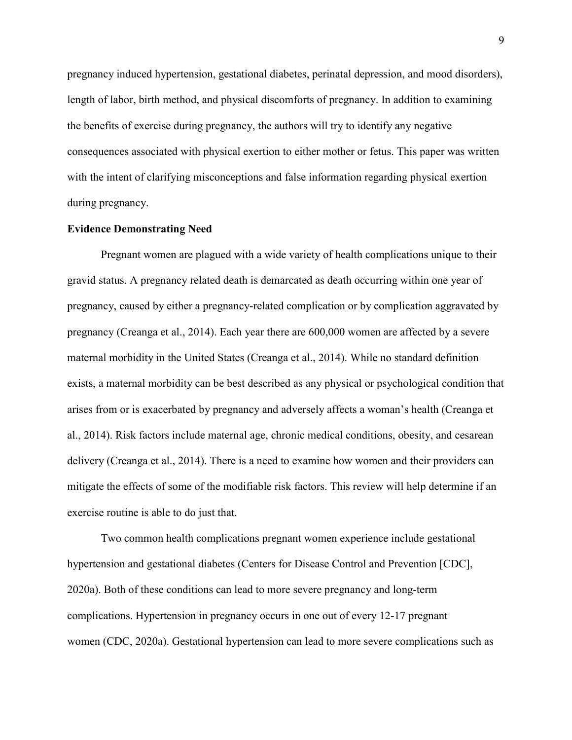pregnancy induced hypertension, gestational diabetes, perinatal depression, and mood disorders), length of labor, birth method, and physical discomforts of pregnancy. In addition to examining the benefits of exercise during pregnancy, the authors will try to identify any negative consequences associated with physical exertion to either mother or fetus. This paper was written with the intent of clarifying misconceptions and false information regarding physical exertion during pregnancy.

**Evidence Demonstrating Need**

Pregnant women are plagued with a wide variety of health complications unique to their gravid status. A pregnancy related death is demarcated as death occurring within one year of pregnancy, caused by either a pregnancy-related complication or by complication aggravated by pregnancy (Creanga et al., 2014). Each year there are 600,000 women are affected by a severe maternal morbidity in the United States (Creanga et al., 2014). While no standard definition exists, a maternal morbidity can be best described as any physical or psychological condition that arises from or is exacerbated by pregnancy and adversely affects a woman's health (Creanga et al., 2014). Risk factors include maternal age, chronic medical conditions, obesity, and cesarean delivery (Creanga et al., 2014). There is a need to examine how women and their providers can mitigate the effects of some of the modifiable risk factors. This review will help determine if an exercise routine is able to do just that.

Two common health complications pregnant women experience include gestational hypertension and gestational diabetes (Centers for Disease Control and Prevention [CDC], 2020a). Both of these conditions can lead to more severe pregnancy and long-term complications. Hypertension in pregnancy occurs in one out of every 12-17 pregnant women (CDC, 2020a). Gestational hypertension can lead to more severe complications such as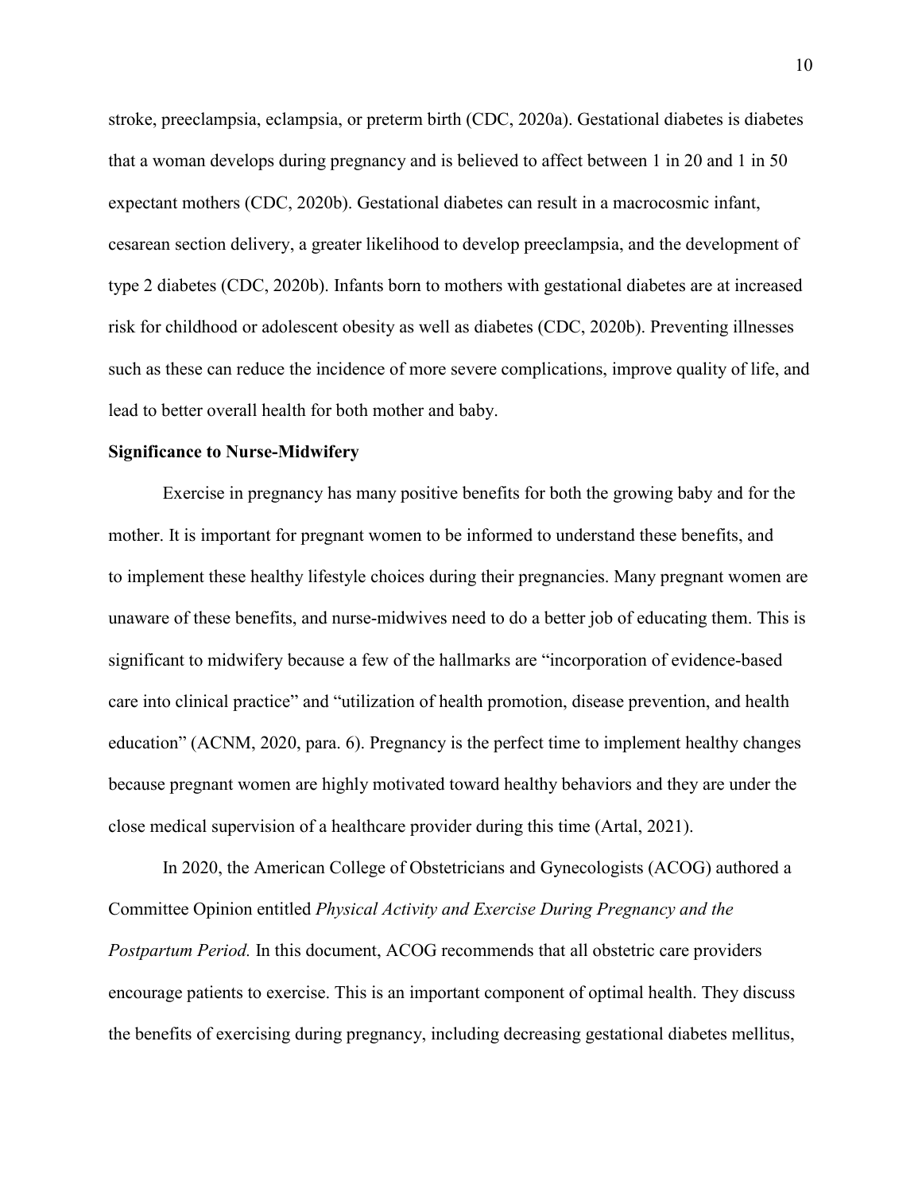stroke, preeclampsia, eclampsia, or preterm birth (CDC, 2020a). Gestational diabetes is diabetes that a woman develops during pregnancy and is believed to affect between 1 in 20 and 1 in 50 expectant mothers (CDC, 2020b). Gestational diabetes can result in a macrocosmic infant, cesarean section delivery, a greater likelihood to develop preeclampsia, and the development of type 2 diabetes (CDC, 2020b). Infants born to mothers with gestational diabetes are at increased risk for childhood or adolescent obesity as well as diabetes (CDC, 2020b). Preventing illnesses such as these can reduce the incidence of more severe complications, improve quality of life, and lead to better overall health for both mother and baby.

**Significance to Nurse-Midwifery**

Exercise in pregnancy has many positive benefits for both the growing baby and for the mother. It is important for pregnant women to be informed to understand these benefits, and to implement these healthy lifestyle choices during their pregnancies. Many pregnant women are unaware of these benefits, and nurse-midwives need to do a better job of educating them. This is significant to midwifery because a few of the hallmarks are "incorporation of evidence-based care into clinical practice" and "utilization of health promotion, disease prevention, and health education" (ACNM, 2020, para. 6). Pregnancy is the perfect time to implement healthy changes because pregnant women are highly motivated toward healthy behaviors and they are under the close medical supervision of a healthcare provider during this time (Artal, 2021).

In 2020, the American College of Obstetricians and Gynecologists (ACOG) authored a Committee Opinion entitled *Physical Activity and Exercise During Pregnancy and the Postpartum Period.* In this document, ACOG recommends that all obstetric care providers encourage patients to exercise. This is an important component of optimal health. They discuss the benefits of exercising during pregnancy, including decreasing gestational diabetes mellitus,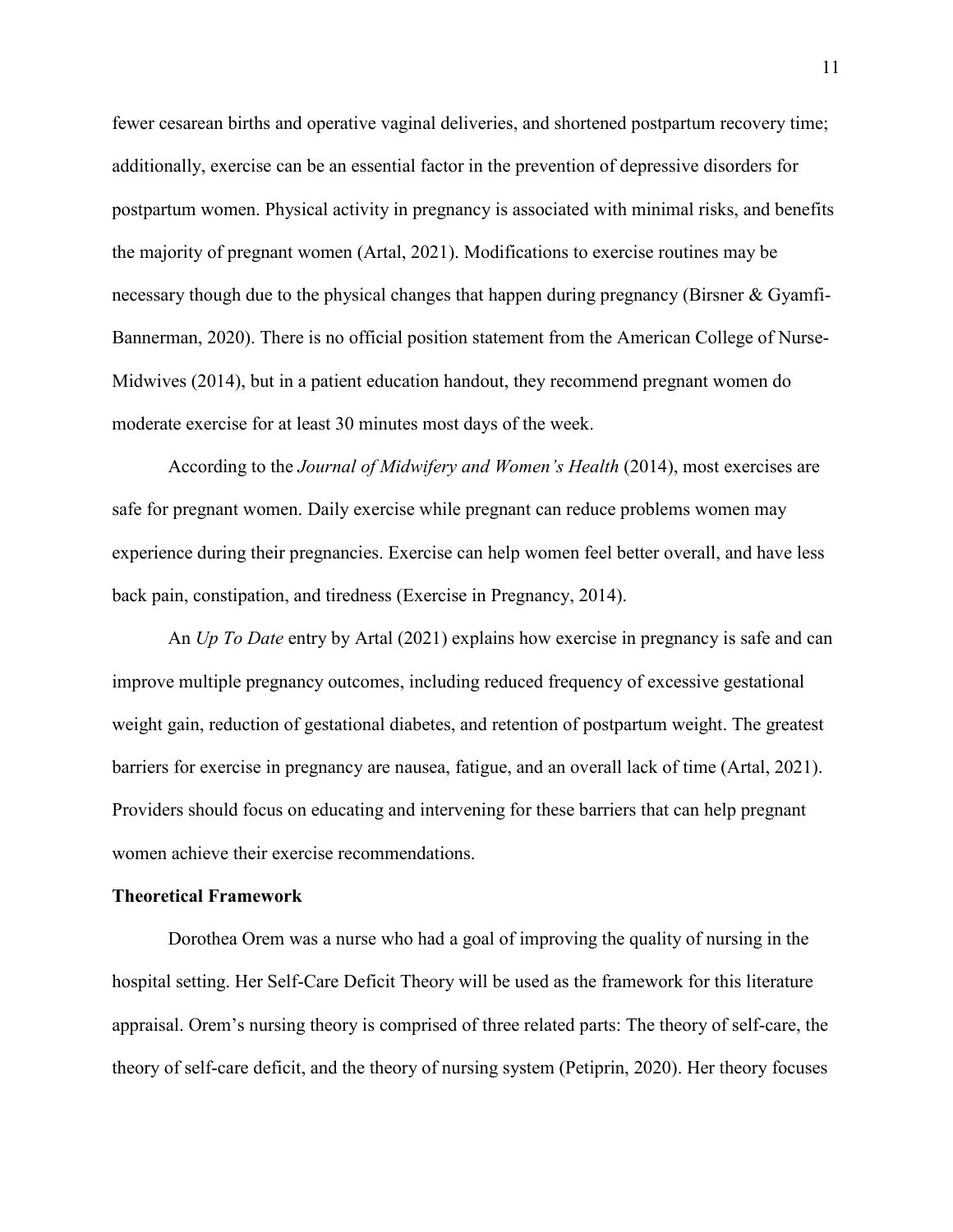fewer cesarean births and operative vaginal deliveries, and shortened postpartum recovery time; additionally, exercise can be an essential factor in the prevention of depressive disorders for postpartum women. Physical activity in pregnancy is associated with minimal risks, and benefits the majority of pregnant women (Artal, 2021). Modifications to exercise routines may be necessary though due to the physical changes that happen during pregnancy (Birsner & Gyamfi-Bannerman, 2020). There is no official position statement from the American College of Nurse-Midwives (2014), but in a patient education handout, they recommend pregnant women do moderate exercise for at least 30 minutes most days of the week.

According to the *Journal of Midwifery and Women's Health* (2014), most exercises are safe for pregnant women. Daily exercise while pregnant can reduce problems women may experience during their pregnancies. Exercise can help women feel better overall, and have less back pain, constipation, and tiredness (Exercise in Pregnancy, 2014).

An *Up To Date* entry by Artal (2021) explains how exercise in pregnancy is safe and can improve multiple pregnancy outcomes, including reduced frequency of excessive gestational weight gain, reduction of gestational diabetes, and retention of postpartum weight. The greatest barriers for exercise in pregnancy are nausea, fatigue, and an overall lack of time (Artal, 2021). Providers should focus on educating and intervening for these barriers that can help pregnant women achieve their exercise recommendations.

**Theoretical Framework**

Dorothea Orem was a nurse who had a goal of improving the quality of nursing in the hospital setting. Her Self-Care Deficit Theory will be used as the framework for this literature appraisal. Orem's nursing theory is comprised of three related parts: The theory of self-care, the theory of self-care deficit, and the theory of nursing system (Petiprin, 2020). Her theory focuses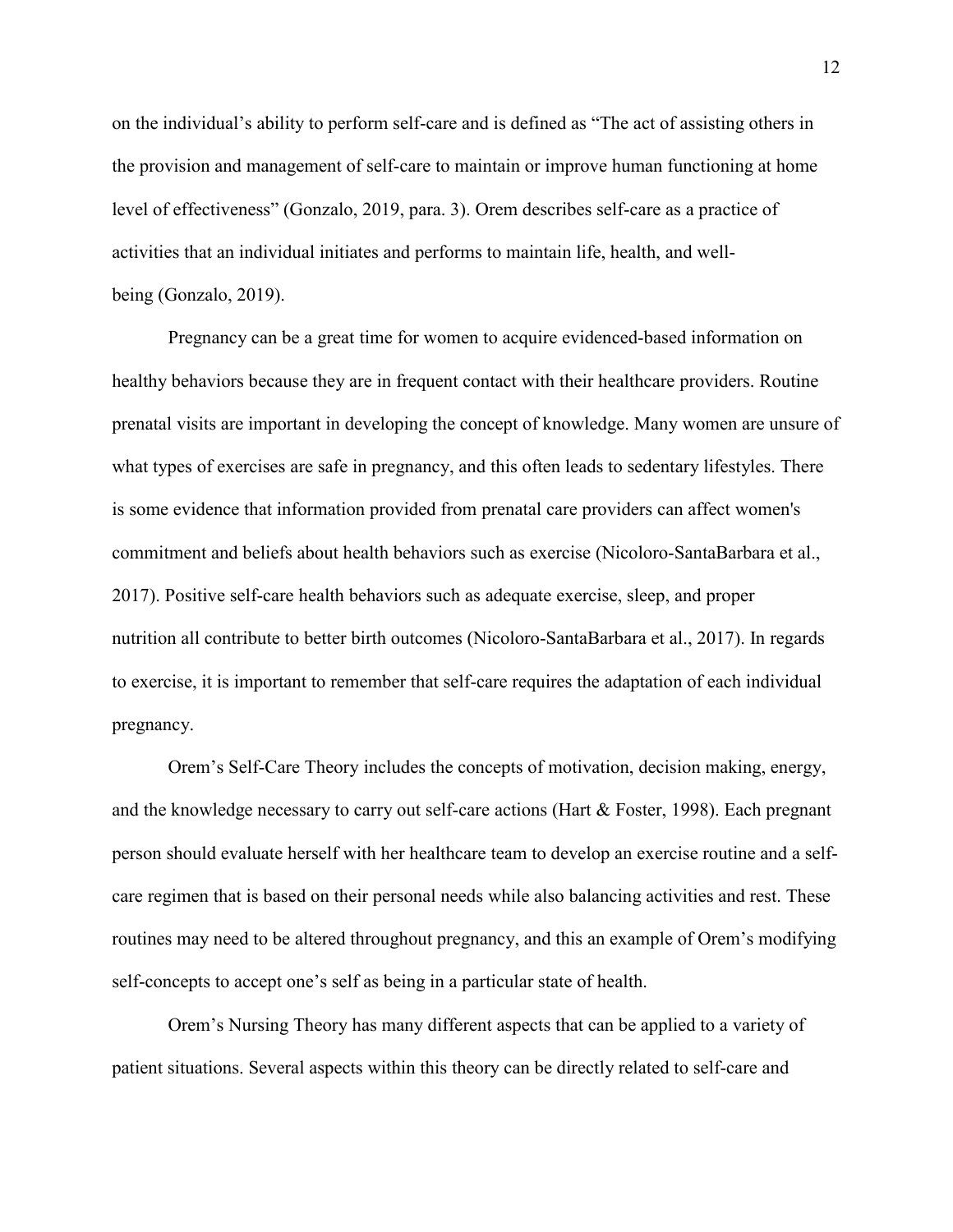on the individual's ability to perform self-care and is defined as "The act of assisting others in the provision and management of self-care to maintain or improve human functioning at home level of effectiveness" (Gonzalo, 2019, para. 3). Orem describes self-care as a practice of activities that an individual initiates and performs to maintain life, health, and well-being (Gonzalo, 2019).

Pregnancy can be a great time for women to acquire evidenced-based information on healthy behaviors because they are in frequent contact with their healthcare providers. Routine prenatal visits are important in developing the concept of knowledge. Many women are unsure of what types of exercises are safe in pregnancy, and this often leads to sedentary lifestyles. There is some evidence that information provided from prenatal care providers can affect women's commitment and beliefs about health behaviors such as exercise (Nicoloro-SantaBarbara et al., 2017). Positive self-care health behaviors such as adequate exercise, sleep, and proper nutrition all contribute to better birth outcomes (Nicoloro-SantaBarbara et al., 2017). In regards to exercise, it is important to remember that self-care requires the adaptation of each individual pregnancy.

Orem's Self-Care Theory includes the concepts of motivation, decision making, energy, and the knowledge necessary to carry out self-care actions (Hart & Foster, 1998). Each pregnant person should evaluate herself with her healthcare team to develop an exercise routine and a self-care regimen that is based on their personal needs while also balancing activities and rest. These routines may need to be altered throughout pregnancy, and this an example of Orem's modifying self-concepts to accept one's self as being in a particular state of health.

Orem's Nursing Theory has many different aspects that can be applied to a variety of patient situations. Several aspects within this theory can be directly related to self-care and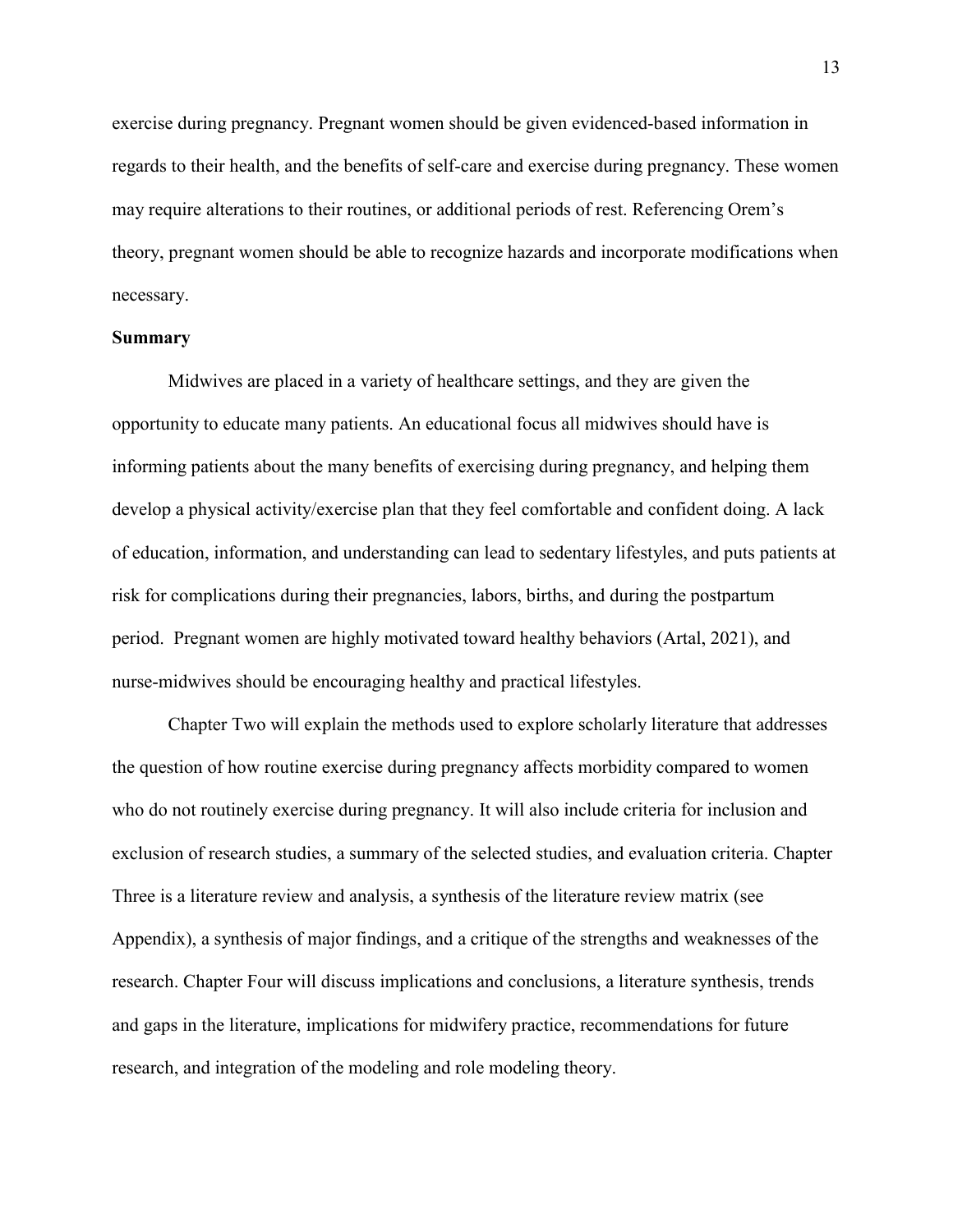exercise during pregnancy. Pregnant women should be given evidenced-based information in regards to their health, and the benefits of self-care and exercise during pregnancy. These women may require alterations to their routines, or additional periods of rest. Referencing Orem's theory, pregnant women should be able to recognize hazards and incorporate modifications when necessary.

## Summary

Midwives are placed in a variety of healthcare settings, and they are given the opportunity to educate many patients. An educational focus all midwives should have is informing patients about the many benefits of exercising during pregnancy, and helping them develop a physical activity/exercise plan that they feel comfortable and confident doing. A lack of education, information, and understanding can lead to sedentary lifestyles, and puts patients at risk for complications during their pregnancies, labors, births, and during the postpartum period. Pregnant women are highly motivated toward healthy behaviors (Artal, 2021), and nurse-midwives should be encouraging healthy and practical lifestyles.

Chapter Two will explain the methods used to explore scholarly literature that addresses the question of how routine exercise during pregnancy affects morbidity compared to women who do not routinely exercise during pregnancy. It will also include criteria for inclusion and exclusion of research studies, a summary of the selected studies, and evaluation criteria. Chapter Three is a literature review and analysis, a synthesis of the literature review matrix (see Appendix), a synthesis of major findings, and a critique of the strengths and weaknesses of the research. Chapter Four will discuss implications and conclusions, a literature synthesis, trends and gaps in the literature, implications for midwifery practice, recommendations for future research, and integration of the modeling and role modeling theory.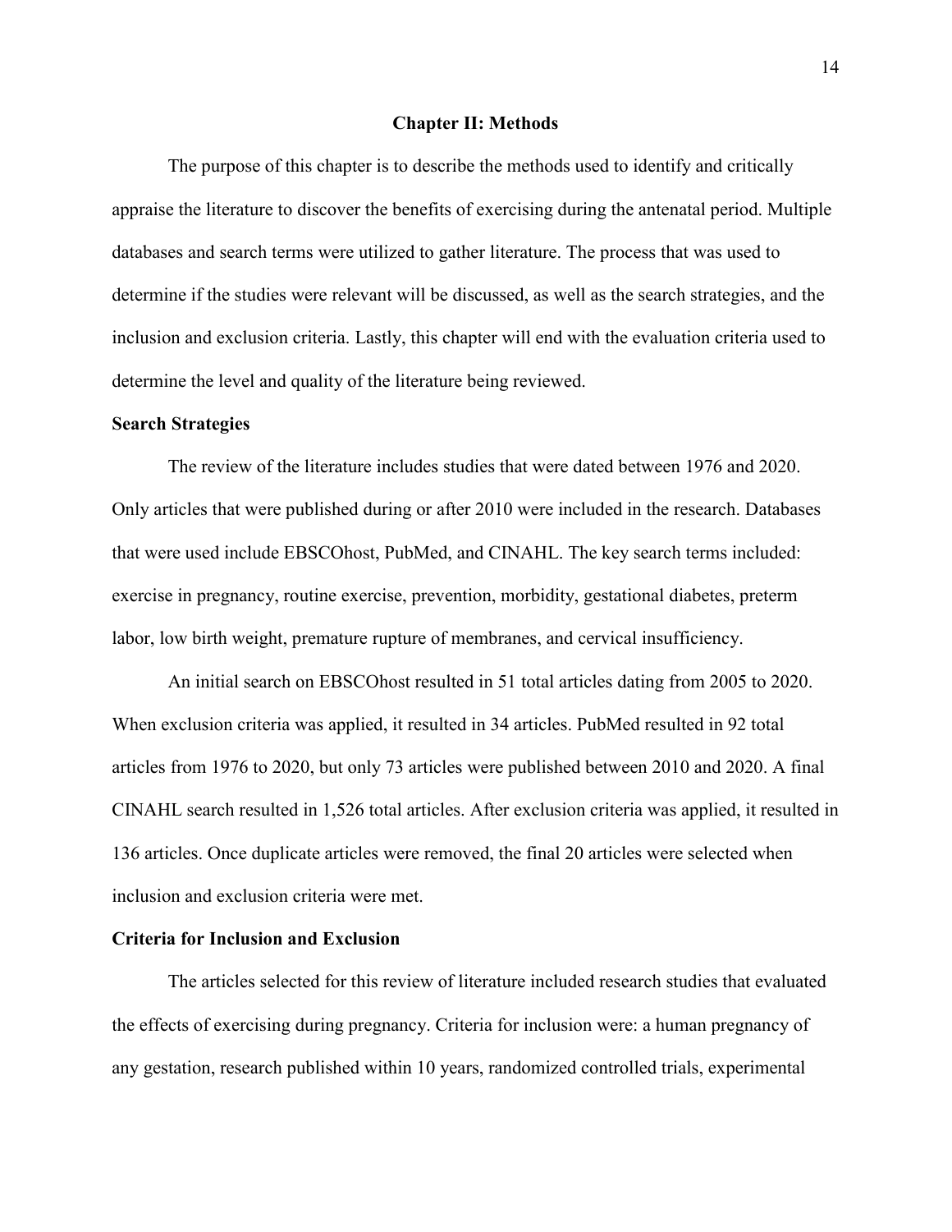## Chapter II: Methods

The purpose of this chapter is to describe the methods used to identify and critically appraise the literature to discover the benefits of exercising during the antenatal period. Multiple databases and search terms were utilized to gather literature. The process that was used to determine if the studies were relevant will be discussed, as well as the search strategies, and the inclusion and exclusion criteria. Lastly, this chapter will end with the evaluation criteria used to determine the level and quality of the literature being reviewed.

### Search Strategies

The review of the literature includes studies that were dated between 1976 and 2020. Only articles that were published during or after 2010 were included in the research. Databases that were used include EBSCOhost, PubMed, and CINAHL. The key search terms included: exercise in pregnancy, routine exercise, prevention, morbidity, gestational diabetes, preterm labor, low birth weight, premature rupture of membranes, and cervical insufficiency.

An initial search on EBSCOhost resulted in 51 total articles dating from 2005 to 2020. When exclusion criteria was applied, it resulted in 34 articles. PubMed resulted in 92 total articles from 1976 to 2020, but only 73 articles were published between 2010 and 2020. A final CINAHL search resulted in 1,526 total articles. After exclusion criteria was applied, it resulted in 136 articles. Once duplicate articles were removed, the final 20 articles were selected when inclusion and exclusion criteria were met.

### Criteria for Inclusion and Exclusion

The articles selected for this review of literature included research studies that evaluated the effects of exercising during pregnancy. Criteria for inclusion were: a human pregnancy of any gestation, research published within 10 years, randomized controlled trials, experimental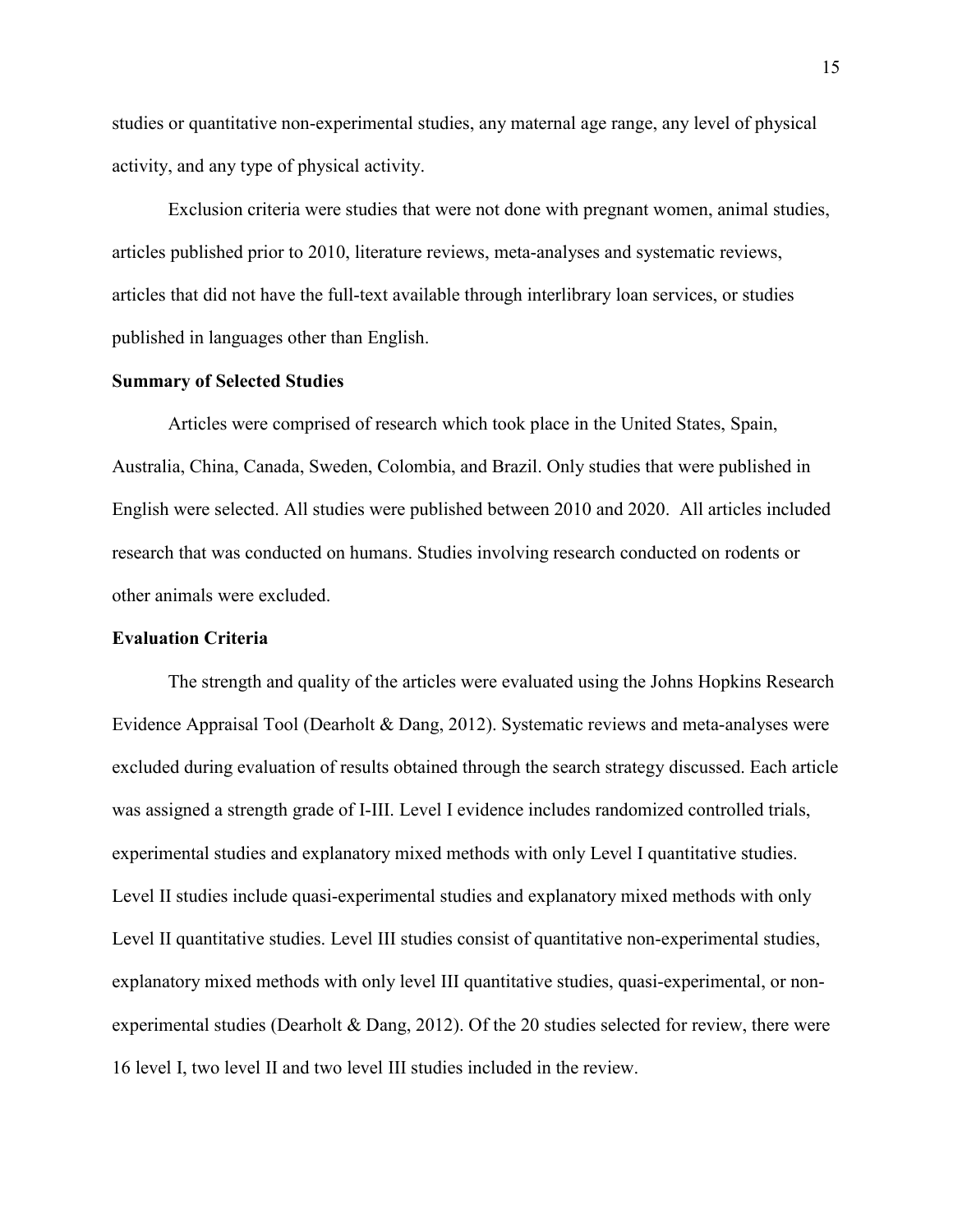studies or quantitative non-experimental studies, any maternal age range, any level of physical activity, and any type of physical activity.

Exclusion criteria were studies that were not done with pregnant women, animal studies, articles published prior to 2010, literature reviews, meta-analyses and systematic reviews, articles that did not have the full-text available through interlibrary loan services, or studies published in languages other than English.

## Summary of Selected Studies

Articles were comprised of research which took place in the United States, Spain, Australia, China, Canada, Sweden, Colombia, and Brazil. Only studies that were published in English were selected. All studies were published between 2010 and 2020. All articles included research that was conducted on humans. Studies involving research conducted on rodents or other animals were excluded.

## Evaluation Criteria

The strength and quality of the articles were evaluated using the Johns Hopkins Research Evidence Appraisal Tool (Dearholt & Dang, 2012). Systematic reviews and meta-analyses were excluded during evaluation of results obtained through the search strategy discussed. Each article was assigned a strength grade of I-III. Level I evidence includes randomized controlled trials, experimental studies and explanatory mixed methods with only Level I quantitative studies. Level II studies include quasi-experimental studies and explanatory mixed methods with only Level II quantitative studies. Level III studies consist of quantitative non-experimental studies, explanatory mixed methods with only level III quantitative studies, quasi-experimental, or non-experimental studies (Dearholt & Dang, 2012). Of the 20 studies selected for review, there were 16 level I, two level II and two level III studies included in the review.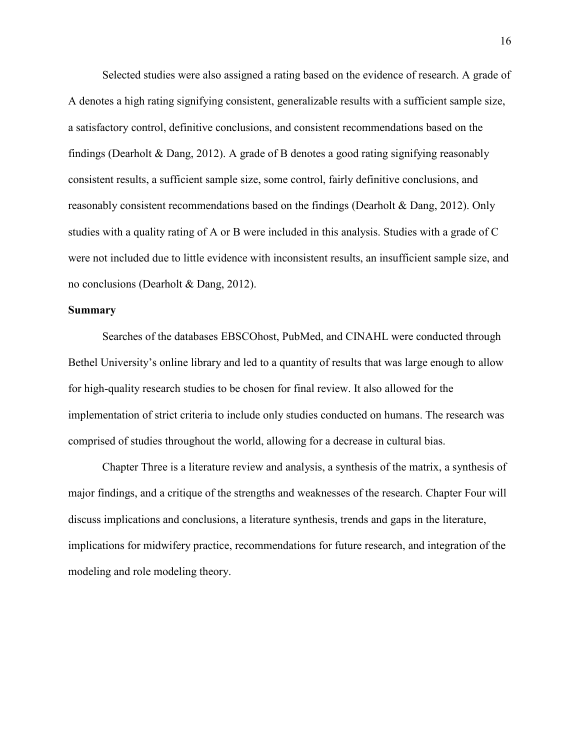Selected studies were also assigned a rating based on the evidence of research. A grade of A denotes a high rating signifying consistent, generalizable results with a sufficient sample size, a satisfactory control, definitive conclusions, and consistent recommendations based on the findings (Dearholt & Dang, 2012). A grade of B denotes a good rating signifying reasonably consistent results, a sufficient sample size, some control, fairly definitive conclusions, and reasonably consistent recommendations based on the findings (Dearholt & Dang, 2012). Only studies with a quality rating of A or B were included in this analysis. Studies with a grade of C were not included due to little evidence with inconsistent results, an insufficient sample size, and no conclusions (Dearholt & Dang, 2012).

**Summary**

Searches of the databases EBSCOhost, PubMed, and CINAHL were conducted through Bethel University's online library and led to a quantity of results that was large enough to allow for high-quality research studies to be chosen for final review. It also allowed for the implementation of strict criteria to include only studies conducted on humans. The research was comprised of studies throughout the world, allowing for a decrease in cultural bias.

Chapter Three is a literature review and analysis, a synthesis of the matrix, a synthesis of major findings, and a critique of the strengths and weaknesses of the research. Chapter Four will discuss implications and conclusions, a literature synthesis, trends and gaps in the literature, implications for midwifery practice, recommendations for future research, and integration of the modeling and role modeling theory.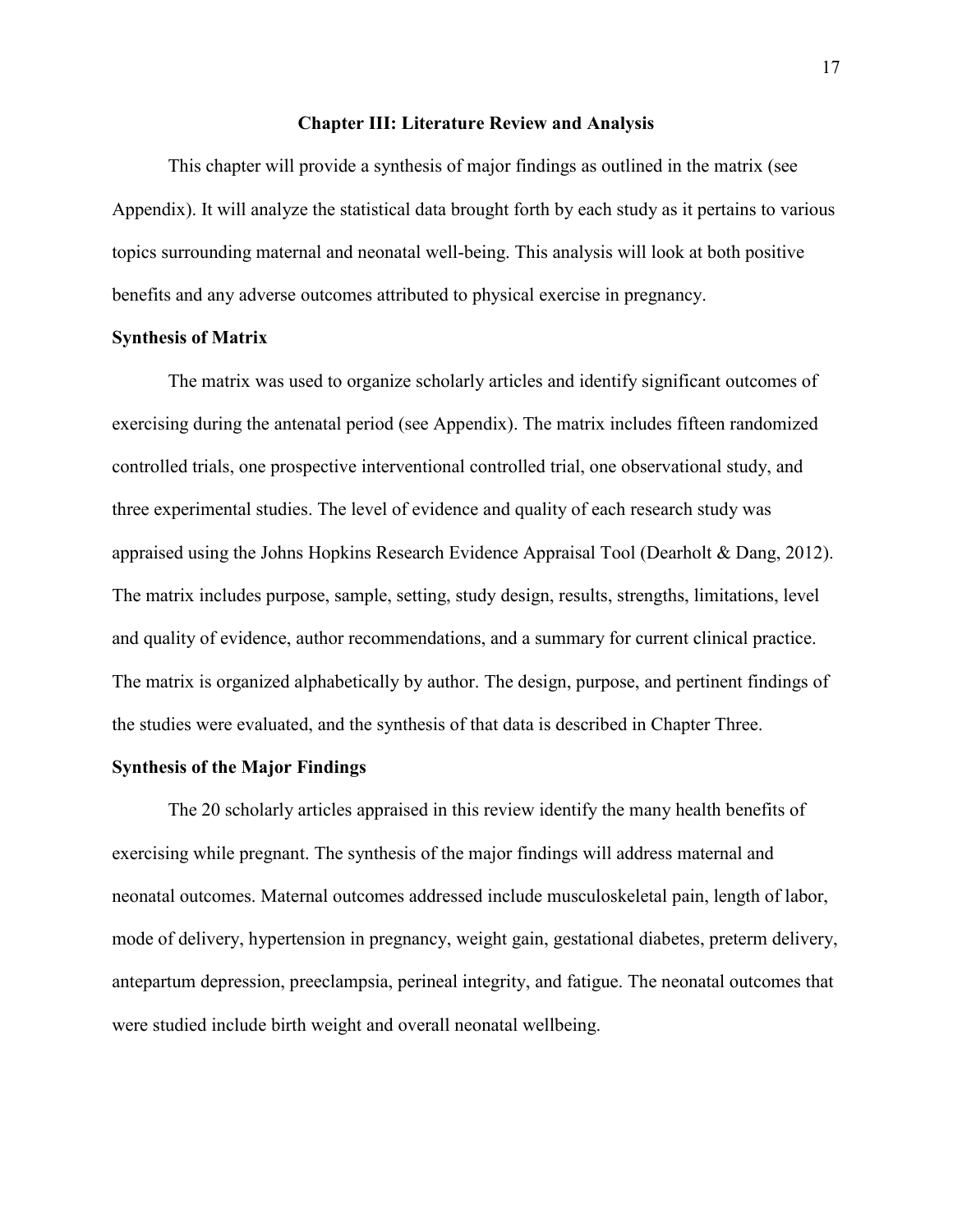# Chapter III: Literature Review and Analysis

This chapter will provide a synthesis of major findings as outlined in the matrix (see Appendix). It will analyze the statistical data brought forth by each study as it pertains to various topics surrounding maternal and neonatal well-being. This analysis will look at both positive benefits and any adverse outcomes attributed to physical exercise in pregnancy.

## Synthesis of Matrix

The matrix was used to organize scholarly articles and identify significant outcomes of exercising during the antenatal period (see Appendix). The matrix includes fifteen randomized controlled trials, one prospective interventional controlled trial, one observational study, and three experimental studies. The level of evidence and quality of each research study was appraised using the Johns Hopkins Research Evidence Appraisal Tool (Dearholt & Dang, 2012). The matrix includes purpose, sample, setting, study design, results, strengths, limitations, level and quality of evidence, author recommendations, and a summary for current clinical practice. The matrix is organized alphabetically by author. The design, purpose, and pertinent findings of the studies were evaluated, and the synthesis of that data is described in Chapter Three.

## Synthesis of the Major Findings

The 20 scholarly articles appraised in this review identify the many health benefits of exercising while pregnant. The synthesis of the major findings will address maternal and neonatal outcomes. Maternal outcomes addressed include musculoskeletal pain, length of labor, mode of delivery, hypertension in pregnancy, weight gain, gestational diabetes, preterm delivery, antepartum depression, preeclampsia, perineal integrity, and fatigue. The neonatal outcomes that were studied include birth weight and overall neonatal wellbeing.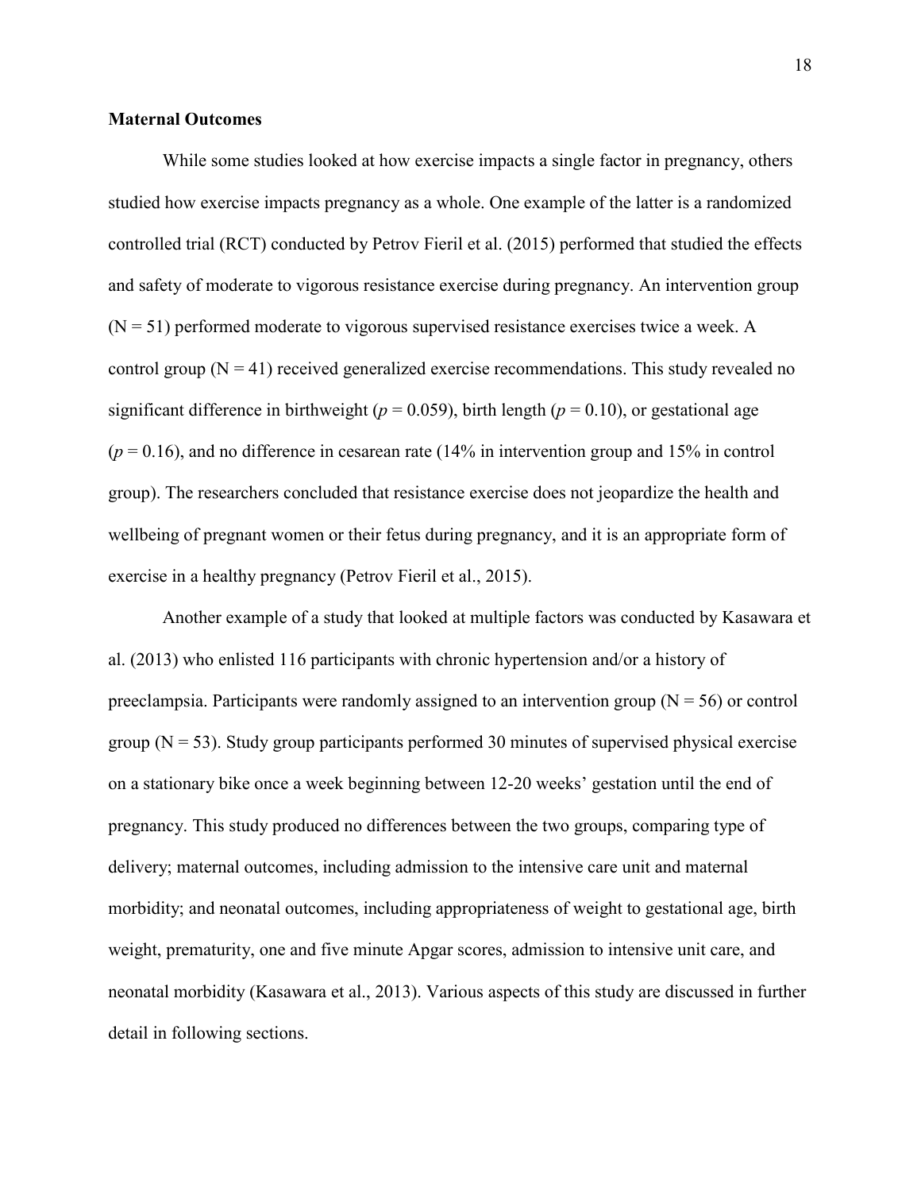**Maternal Outcomes**

While some studies looked at how exercise impacts a single factor in pregnancy, others studied how exercise impacts pregnancy as a whole. One example of the latter is a randomized controlled trial (RCT) conducted by Petrov Fieril et al. (2015) performed that studied the effects and safety of moderate to vigorous resistance exercise during pregnancy. An intervention group (N = 51) performed moderate to vigorous supervised resistance exercises twice a week. A control group (N = 41) received generalized exercise recommendations. This study revealed no significant difference in birthweight ($p = 0.059$), birth length ($p = 0.10$), or gestational age ($p = 0.16$), and no difference in cesarean rate (14% in intervention group and 15% in control group). The researchers concluded that resistance exercise does not jeopardize the health and wellbeing of pregnant women or their fetus during pregnancy, and it is an appropriate form of exercise in a healthy pregnancy (Petrov Fieril et al., 2015).

Another example of a study that looked at multiple factors was conducted by Kasawara et al. (2013) who enlisted 116 participants with chronic hypertension and/or a history of preeclampsia. Participants were randomly assigned to an intervention group (N = 56) or control group (N = 53). Study group participants performed 30 minutes of supervised physical exercise on a stationary bike once a week beginning between 12-20 weeks' gestation until the end of pregnancy. This study produced no differences between the two groups, comparing type of delivery; maternal outcomes, including admission to the intensive care unit and maternal morbidity; and neonatal outcomes, including appropriateness of weight to gestational age, birth weight, prematurity, one and five minute Apgar scores, admission to intensive unit care, and neonatal morbidity (Kasawara et al., 2013). Various aspects of this study are discussed in further detail in following sections.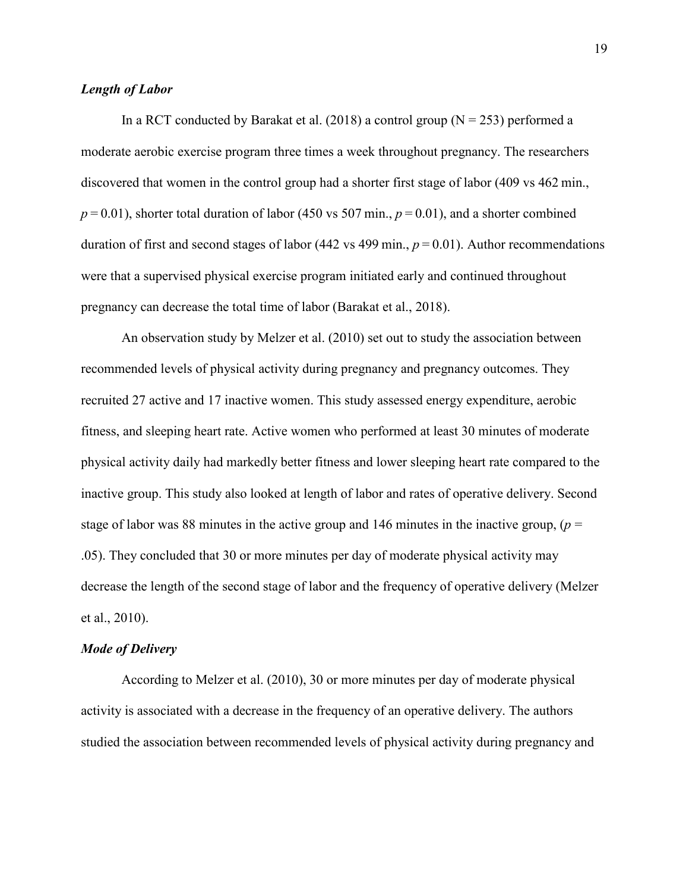### *Length of Labor*

In a RCT conducted by Barakat et al. (2018) a control group (N = 253) performed a moderate aerobic exercise program three times a week throughout pregnancy. The researchers discovered that women in the control group had a shorter first stage of labor (409 vs 462 min., $p = 0.01$), shorter total duration of labor (450 vs 507 min., $p = 0.01$), and a shorter combined duration of first and second stages of labor (442 vs 499 min., $p = 0.01$). Author recommendations were that a supervised physical exercise program initiated early and continued throughout pregnancy can decrease the total time of labor (Barakat et al., 2018).

An observation study by Melzer et al. (2010) set out to study the association between recommended levels of physical activity during pregnancy and pregnancy outcomes. They recruited 27 active and 17 inactive women. This study assessed energy expenditure, aerobic fitness, and sleeping heart rate. Active women who performed at least 30 minutes of moderate physical activity daily had markedly better fitness and lower sleeping heart rate compared to the inactive group. This study also looked at length of labor and rates of operative delivery. Second stage of labor was 88 minutes in the active group and 146 minutes in the inactive group, ($p = .05$). They concluded that 30 or more minutes per day of moderate physical activity may decrease the length of the second stage of labor and the frequency of operative delivery (Melzer et al., 2010).

### *Mode of Delivery*

According to Melzer et al. (2010), 30 or more minutes per day of moderate physical activity is associated with a decrease in the frequency of an operative delivery. The authors studied the association between recommended levels of physical activity during pregnancy and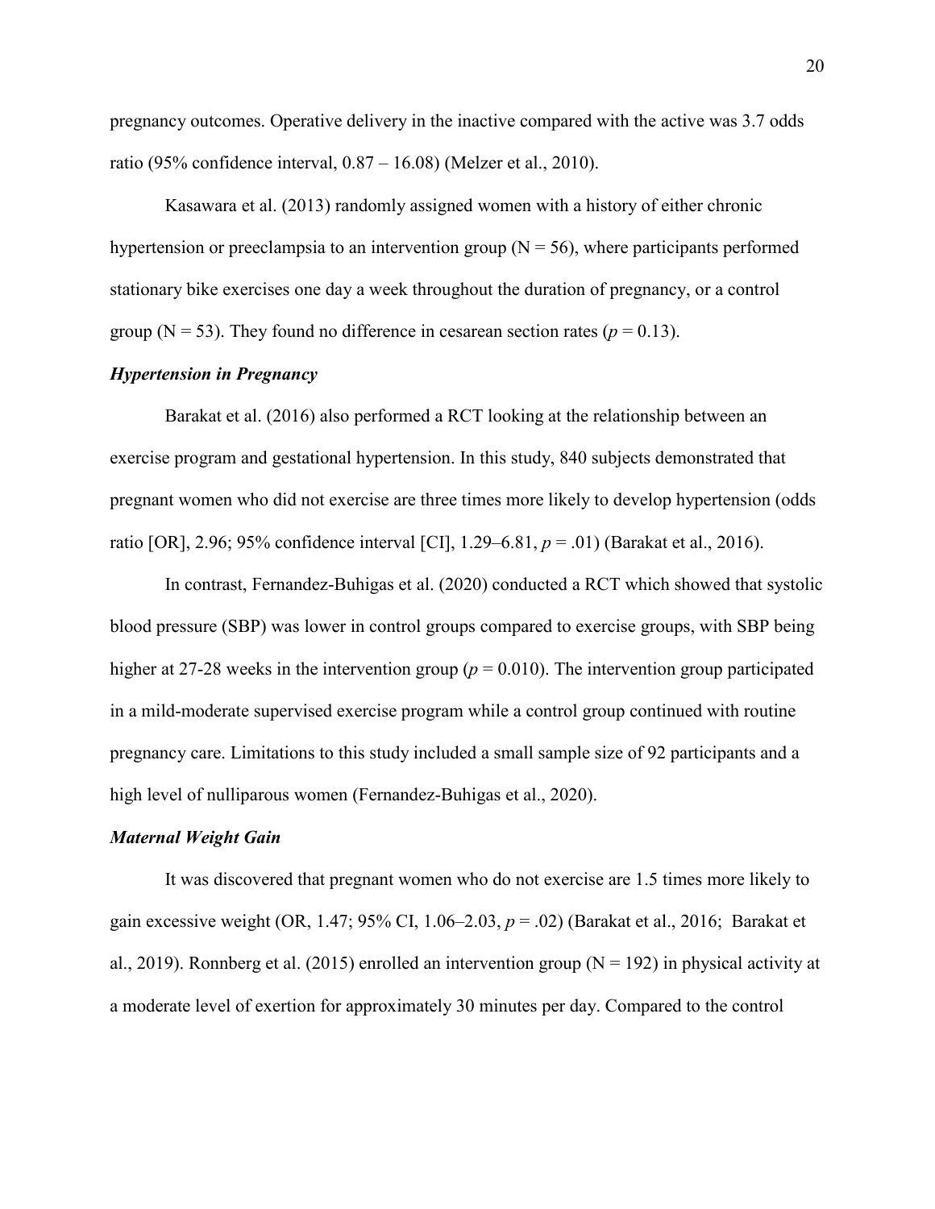pregnancy outcomes. Operative delivery in the inactive compared with the active was 3.7 odds ratio (95% confidence interval, 0.87 – 16.08) (Melzer et al., 2010).

Kasawara et al. (2013) randomly assigned women with a history of either chronic hypertension or preeclampsia to an intervention group (N = 56), where participants performed stationary bike exercises one day a week throughout the duration of pregnancy, or a control group (N = 53). They found no difference in cesarean section rates ($p = 0.13$).

### *Hypertension in Pregnancy*

Barakat et al. (2016) also performed a RCT looking at the relationship between an exercise program and gestational hypertension. In this study, 840 subjects demonstrated that pregnant women who did not exercise are three times more likely to develop hypertension (odds ratio [OR], 2.96; 95% confidence interval [CI], 1.29–6.81, $p = .01$) (Barakat et al., 2016).

In contrast, Fernandez-Buhigas et al. (2020) conducted a RCT which showed that systolic blood pressure (SBP) was lower in control groups compared to exercise groups, with SBP being higher at 27-28 weeks in the intervention group ($p = 0.010$). The intervention group participated in a mild-moderate supervised exercise program while a control group continued with routine pregnancy care. Limitations to this study included a small sample size of 92 participants and a high level of nulliparous women (Fernandez-Buhigas et al., 2020).

### *Maternal Weight Gain*

It was discovered that pregnant women who do not exercise are 1.5 times more likely to gain excessive weight (OR, 1.47; 95% CI, 1.06–2.03, $p = .02$) (Barakat et al., 2016; Barakat et al., 2019). Ronnberg et al. (2015) enrolled an intervention group (N = 192) in physical activity at a moderate level of exertion for approximately 30 minutes per day. Compared to the control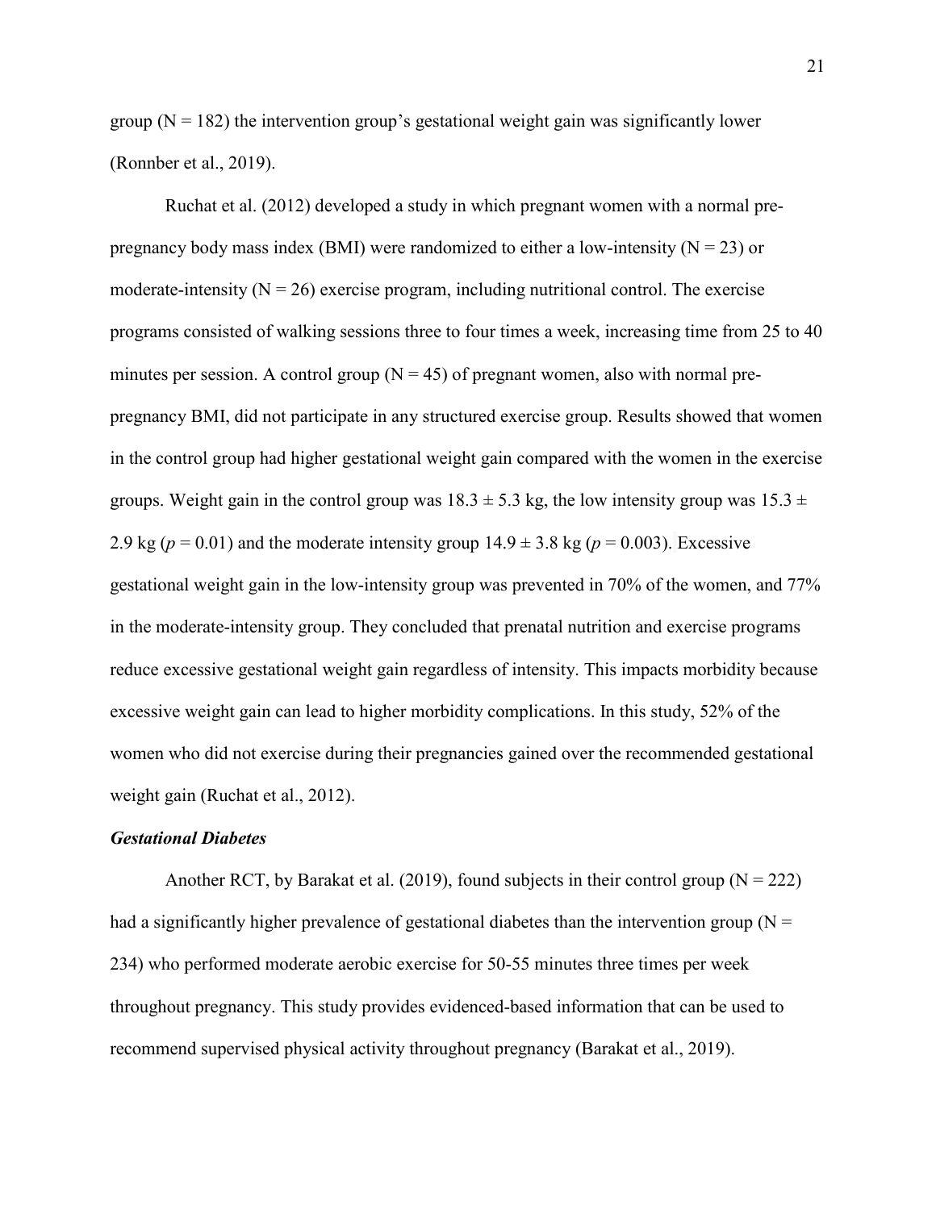group ($N = 182$) the intervention group's gestational weight gain was significantly lower (Ronnber et al., 2019).

Ruchat et al. (2012) developed a study in which pregnant women with a normal pre-pregnancy body mass index (BMI) were randomized to either a low-intensity ($N = 23$) or moderate-intensity ($N = 26$) exercise program, including nutritional control. The exercise programs consisted of walking sessions three to four times a week, increasing time from 25 to 40 minutes per session. A control group ($N = 45$) of pregnant women, also with normal pre-pregnancy BMI, did not participate in any structured exercise group. Results showed that women in the control group had higher gestational weight gain compared with the women in the exercise groups. Weight gain in the control group was $18.3 \pm 5.3$ kg, the low intensity group was $15.3 \pm 2.9$ kg ($p = 0.01$) and the moderate intensity group $14.9 \pm 3.8$ kg ($p = 0.003$). Excessive gestational weight gain in the low-intensity group was prevented in 70% of the women, and 77% in the moderate-intensity group. They concluded that prenatal nutrition and exercise programs reduce excessive gestational weight gain regardless of intensity. This impacts morbidity because excessive weight gain can lead to higher morbidity complications. In this study, 52% of the women who did not exercise during their pregnancies gained over the recommended gestational weight gain (Ruchat et al., 2012).

### *Gestational Diabetes*

Another RCT, by Barakat et al. (2019), found subjects in their control group ($N = 222$) had a significantly higher prevalence of gestational diabetes than the intervention group ($N = 234$) who performed moderate aerobic exercise for 50-55 minutes three times per week throughout pregnancy. This study provides evidenced-based information that can be used to recommend supervised physical activity throughout pregnancy (Barakat et al., 2019).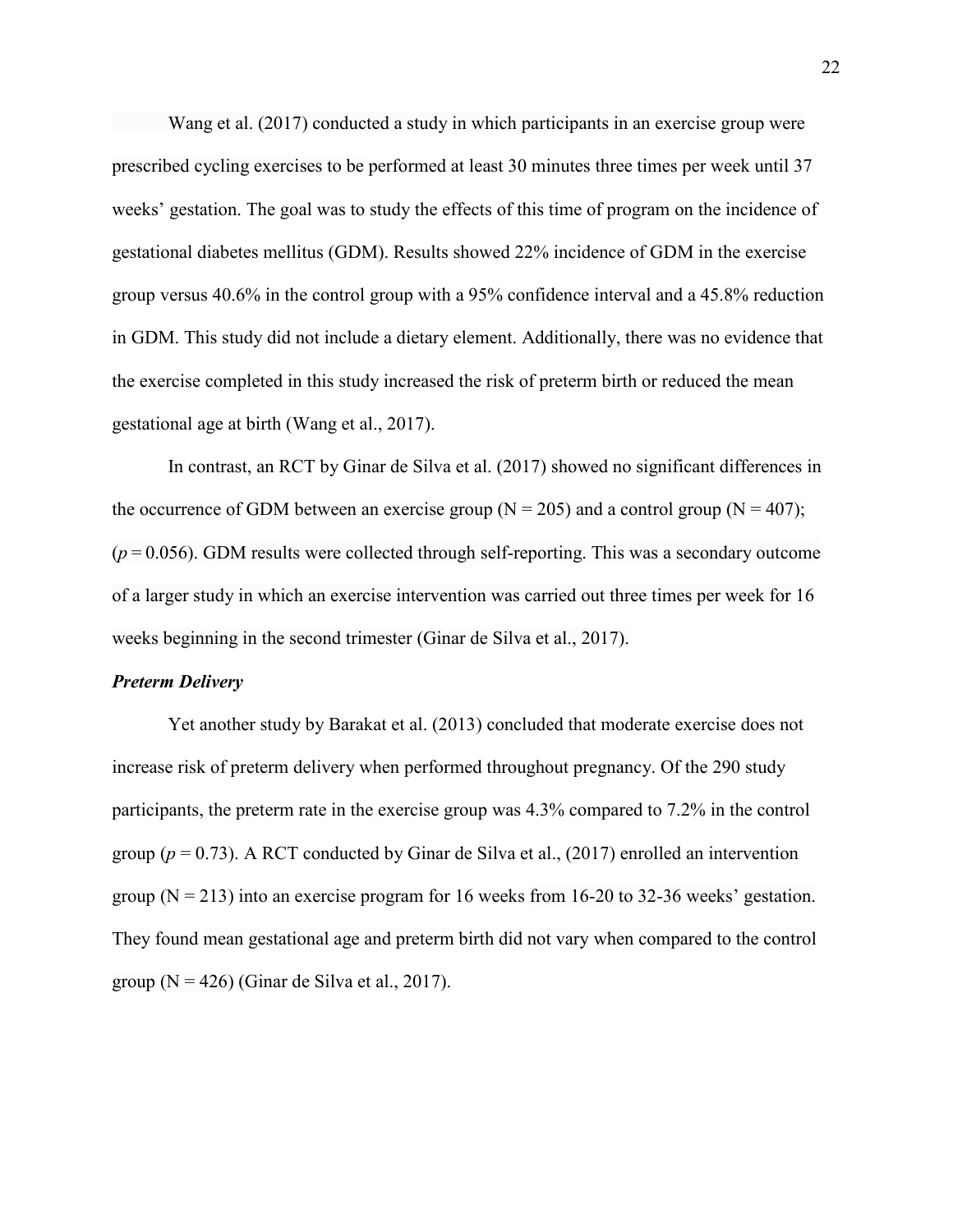Wang et al. (2017) conducted a study in which participants in an exercise group were prescribed cycling exercises to be performed at least 30 minutes three times per week until 37 weeks' gestation. The goal was to study the effects of this time of program on the incidence of gestational diabetes mellitus (GDM). Results showed 22% incidence of GDM in the exercise group versus 40.6% in the control group with a 95% confidence interval and a 45.8% reduction in GDM. This study did not include a dietary element. Additionally, there was no evidence that the exercise completed in this study increased the risk of preterm birth or reduced the mean gestational age at birth (Wang et al., 2017).

In contrast, an RCT by Ginar de Silva et al. (2017) showed no significant differences in the occurrence of GDM between an exercise group (N = 205) and a control group (N = 407); ($p = 0.056$). GDM results were collected through self-reporting. This was a secondary outcome of a larger study in which an exercise intervention was carried out three times per week for 16 weeks beginning in the second trimester (Ginar de Silva et al., 2017).

### *Preterm Delivery*

Yet another study by Barakat et al. (2013) concluded that moderate exercise does not increase risk of preterm delivery when performed throughout pregnancy. Of the 290 study participants, the preterm rate in the exercise group was 4.3% compared to 7.2% in the control group ($p = 0.73$). A RCT conducted by Ginar de Silva et al., (2017) enrolled an intervention group (N = 213) into an exercise program for 16 weeks from 16-20 to 32-36 weeks' gestation. They found mean gestational age and preterm birth did not vary when compared to the control group (N = 426) (Ginar de Silva et al., 2017).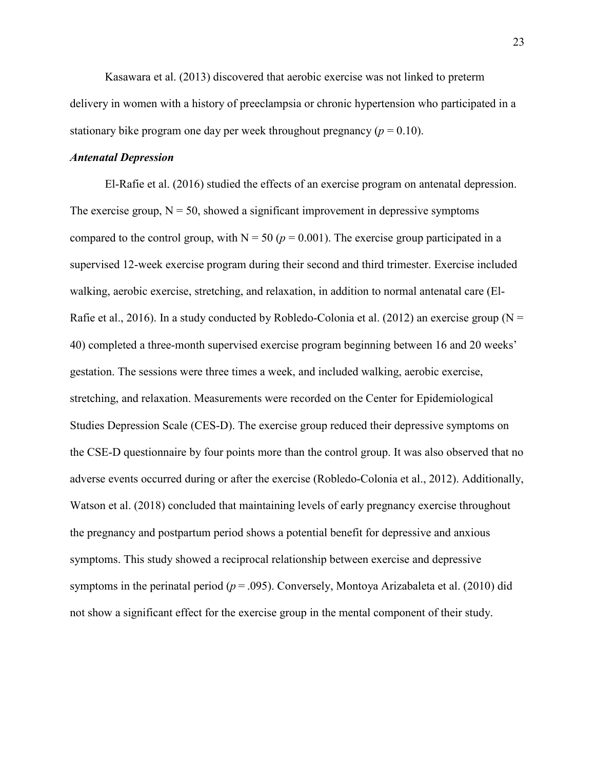Kasawara et al. (2013) discovered that aerobic exercise was not linked to preterm delivery in women with a history of preeclampsia or chronic hypertension who participated in a stationary bike program one day per week throughout pregnancy ($p = 0.10$).

### *Antenatal Depression*

El-Rafie et al. (2016) studied the effects of an exercise program on antenatal depression. The exercise group, N = 50, showed a significant improvement in depressive symptoms compared to the control group, with N = 50 ($p = 0.001$). The exercise group participated in a supervised 12-week exercise program during their second and third trimester. Exercise included walking, aerobic exercise, stretching, and relaxation, in addition to normal antenatal care (El-Rafie et al., 2016). In a study conducted by Robledo-Colonia et al. (2012) an exercise group (N = 40) completed a three-month supervised exercise program beginning between 16 and 20 weeks' gestation. The sessions were three times a week, and included walking, aerobic exercise, stretching, and relaxation. Measurements were recorded on the Center for Epidemiological Studies Depression Scale (CES-D). The exercise group reduced their depressive symptoms on the CSE-D questionnaire by four points more than the control group. It was also observed that no adverse events occurred during or after the exercise (Robledo-Colonia et al., 2012). Additionally, Watson et al. (2018) concluded that maintaining levels of early pregnancy exercise throughout the pregnancy and postpartum period shows a potential benefit for depressive and anxious symptoms. This study showed a reciprocal relationship between exercise and depressive symptoms in the perinatal period ($p = .095$). Conversely, Montoya Arizabaleta et al. (2010) did not show a significant effect for the exercise group in the mental component of their study.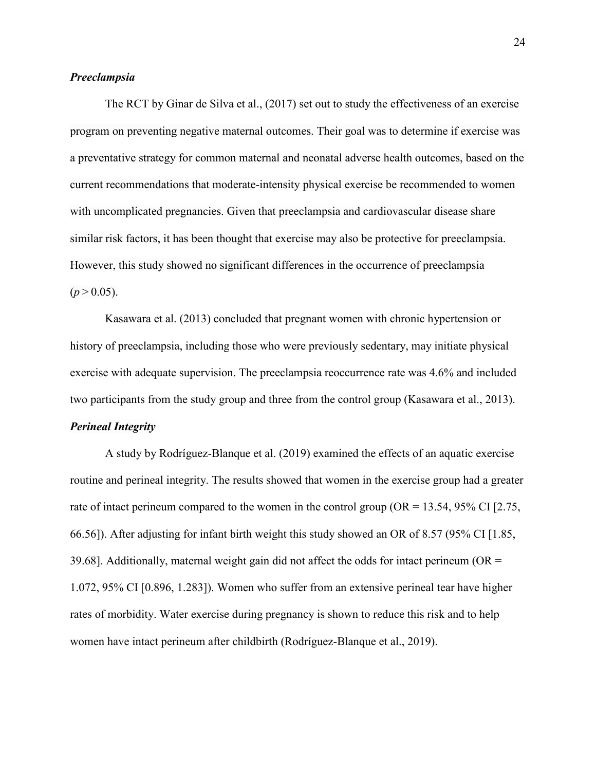### *Preeclampsia*

The RCT by Ginar de Silva et al., (2017) set out to study the effectiveness of an exercise program on preventing negative maternal outcomes. Their goal was to determine if exercise was a preventative strategy for common maternal and neonatal adverse health outcomes, based on the current recommendations that moderate-intensity physical exercise be recommended to women with uncomplicated pregnancies. Given that preeclampsia and cardiovascular disease share similar risk factors, it has been thought that exercise may also be protective for preeclampsia. However, this study showed no significant differences in the occurrence of preeclampsia ($p > 0.05$).

Kasawara et al. (2013) concluded that pregnant women with chronic hypertension or history of preeclampsia, including those who were previously sedentary, may initiate physical exercise with adequate supervision. The preeclampsia reoccurrence rate was 4.6% and included two participants from the study group and three from the control group (Kasawara et al., 2013).

### *Perineal Integrity*

A study by Rodríguez-Blanque et al. (2019) examined the effects of an aquatic exercise routine and perineal integrity. The results showed that women in the exercise group had a greater rate of intact perineum compared to the women in the control group (OR = 13.54, 95% CI [2.75, 66.56]). After adjusting for infant birth weight this study showed an OR of 8.57 (95% CI [1.85, 39.68]. Additionally, maternal weight gain did not affect the odds for intact perineum (OR = 1.072, 95% CI [0.896, 1.283]). Women who suffer from an extensive perineal tear have higher rates of morbidity. Water exercise during pregnancy is shown to reduce this risk and to help women have intact perineum after childbirth (Rodríguez-Blanque et al., 2019).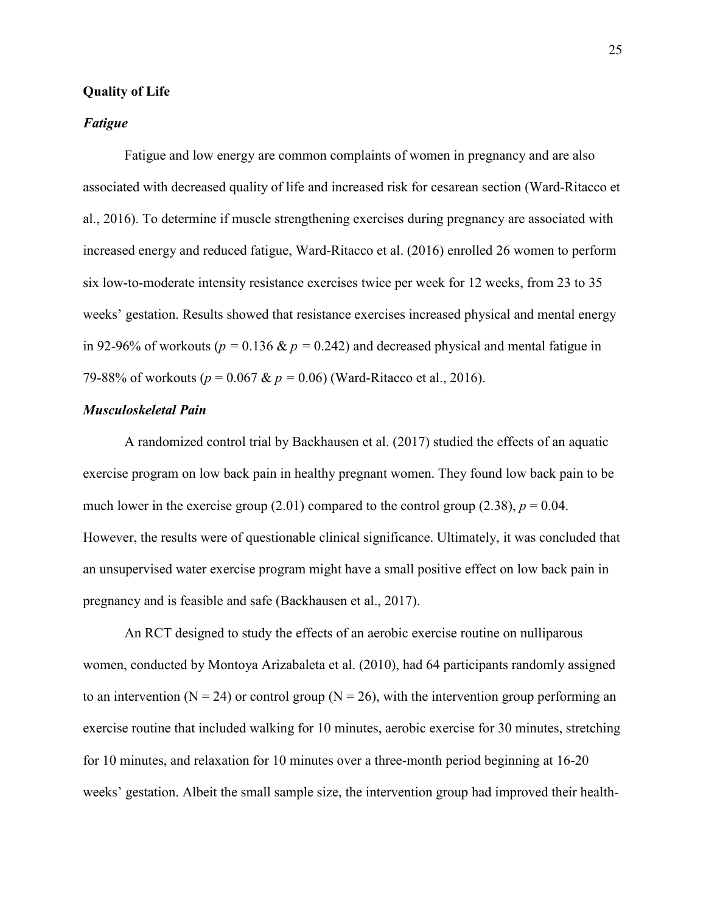## Quality of Life

### *Fatigue*

Fatigue and low energy are common complaints of women in pregnancy and are also associated with decreased quality of life and increased risk for cesarean section (Ward-Ritacco et al., 2016). To determine if muscle strengthening exercises during pregnancy are associated with increased energy and reduced fatigue, Ward-Ritacco et al. (2016) enrolled 26 women to perform six low-to-moderate intensity resistance exercises twice per week for 12 weeks, from 23 to 35 weeks' gestation. Results showed that resistance exercises increased physical and mental energy in 92-96% of workouts ($p = 0.136$ & $p = 0.242$) and decreased physical and mental fatigue in 79-88% of workouts ($p = 0.067$ & $p = 0.06$) (Ward-Ritacco et al., 2016).

### *Musculoskeletal Pain*

A randomized control trial by Backhausen et al. (2017) studied the effects of an aquatic exercise program on low back pain in healthy pregnant women. They found low back pain to be much lower in the exercise group (2.01) compared to the control group (2.38), $p = 0.04$. However, the results were of questionable clinical significance. Ultimately, it was concluded that an unsupervised water exercise program might have a small positive effect on low back pain in pregnancy and is feasible and safe (Backhausen et al., 2017).

An RCT designed to study the effects of an aerobic exercise routine on nulliparous women, conducted by Montoya Arizabaleta et al. (2010), had 64 participants randomly assigned to an intervention (N = 24) or control group (N = 26), with the intervention group performing an exercise routine that included walking for 10 minutes, aerobic exercise for 30 minutes, stretching for 10 minutes, and relaxation for 10 minutes over a three-month period beginning at 16-20 weeks' gestation. Albeit the small sample size, the intervention group had improved their health-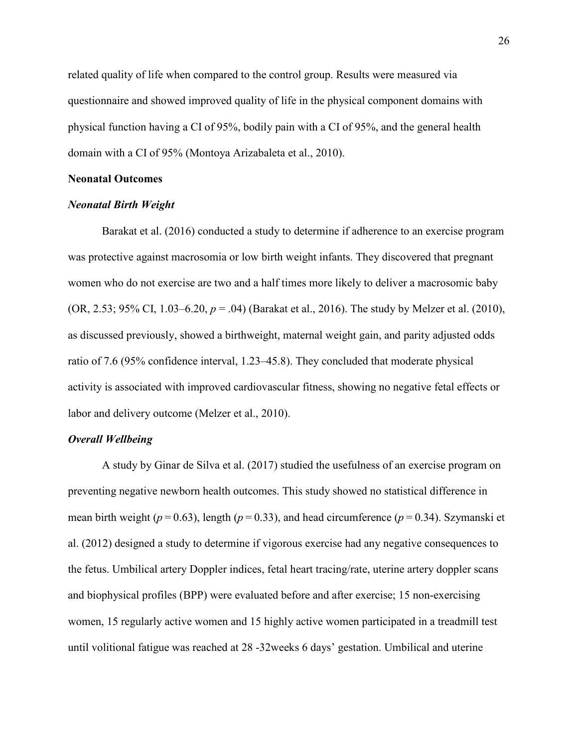related quality of life when compared to the control group. Results were measured via questionnaire and showed improved quality of life in the physical component domains with physical function having a CI of 95%, bodily pain with a CI of 95%, and the general health domain with a CI of 95% (Montoya Arizabaleta et al., 2010).

**Neonatal Outcomes**

***Neonatal Birth Weight***

Barakat et al. (2016) conducted a study to determine if adherence to an exercise program was protective against macrosomia or low birth weight infants. They discovered that pregnant women who do not exercise are two and a half times more likely to deliver a macrosomic baby (OR, 2.53; 95% CI, 1.03–6.20, *p* = .04) (Barakat et al., 2016). The study by Melzer et al. (2010), as discussed previously, showed a birthweight, maternal weight gain, and parity adjusted odds ratio of 7.6 (95% confidence interval, 1.23–45.8). They concluded that moderate physical activity is associated with improved cardiovascular fitness, showing no negative fetal effects or labor and delivery outcome (Melzer et al., 2010).

***Overall Wellbeing***

A study by Ginar de Silva et al. (2017) studied the usefulness of an exercise program on preventing negative newborn health outcomes. This study showed no statistical difference in mean birth weight (*p* = 0.63), length (*p* = 0.33), and head circumference (*p* = 0.34). Szymanski et al. (2012) designed a study to determine if vigorous exercise had any negative consequences to the fetus. Umbilical artery Doppler indices, fetal heart tracing/rate, uterine artery doppler scans and biophysical profiles (BPP) were evaluated before and after exercise; 15 non-exercising women, 15 regularly active women and 15 highly active women participated in a treadmill test until volitional fatigue was reached at 28 -32weeks 6 days' gestation. Umbilical and uterine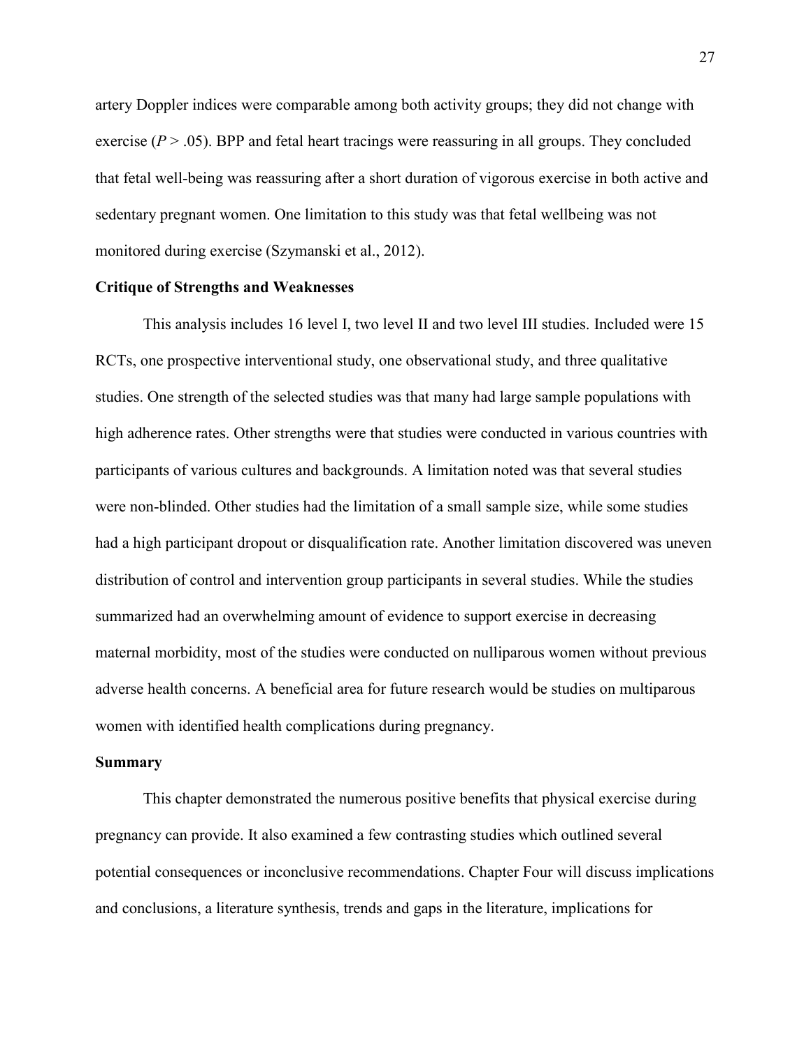artery Doppler indices were comparable among both activity groups; they did not change with exercise ($P > .05$). BPP and fetal heart tracings were reassuring in all groups. They concluded that fetal well-being was reassuring after a short duration of vigorous exercise in both active and sedentary pregnant women. One limitation to this study was that fetal wellbeing was not monitored during exercise (Szymanski et al., 2012).

## Critique of Strengths and Weaknesses

This analysis includes 16 level I, two level II and two level III studies. Included were 15 RCTs, one prospective interventional study, one observational study, and three qualitative studies. One strength of the selected studies was that many had large sample populations with high adherence rates. Other strengths were that studies were conducted in various countries with participants of various cultures and backgrounds. A limitation noted was that several studies were non-blinded. Other studies had the limitation of a small sample size, while some studies had a high participant dropout or disqualification rate. Another limitation discovered was uneven distribution of control and intervention group participants in several studies. While the studies summarized had an overwhelming amount of evidence to support exercise in decreasing maternal morbidity, most of the studies were conducted on nulliparous women without previous adverse health concerns. A beneficial area for future research would be studies on multiparous women with identified health complications during pregnancy.

## Summary

This chapter demonstrated the numerous positive benefits that physical exercise during pregnancy can provide. It also examined a few contrasting studies which outlined several potential consequences or inconclusive recommendations. Chapter Four will discuss implications and conclusions, a literature synthesis, trends and gaps in the literature, implications for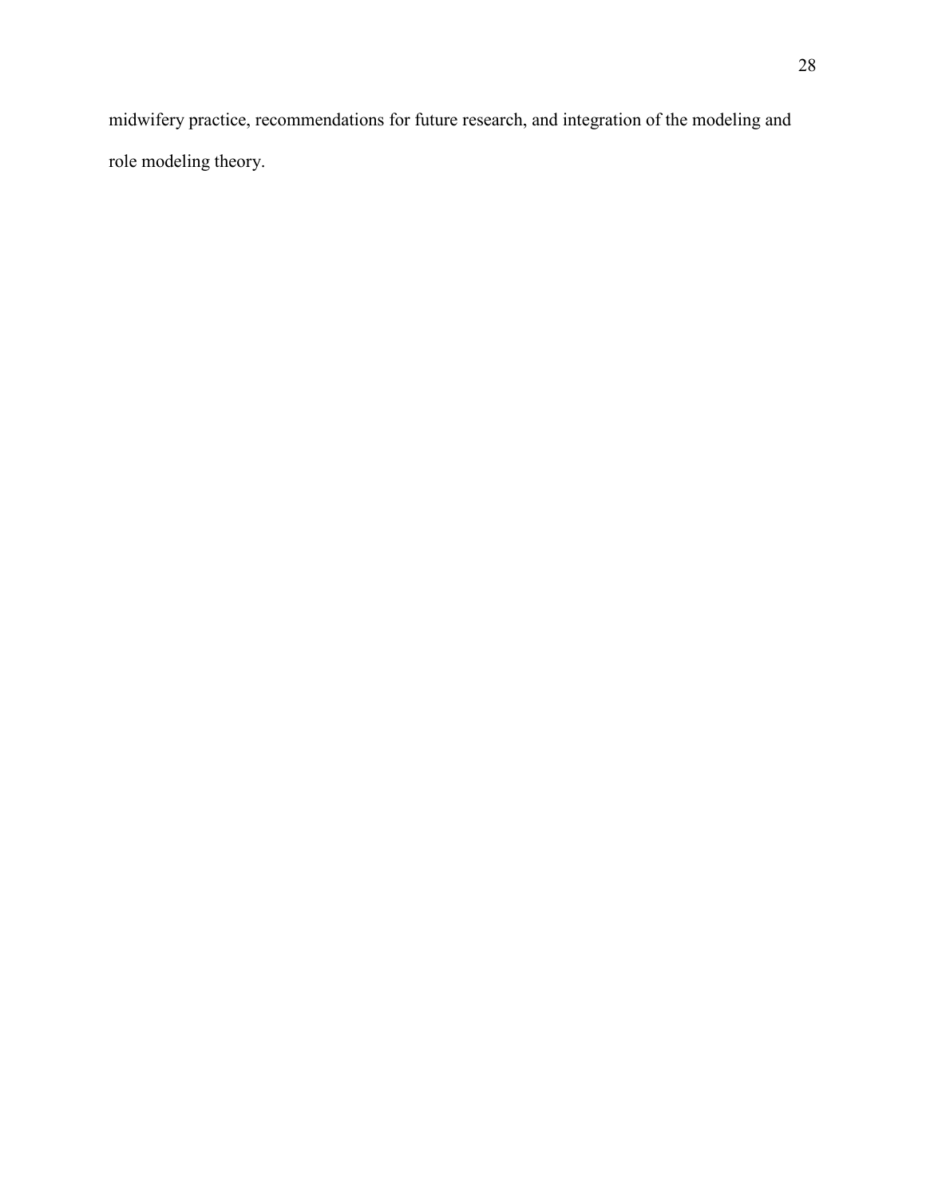midwifery practice, recommendations for future research, and integration of the modeling and role modeling theory.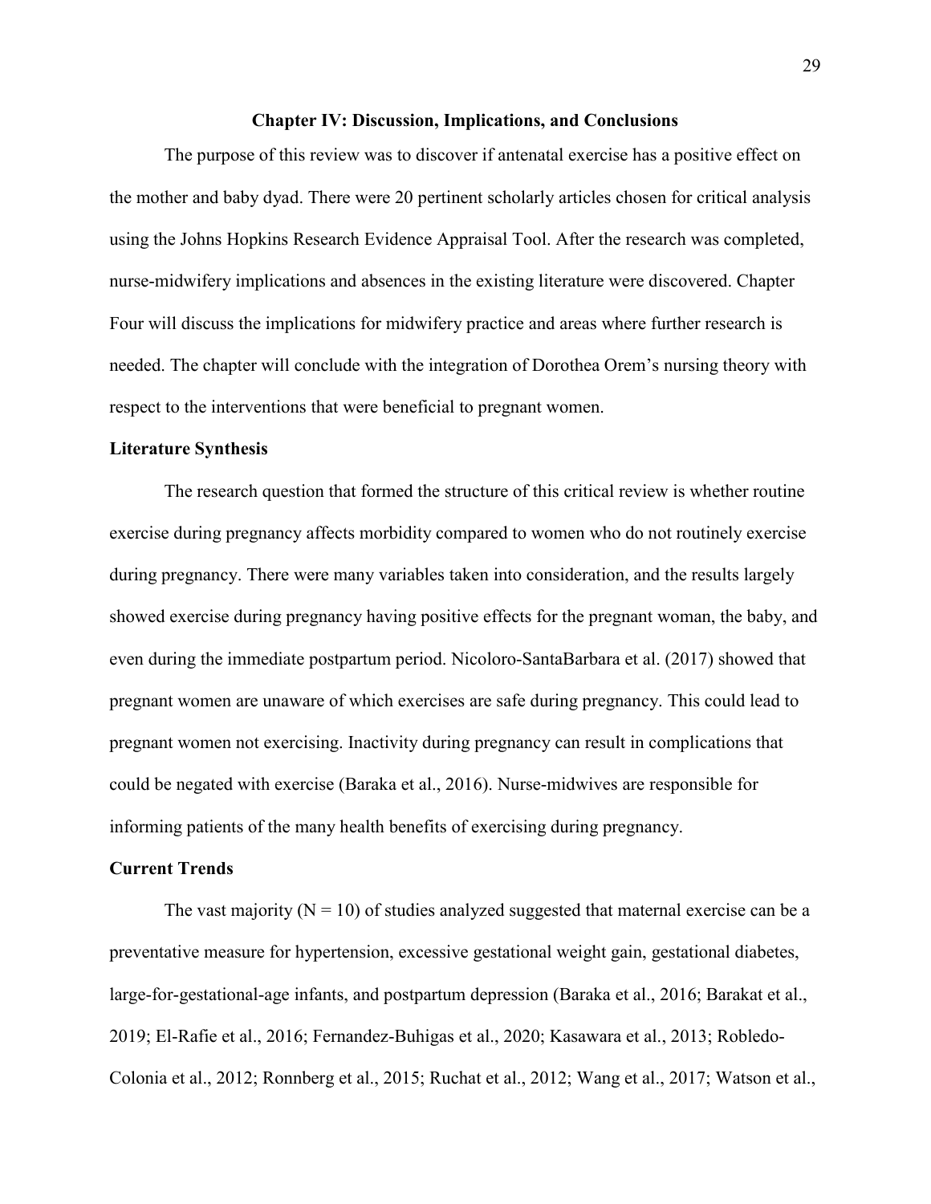# Chapter IV: Discussion, Implications, and Conclusions

The purpose of this review was to discover if antenatal exercise has a positive effect on the mother and baby dyad. There were 20 pertinent scholarly articles chosen for critical analysis using the Johns Hopkins Research Evidence Appraisal Tool. After the research was completed, nurse-midwifery implications and absences in the existing literature were discovered. Chapter Four will discuss the implications for midwifery practice and areas where further research is needed. The chapter will conclude with the integration of Dorothea Orem's nursing theory with respect to the interventions that were beneficial to pregnant women.

## Literature Synthesis

The research question that formed the structure of this critical review is whether routine exercise during pregnancy affects morbidity compared to women who do not routinely exercise during pregnancy. There were many variables taken into consideration, and the results largely showed exercise during pregnancy having positive effects for the pregnant woman, the baby, and even during the immediate postpartum period. Nicoloro-SantaBarbara et al. (2017) showed that pregnant women are unaware of which exercises are safe during pregnancy. This could lead to pregnant women not exercising. Inactivity during pregnancy can result in complications that could be negated with exercise (Baraka et al., 2016). Nurse-midwives are responsible for informing patients of the many health benefits of exercising during pregnancy.

## Current Trends

The vast majority (N = 10) of studies analyzed suggested that maternal exercise can be a preventative measure for hypertension, excessive gestational weight gain, gestational diabetes, large-for-gestational-age infants, and postpartum depression (Baraka et al., 2016; Barakat et al., 2019; El-Rafie et al., 2016; Fernandez-Buhigas et al., 2020; Kasawara et al., 2013; Robledo-Colonia et al., 2012; Ronnberg et al., 2015; Ruchat et al., 2012; Wang et al., 2017; Watson et al.,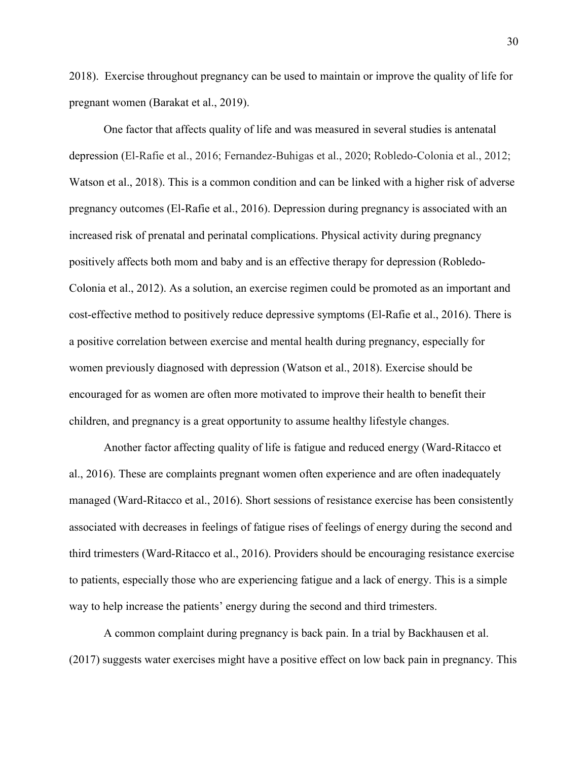2018). Exercise throughout pregnancy can be used to maintain or improve the quality of life for pregnant women (Barakat et al., 2019).

One factor that affects quality of life and was measured in several studies is antenatal depression (El-Rafie et al., 2016; Fernandez-Buhigas et al., 2020; Robledo-Colonia et al., 2012; Watson et al., 2018). This is a common condition and can be linked with a higher risk of adverse pregnancy outcomes (El-Rafie et al., 2016). Depression during pregnancy is associated with an increased risk of prenatal and perinatal complications. Physical activity during pregnancy positively affects both mom and baby and is an effective therapy for depression (Robledo-Colonia et al., 2012). As a solution, an exercise regimen could be promoted as an important and cost-effective method to positively reduce depressive symptoms (El-Rafie et al., 2016). There is a positive correlation between exercise and mental health during pregnancy, especially for women previously diagnosed with depression (Watson et al., 2018). Exercise should be encouraged for as women are often more motivated to improve their health to benefit their children, and pregnancy is a great opportunity to assume healthy lifestyle changes.

Another factor affecting quality of life is fatigue and reduced energy (Ward-Ritacco et al., 2016). These are complaints pregnant women often experience and are often inadequately managed (Ward-Ritacco et al., 2016). Short sessions of resistance exercise has been consistently associated with decreases in feelings of fatigue rises of feelings of energy during the second and third trimesters (Ward-Ritacco et al., 2016). Providers should be encouraging resistance exercise to patients, especially those who are experiencing fatigue and a lack of energy. This is a simple way to help increase the patients' energy during the second and third trimesters.

A common complaint during pregnancy is back pain. In a trial by Backhausen et al. (2017) suggests water exercises might have a positive effect on low back pain in pregnancy. This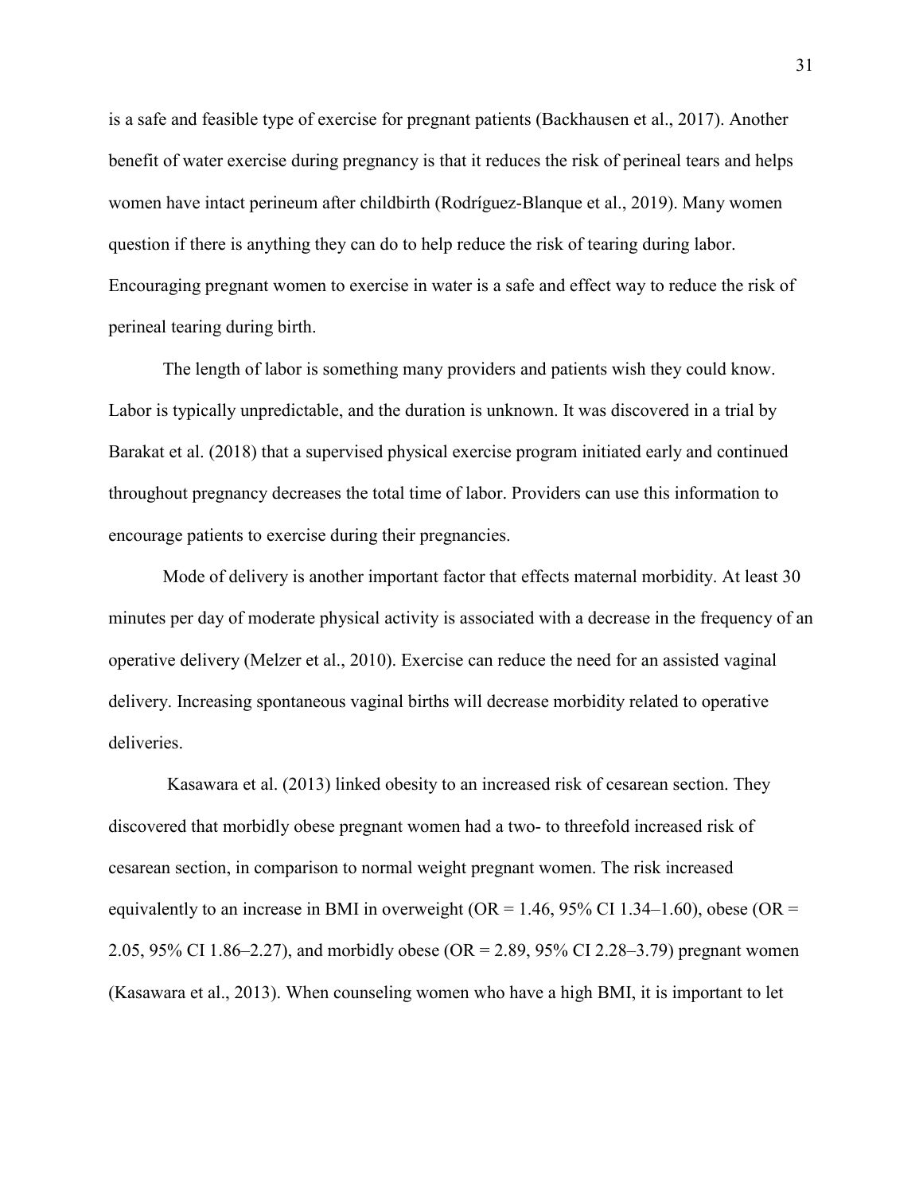is a safe and feasible type of exercise for pregnant patients (Backhausen et al., 2017). Another benefit of water exercise during pregnancy is that it reduces the risk of perineal tears and helps women have intact perineum after childbirth (Rodríguez-Blanque et al., 2019). Many women question if there is anything they can do to help reduce the risk of tearing during labor. Encouraging pregnant women to exercise in water is a safe and effect way to reduce the risk of perineal tearing during birth.

The length of labor is something many providers and patients wish they could know. Labor is typically unpredictable, and the duration is unknown. It was discovered in a trial by Barakat et al. (2018) that a supervised physical exercise program initiated early and continued throughout pregnancy decreases the total time of labor. Providers can use this information to encourage patients to exercise during their pregnancies.

Mode of delivery is another important factor that effects maternal morbidity. At least 30 minutes per day of moderate physical activity is associated with a decrease in the frequency of an operative delivery (Melzer et al., 2010). Exercise can reduce the need for an assisted vaginal delivery. Increasing spontaneous vaginal births will decrease morbidity related to operative deliveries.

Kasawara et al. (2013) linked obesity to an increased risk of cesarean section. They discovered that morbidly obese pregnant women had a two- to threefold increased risk of cesarean section, in comparison to normal weight pregnant women. The risk increased equivalently to an increase in BMI in overweight (OR = 1.46, 95% CI 1.34–1.60), obese (OR = 2.05, 95% CI 1.86–2.27), and morbidly obese (OR = 2.89, 95% CI 2.28–3.79) pregnant women (Kasawara et al., 2013). When counseling women who have a high BMI, it is important to let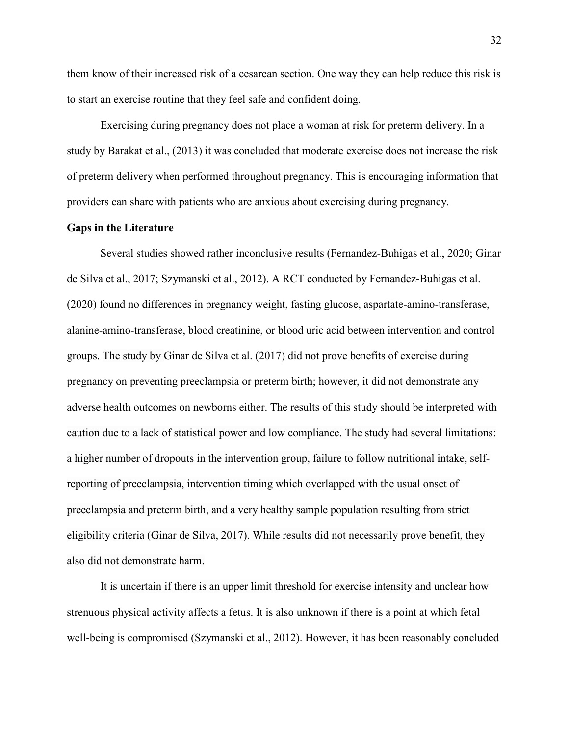them know of their increased risk of a cesarean section. One way they can help reduce this risk is to start an exercise routine that they feel safe and confident doing.

Exercising during pregnancy does not place a woman at risk for preterm delivery. In a study by Barakat et al., (2013) it was concluded that moderate exercise does not increase the risk of preterm delivery when performed throughout pregnancy. This is encouraging information that providers can share with patients who are anxious about exercising during pregnancy.

**Gaps in the Literature**

Several studies showed rather inconclusive results (Fernandez-Buhigas et al., 2020; Ginar de Silva et al., 2017; Szymanski et al., 2012). A RCT conducted by Fernandez-Buhigas et al. (2020) found no differences in pregnancy weight, fasting glucose, aspartate-amino-transferase, alanine-amino-transferase, blood creatinine, or blood uric acid between intervention and control groups. The study by Ginar de Silva et al. (2017) did not prove benefits of exercise during pregnancy on preventing preeclampsia or preterm birth; however, it did not demonstrate any adverse health outcomes on newborns either. The results of this study should be interpreted with caution due to a lack of statistical power and low compliance. The study had several limitations: a higher number of dropouts in the intervention group, failure to follow nutritional intake, self-reporting of preeclampsia, intervention timing which overlapped with the usual onset of preeclampsia and preterm birth, and a very healthy sample population resulting from strict eligibility criteria (Ginar de Silva, 2017). While results did not necessarily prove benefit, they also did not demonstrate harm.

It is uncertain if there is an upper limit threshold for exercise intensity and unclear how strenuous physical activity affects a fetus. It is also unknown if there is a point at which fetal well-being is compromised (Szymanski et al., 2012). However, it has been reasonably concluded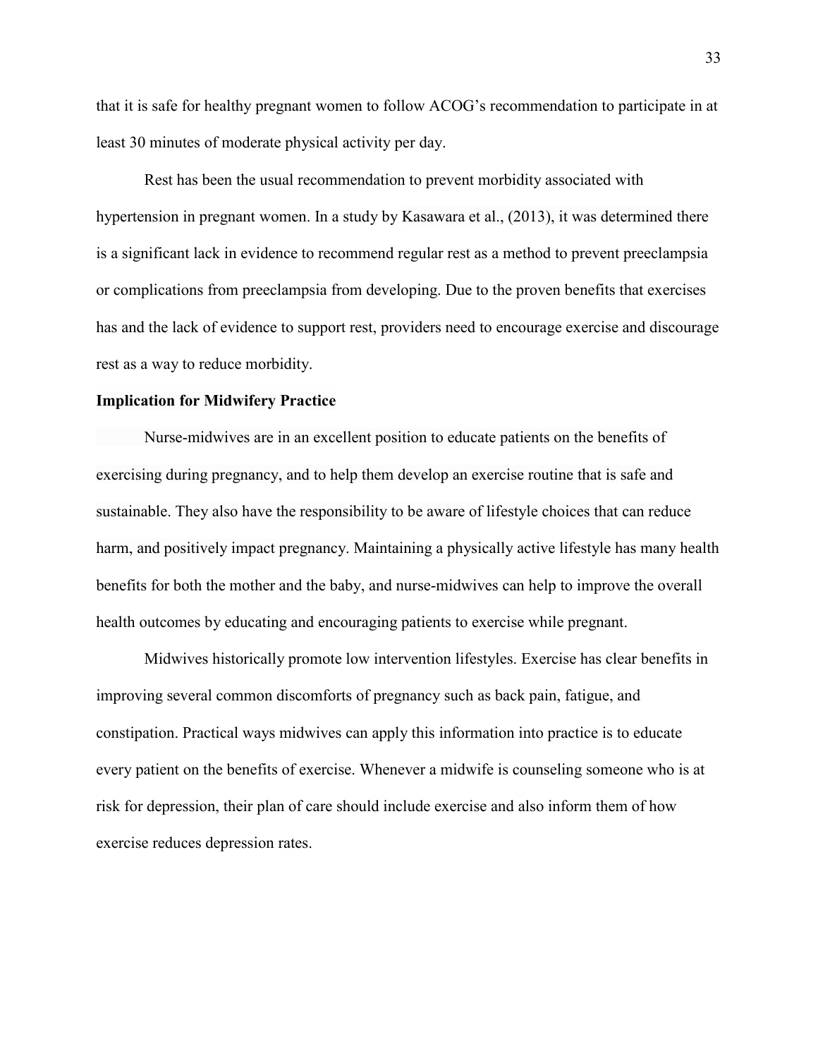that it is safe for healthy pregnant women to follow ACOG's recommendation to participate in at least 30 minutes of moderate physical activity per day.

Rest has been the usual recommendation to prevent morbidity associated with hypertension in pregnant women. In a study by Kasawara et al., (2013), it was determined there is a significant lack in evidence to recommend regular rest as a method to prevent preeclampsia or complications from preeclampsia from developing. Due to the proven benefits that exercises has and the lack of evidence to support rest, providers need to encourage exercise and discourage rest as a way to reduce morbidity.

**Implication for Midwifery Practice**

Nurse-midwives are in an excellent position to educate patients on the benefits of exercising during pregnancy, and to help them develop an exercise routine that is safe and sustainable. They also have the responsibility to be aware of lifestyle choices that can reduce harm, and positively impact pregnancy. Maintaining a physically active lifestyle has many health benefits for both the mother and the baby, and nurse-midwives can help to improve the overall health outcomes by educating and encouraging patients to exercise while pregnant.

Midwives historically promote low intervention lifestyles. Exercise has clear benefits in improving several common discomforts of pregnancy such as back pain, fatigue, and constipation. Practical ways midwives can apply this information into practice is to educate every patient on the benefits of exercise. Whenever a midwife is counseling someone who is at risk for depression, their plan of care should include exercise and also inform them of how exercise reduces depression rates.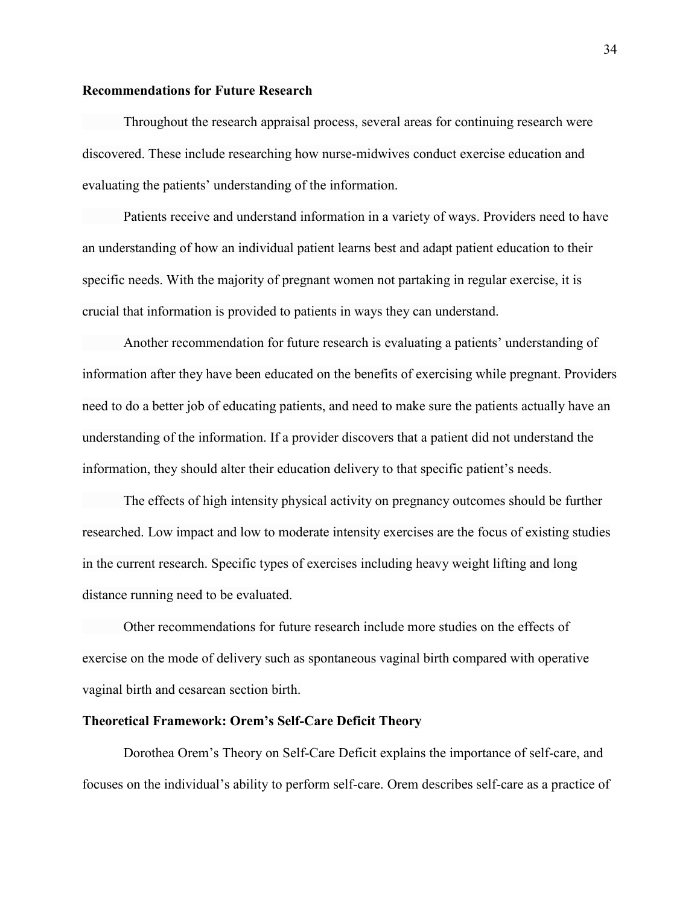## Recommendations for Future Research

Throughout the research appraisal process, several areas for continuing research were discovered. These include researching how nurse-midwives conduct exercise education and evaluating the patients' understanding of the information.

Patients receive and understand information in a variety of ways. Providers need to have an understanding of how an individual patient learns best and adapt patient education to their specific needs. With the majority of pregnant women not partaking in regular exercise, it is crucial that information is provided to patients in ways they can understand.

Another recommendation for future research is evaluating a patients' understanding of information after they have been educated on the benefits of exercising while pregnant. Providers need to do a better job of educating patients, and need to make sure the patients actually have an understanding of the information. If a provider discovers that a patient did not understand the information, they should alter their education delivery to that specific patient's needs.

The effects of high intensity physical activity on pregnancy outcomes should be further researched. Low impact and low to moderate intensity exercises are the focus of existing studies in the current research. Specific types of exercises including heavy weight lifting and long distance running need to be evaluated.

Other recommendations for future research include more studies on the effects of exercise on the mode of delivery such as spontaneous vaginal birth compared with operative vaginal birth and cesarean section birth.

## Theoretical Framework: Orem's Self-Care Deficit Theory

Dorothea Orem's Theory on Self-Care Deficit explains the importance of self-care, and focuses on the individual's ability to perform self-care. Orem describes self-care as a practice of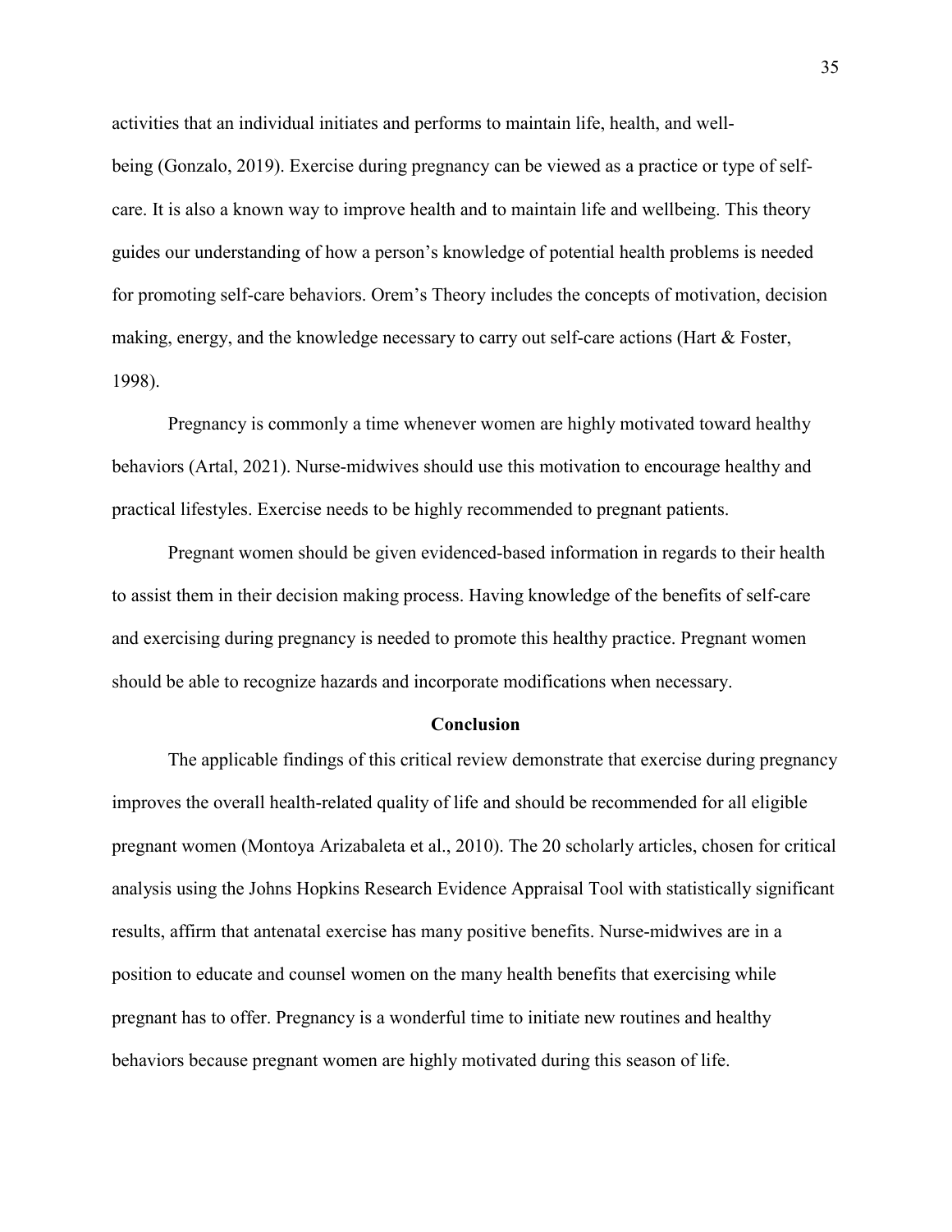activities that an individual initiates and performs to maintain life, health, and well-being (Gonzalo, 2019). Exercise during pregnancy can be viewed as a practice or type of self-care. It is also a known way to improve health and to maintain life and wellbeing. This theory guides our understanding of how a person's knowledge of potential health problems is needed for promoting self-care behaviors. Orem's Theory includes the concepts of motivation, decision making, energy, and the knowledge necessary to carry out self-care actions (Hart & Foster, 1998).

Pregnancy is commonly a time whenever women are highly motivated toward healthy behaviors (Artal, 2021). Nurse-midwives should use this motivation to encourage healthy and practical lifestyles. Exercise needs to be highly recommended to pregnant patients.

Pregnant women should be given evidenced-based information in regards to their health to assist them in their decision making process. Having knowledge of the benefits of self-care and exercising during pregnancy is needed to promote this healthy practice. Pregnant women should be able to recognize hazards and incorporate modifications when necessary.

## Conclusion

The applicable findings of this critical review demonstrate that exercise during pregnancy improves the overall health-related quality of life and should be recommended for all eligible pregnant women (Montoya Arizabaleta et al., 2010). The 20 scholarly articles, chosen for critical analysis using the Johns Hopkins Research Evidence Appraisal Tool with statistically significant results, affirm that antenatal exercise has many positive benefits. Nurse-midwives are in a position to educate and counsel women on the many health benefits that exercising while pregnant has to offer. Pregnancy is a wonderful time to initiate new routines and healthy behaviors because pregnant women are highly motivated during this season of life.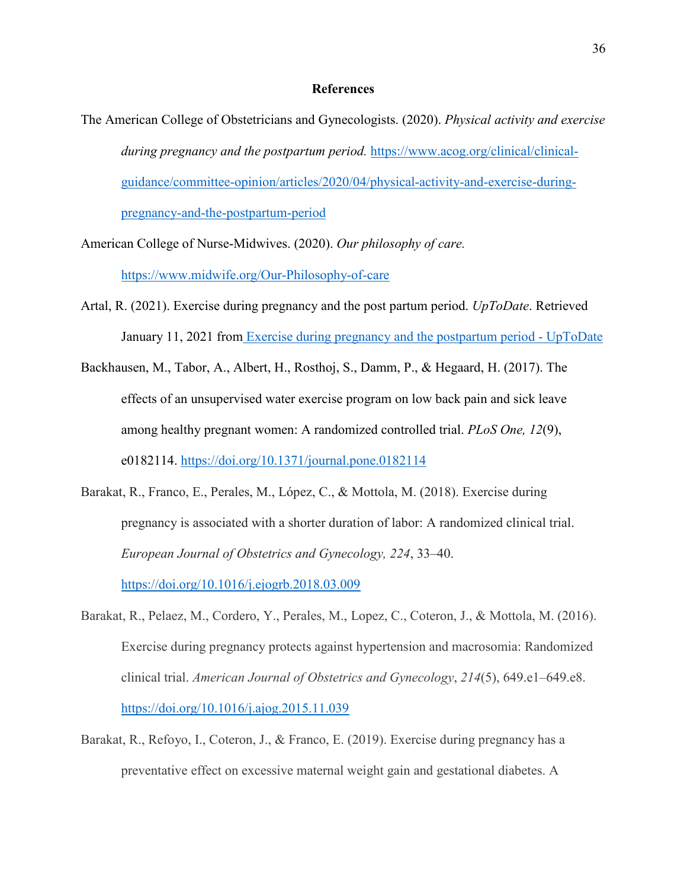# References

The American College of Obstetricians and Gynecologists. (2020). *Physical activity and exercise during pregnancy and the postpartum period.* https://www.acog.org/clinical/clinical-guidance/committee-opinion/articles/2020/04/physical-activity-and-exercise-during-pregnancy-and-the-postpartum-period

American College of Nurse-Midwives. (2020). *Our philosophy of care.* https://www.midwife.org/Our-Philosophy-of-care

Artal, R. (2021). Exercise during pregnancy and the post partum period. *UpToDate*. Retrieved January 11, 2021 from Exercise during pregnancy and the postpartum period - UpToDate

Backhausen, M., Tabor, A., Albert, H., Rosthoj, S., Damm, P., & Hegaard, H. (2017). The effects of an unsupervised water exercise program on low back pain and sick leave among healthy pregnant women: A randomized controlled trial. *PLoS One, 12*(9), e0182114. https://doi.org/10.1371/journal.pone.0182114

Barakat, R., Franco, E., Perales, M., López, C., & Mottola, M. (2018). Exercise during pregnancy is associated with a shorter duration of labor: A randomized clinical trial. *European Journal of Obstetrics and Gynecology, 224*, 33–40. https://doi.org/10.1016/j.ejogrb.2018.03.009

Barakat, R., Pelaez, M., Cordero, Y., Perales, M., Lopez, C., Coteron, J., & Mottola, M. (2016). Exercise during pregnancy protects against hypertension and macrosomia: Randomized clinical trial. *American Journal of Obstetrics and Gynecology*, *214*(5), 649.e1–649.e8. https://doi.org/10.1016/j.ajog.2015.11.039

Barakat, R., Refoyo, I., Coteron, J., & Franco, E. (2019). Exercise during pregnancy has a preventative effect on excessive maternal weight gain and gestational diabetes. A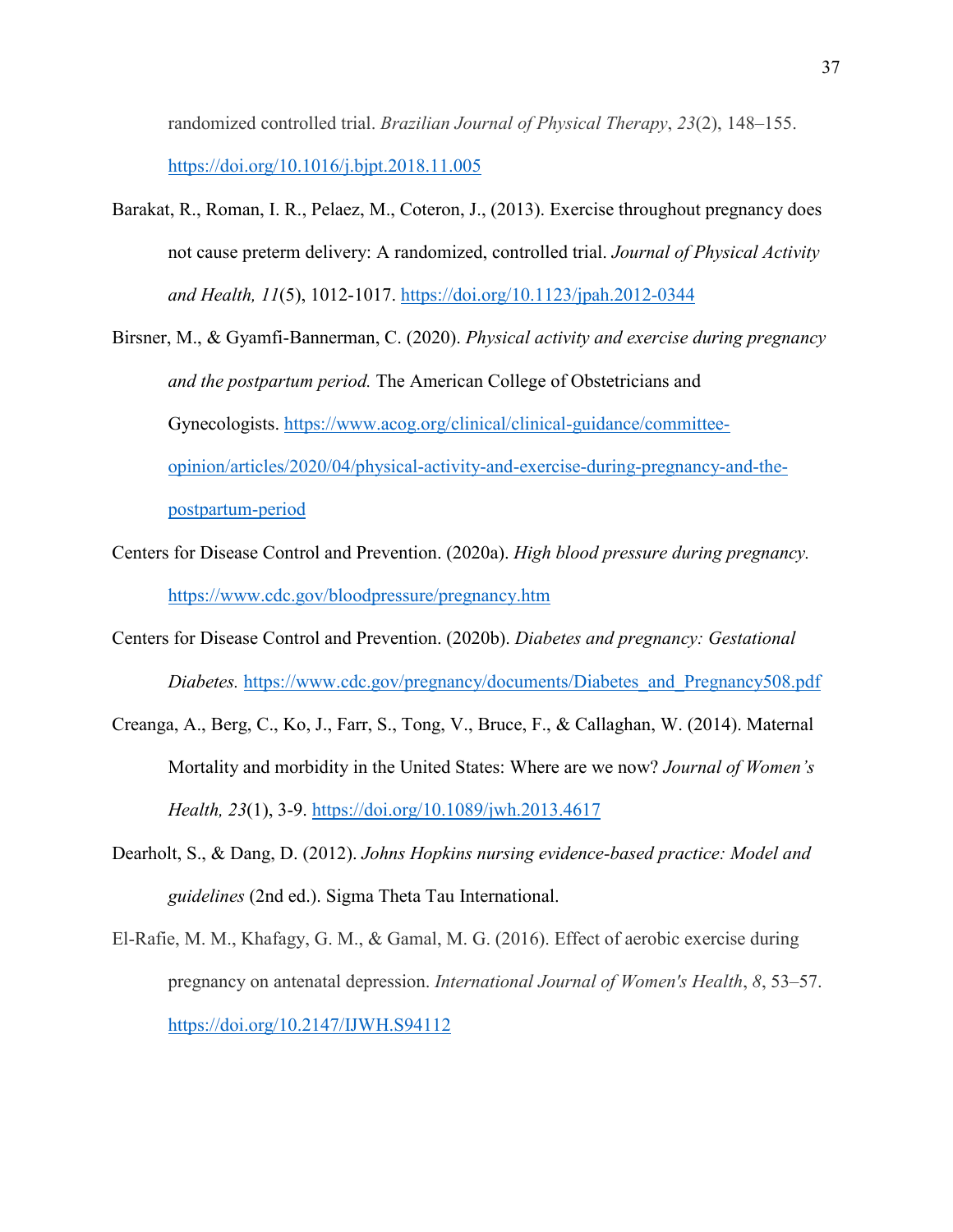randomized controlled trial. *Brazilian Journal of Physical Therapy*, *23*(2), 148–155. https://doi.org/10.1016/j.bjpt.2018.11.005

Barakat, R., Roman, I. R., Pelaez, M., Coteron, J., (2013). Exercise throughout pregnancy does not cause preterm delivery: A randomized, controlled trial. *Journal of Physical Activity and Health, 11*(5), 1012-1017. https://doi.org/10.1123/jpah.2012-0344

Birsner, M., & Gyamfi-Bannerman, C. (2020). *Physical activity and exercise during pregnancy and the postpartum period.* The American College of Obstetricians and Gynecologists. https://www.acog.org/clinical/clinical-guidance/committee-opinion/articles/2020/04/physical-activity-and-exercise-during-pregnancy-and-the-postpartum-period

Centers for Disease Control and Prevention. (2020a). *High blood pressure during pregnancy.* https://www.cdc.gov/bloodpressure/pregnancy.htm

Centers for Disease Control and Prevention. (2020b). *Diabetes and pregnancy: Gestational Diabetes.* https://www.cdc.gov/pregnancy/documents/Diabetes_and_Pregnancy508.pdf

Creanga, A., Berg, C., Ko, J., Farr, S., Tong, V., Bruce, F., & Callaghan, W. (2014). Maternal Mortality and morbidity in the United States: Where are we now? *Journal of Women's Health, 23*(1), 3-9. https://doi.org/10.1089/jwh.2013.4617

Dearholt, S., & Dang, D. (2012). *Johns Hopkins nursing evidence-based practice: Model and guidelines* (2nd ed.). Sigma Theta Tau International.

El-Rafie, M. M., Khafagy, G. M., & Gamal, M. G. (2016). Effect of aerobic exercise during pregnancy on antenatal depression. *International Journal of Women's Health*, *8*, 53–57. https://doi.org/10.2147/IJWH.S94112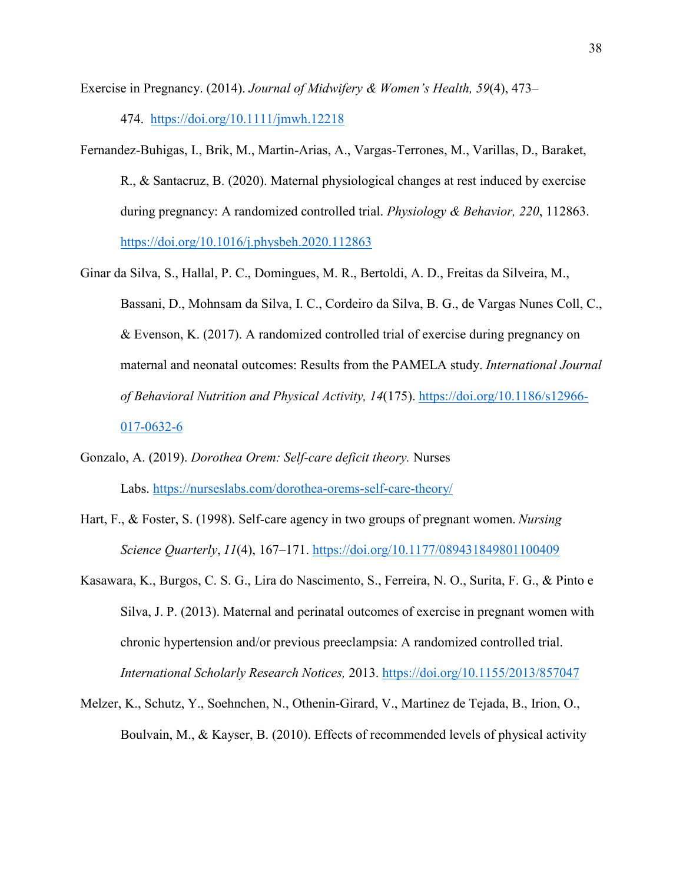Exercise in Pregnancy. (2014). *Journal of Midwifery & Women's Health, 59*(4), 473–474. https://doi.org/10.1111/jmwh.12218

Fernandez-Buhigas, I., Brik, M., Martin-Arias, A., Vargas-Terrones, M., Varillas, D., Baraket, R., & Santacruz, B. (2020). Maternal physiological changes at rest induced by exercise during pregnancy: A randomized controlled trial. *Physiology & Behavior, 220*, 112863. https://doi.org/10.1016/j.physbeh.2020.112863

Ginar da Silva, S., Hallal, P. C., Domingues, M. R., Bertoldi, A. D., Freitas da Silveira, M., Bassani, D., Mohnsam da Silva, I. C., Cordeiro da Silva, B. G., de Vargas Nunes Coll, C., & Evenson, K. (2017). A randomized controlled trial of exercise during pregnancy on maternal and neonatal outcomes: Results from the PAMELA study. *International Journal of Behavioral Nutrition and Physical Activity, 14*(175). https://doi.org/10.1186/s12966-017-0632-6

Gonzalo, A. (2019). *Dorothea Orem: Self-care deficit theory.* Nurses Labs. https://nurseslabs.com/dorothea-orems-self-care-theory/

Hart, F., & Foster, S. (1998). Self-care agency in two groups of pregnant women. *Nursing Science Quarterly*, *11*(4), 167–171. https://doi.org/10.1177/089431849801100409

Kasawara, K., Burgos, C. S. G., Lira do Nascimento, S., Ferreira, N. O., Surita, F. G., & Pinto e Silva, J. P. (2013). Maternal and perinatal outcomes of exercise in pregnant women with chronic hypertension and/or previous preeclampsia: A randomized controlled trial. *International Scholarly Research Notices,* 2013. https://doi.org/10.1155/2013/857047

Melzer, K., Schutz, Y., Soehnchen, N., Othenin-Girard, V., Martinez de Tejada, B., Irion, O., Boulvain, M., & Kayser, B. (2010). Effects of recommended levels of physical activity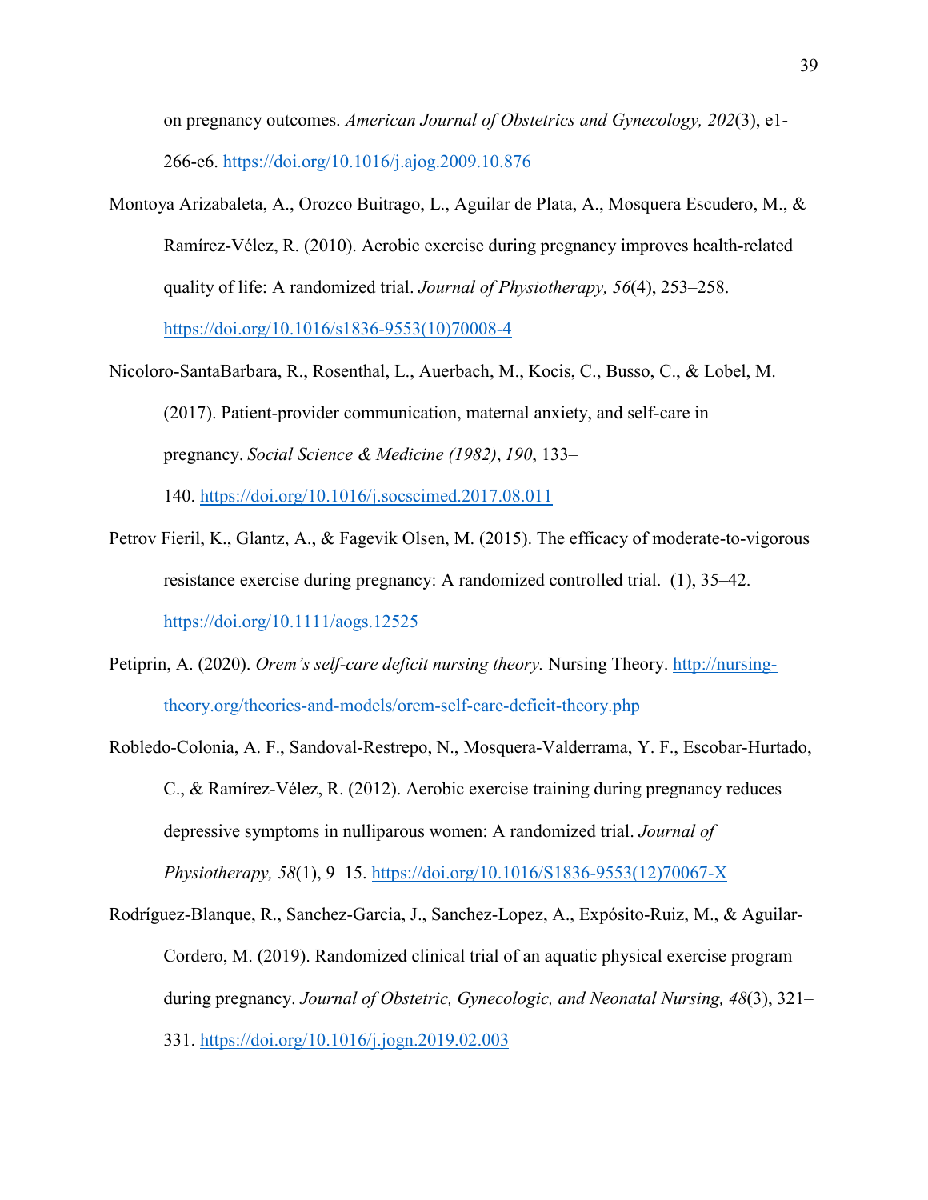on pregnancy outcomes. *American Journal of Obstetrics and Gynecology, 202*(3), e1-266-e6. https://doi.org/10.1016/j.ajog.2009.10.876

Montoya Arizabaleta, A., Orozco Buitrago, L., Aguilar de Plata, A., Mosquera Escudero, M., & Ramírez-Vélez, R. (2010). Aerobic exercise during pregnancy improves health-related quality of life: A randomized trial. *Journal of Physiotherapy, 56*(4), 253–258. https://doi.org/10.1016/s1836-9553(10)70008-4

Nicoloro-SantaBarbara, R., Rosenthal, L., Auerbach, M., Kocis, C., Busso, C., & Lobel, M. (2017). Patient-provider communication, maternal anxiety, and self-care in pregnancy. *Social Science & Medicine (1982)*, *190*, 133–140. https://doi.org/10.1016/j.socscimed.2017.08.011

Petrov Fieril, K., Glantz, A., & Fagevik Olsen, M. (2015). The efficacy of moderate-to-vigorous resistance exercise during pregnancy: A randomized controlled trial.  (1), 35–42. https://doi.org/10.1111/aogs.12525

Petiprin, A. (2020). *Orem's self-care deficit nursing theory.* Nursing Theory. http://nursing-theory.org/theories-and-models/orem-self-care-deficit-theory.php

Robledo-Colonia, A. F., Sandoval-Restrepo, N., Mosquera-Valderrama, Y. F., Escobar-Hurtado, C., & Ramírez-Vélez, R. (2012). Aerobic exercise training during pregnancy reduces depressive symptoms in nulliparous women: A randomized trial. *Journal of Physiotherapy, 58*(1), 9–15. https://doi.org/10.1016/S1836-9553(12)70067-X

Rodríguez-Blanque, R., Sanchez-Garcia, J., Sanchez-Lopez, A., Expósito-Ruiz, M., & Aguilar-Cordero, M. (2019). Randomized clinical trial of an aquatic physical exercise program during pregnancy. *Journal of Obstetric, Gynecologic, and Neonatal Nursing, 48*(3), 321–331. https://doi.org/10.1016/j.jogn.2019.02.003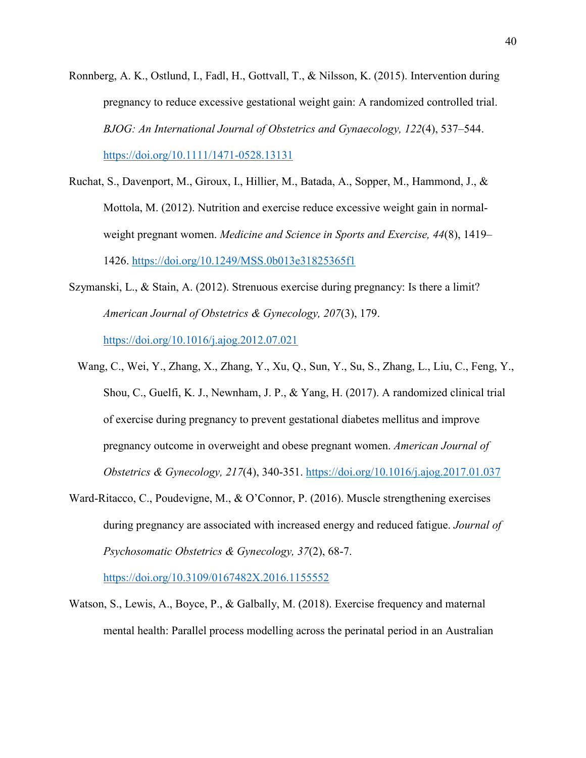Ronnberg, A. K., Ostlund, I., Fadl, H., Gottvall, T., & Nilsson, K. (2015). Intervention during pregnancy to reduce excessive gestational weight gain: A randomized controlled trial. *BJOG: An International Journal of Obstetrics and Gynaecology, 122*(4), 537–544. https://doi.org/10.1111/1471-0528.13131

Ruchat, S., Davenport, M., Giroux, I., Hillier, M., Batada, A., Sopper, M., Hammond, J., & Mottola, M. (2012). Nutrition and exercise reduce excessive weight gain in normal-weight pregnant women. *Medicine and Science in Sports and Exercise, 44*(8), 1419–1426. https://doi.org/10.1249/MSS.0b013e31825365f1

Szymanski, L., & Stain, A. (2012). Strenuous exercise during pregnancy: Is there a limit? *American Journal of Obstetrics & Gynecology, 207*(3), 179. https://doi.org/10.1016/j.ajog.2012.07.021

Wang, C., Wei, Y., Zhang, X., Zhang, Y., Xu, Q., Sun, Y., Su, S., Zhang, L., Liu, C., Feng, Y., Shou, C., Guelfi, K. J., Newnham, J. P., & Yang, H. (2017). A randomized clinical trial of exercise during pregnancy to prevent gestational diabetes mellitus and improve pregnancy outcome in overweight and obese pregnant women. *American Journal of Obstetrics & Gynecology, 217*(4), 340-351. https://doi.org/10.1016/j.ajog.2017.01.037

Ward-Ritacco, C., Poudevigne, M., & O'Connor, P. (2016). Muscle strengthening exercises during pregnancy are associated with increased energy and reduced fatigue. *Journal of Psychosomatic Obstetrics & Gynecology, 37*(2), 68-7. https://doi.org/10.3109/0167482X.2016.1155552

Watson, S., Lewis, A., Boyce, P., & Galbally, M. (2018). Exercise frequency and maternal mental health: Parallel process modelling across the perinatal period in an Australian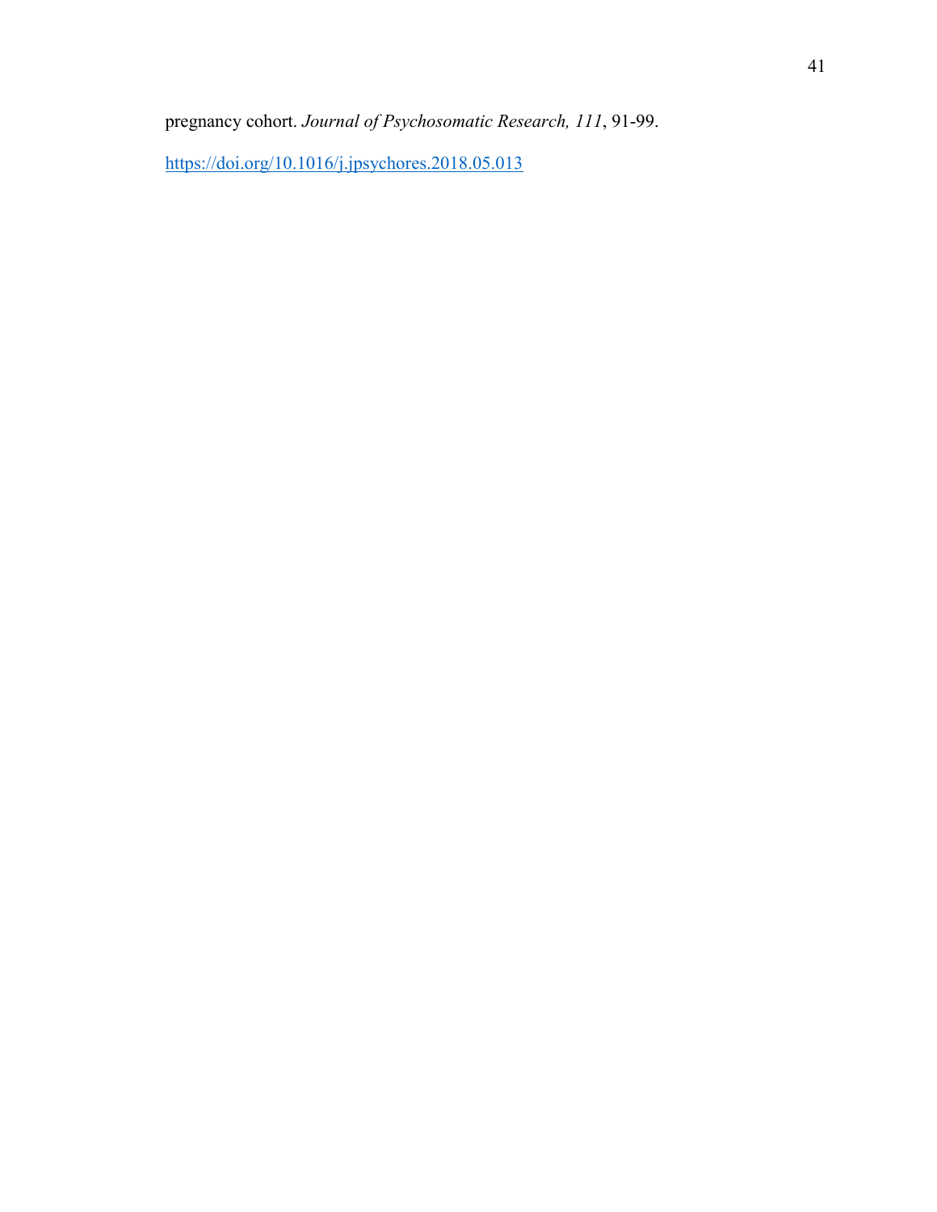pregnancy cohort. *Journal of Psychosomatic Research, 111*, 91-99. https://doi.org/10.1016/j.jpsychores.2018.05.013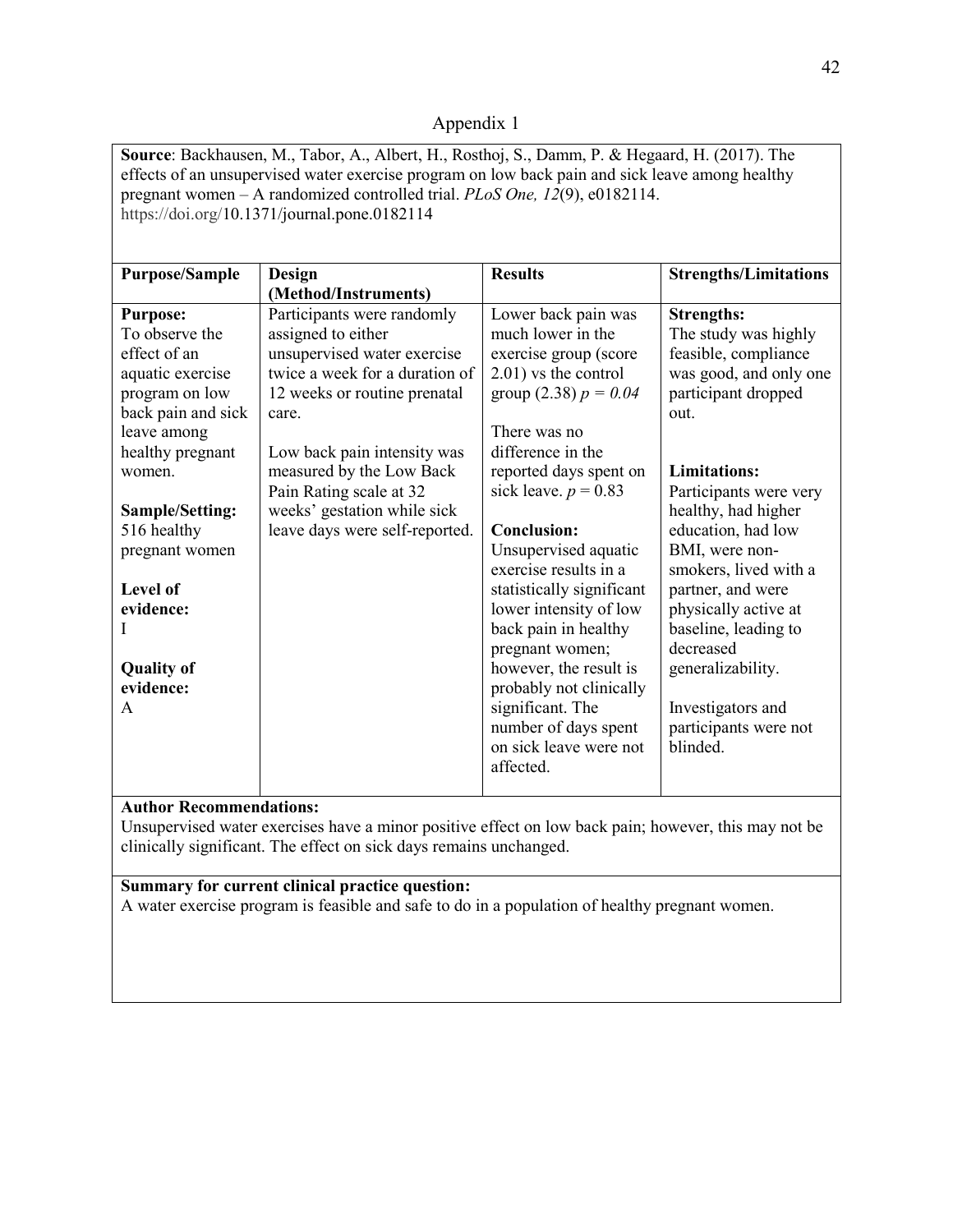Appendix 1

**Source**: Backhausen, M., Tabor, A., Albert, H., Rosthoj, S., Damm, P. & Hegaard, H. (2017). The effects of an unsupervised water exercise program on low back pain and sick leave among healthy pregnant women – A randomized controlled trial. *PLoS One, 12*(9), e0182114. https://doi.org/10.1371/journal.pone.0182114

| **Purpose/Sample** | **Design (Method/Instruments)** | **Results** | **Strengths/Limitations** |
|---|---|---|---|
| **Purpose:** To observe the effect of an aquatic exercise program on low back pain and sick leave among healthy pregnant women.<br><br>**Sample/Setting:** 516 healthy pregnant women<br><br>**Level of evidence:** I<br><br>**Quality of evidence:** A | Participants were randomly assigned to either unsupervised water exercise twice a week for a duration of 12 weeks or routine prenatal care.<br><br>Low back pain intensity was measured by the Low Back Pain Rating scale at 32 weeks' gestation while sick leave days were self-reported. | Lower back pain was much lower in the exercise group (score 2.01) vs the control group (2.38) $p = 0.04$<br><br>There was no difference in the reported days spent on sick leave. $p = 0.83$<br><br>**Conclusion:** Unsupervised aquatic exercise results in a statistically significant lower intensity of low back pain in healthy pregnant women; however, the result is probably not clinically significant. The number of days spent on sick leave were not affected. | **Strengths:** The study was highly feasible, compliance was good, and only one participant dropped out.<br><br>**Limitations:** Participants were very healthy, had higher education, had low BMI, were non-smokers, lived with a partner, and were physically active at baseline, leading to decreased generalizability.<br><br>Investigators and participants were not blinded. |

**Author Recommendations:**
Unsupervised water exercises have a minor positive effect on low back pain; however, this may not be clinically significant. The effect on sick days remains unchanged.

**Summary for current clinical practice question:**
A water exercise program is feasible and safe to do in a population of healthy pregnant women.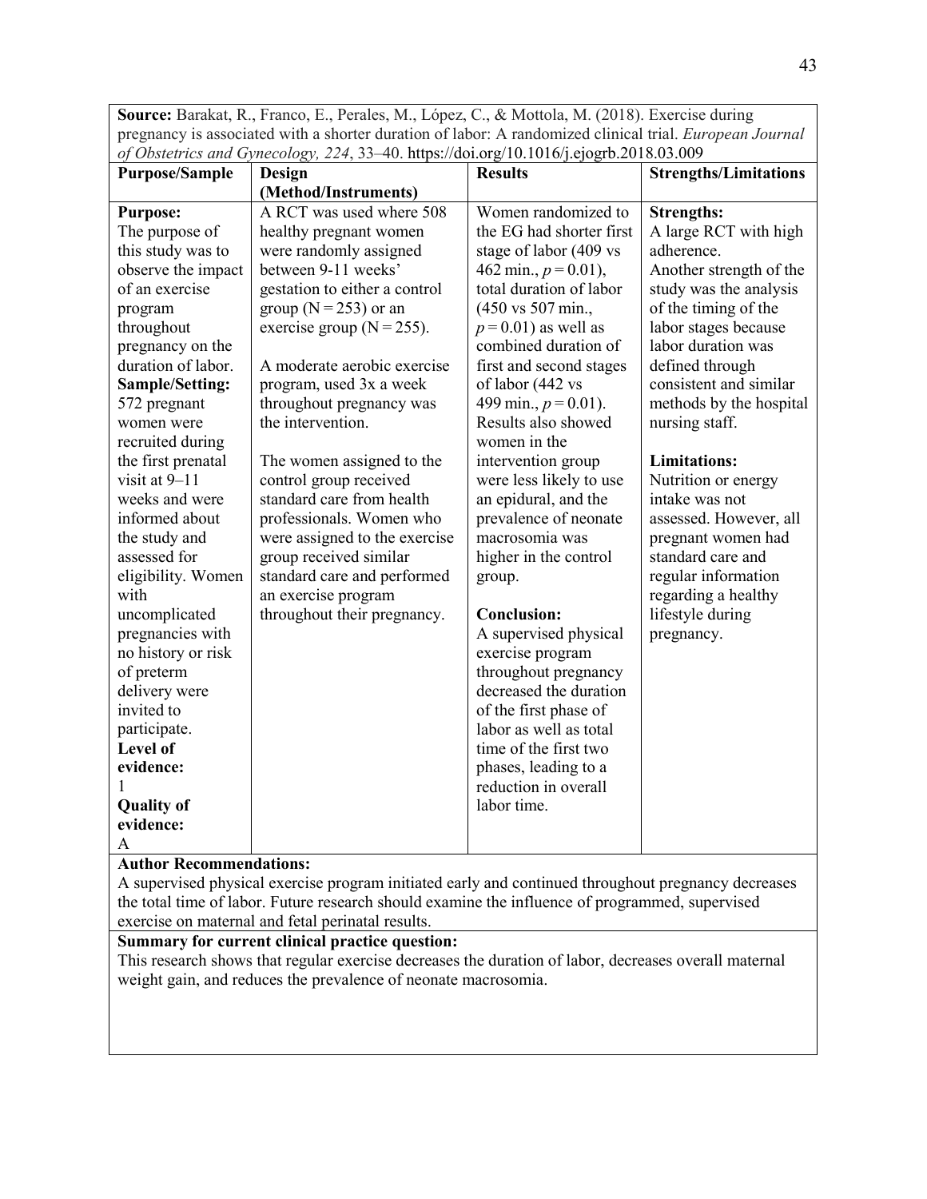**Source:** Barakat, R., Franco, E., Perales, M., López, C., & Mottola, M. (2018). Exercise during pregnancy is associated with a shorter duration of labor: A randomized clinical trial. *European Journal of Obstetrics and Gynecology, 224*, 33–40. https://doi.org/10.1016/j.ejogrb.2018.03.009

| Purpose/Sample | Design (Method/Instruments) | Results | Strengths/Limitations |
|---|---|---|---|
| **Purpose:** The purpose of this study was to observe the impact of an exercise program throughout pregnancy on the duration of labor. **Sample/Setting:** 572 pregnant women were recruited during the first prenatal visit at 9–11 weeks and were informed about the study and assessed for eligibility. Women with uncomplicated pregnancies with no history or risk of preterm delivery were invited to participate. **Level of evidence:** 1 **Quality of evidence:** A | A RCT was used where 508 healthy pregnant women were randomly assigned between 9-11 weeks' gestation to either a control group (N = 253) or an exercise group (N = 255). A moderate aerobic exercise program, used 3x a week throughout pregnancy was the intervention. The women assigned to the control group received standard care from health professionals. Women who were assigned to the exercise group received similar standard care and performed an exercise program throughout their pregnancy. | Women randomized to the EG had shorter first stage of labor (409 vs 462 min., $p = 0.01$), total duration of labor (450 vs 507 min., $p = 0.01$) as well as combined duration of first and second stages of labor (442 vs 499 min., $p = 0.01$). Results also showed women in the intervention group were less likely to use an epidural, and the prevalence of neonate macrosomia was higher in the control group. **Conclusion:** A supervised physical exercise program throughout pregnancy decreased the duration of the first phase of labor as well as total time of the first two phases, leading to a reduction in overall labor time. | **Strengths:** A large RCT with high adherence. Another strength of the study was the analysis of the timing of the labor stages because labor duration was defined through consistent and similar methods by the hospital nursing staff. **Limitations:** Nutrition or energy intake was not assessed. However, all pregnant women had standard care and regular information regarding a healthy lifestyle during pregnancy. |

**Author Recommendations:**
A supervised physical exercise program initiated early and continued throughout pregnancy decreases the total time of labor. Future research should examine the influence of programmed, supervised exercise on maternal and fetal perinatal results.

**Summary for current clinical practice question:**
This research shows that regular exercise decreases the duration of labor, decreases overall maternal weight gain, and reduces the prevalence of neonate macrosomia.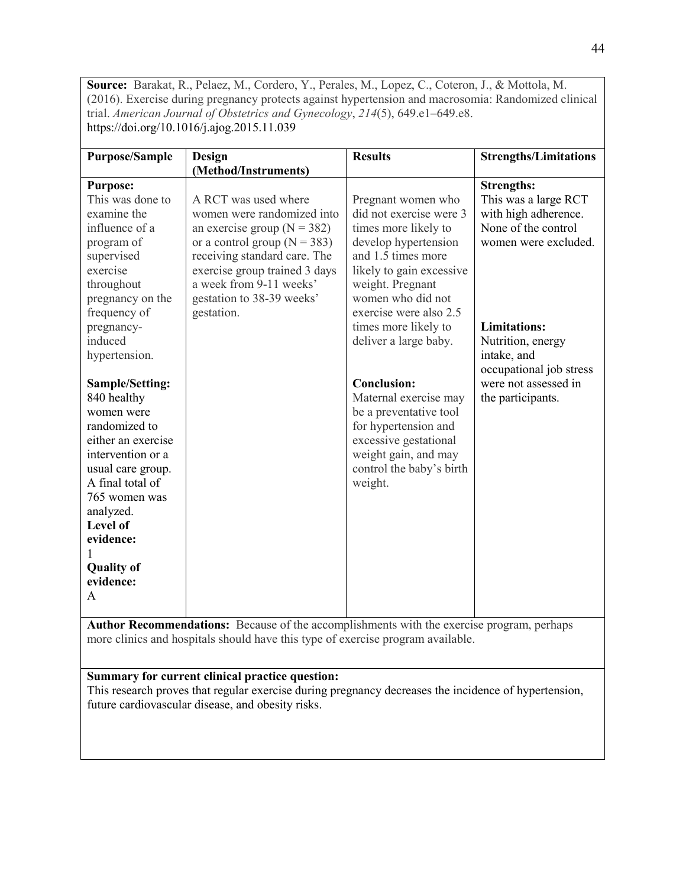**Source:** Barakat, R., Pelaez, M., Cordero, Y., Perales, M., Lopez, C., Coteron, J., & Mottola, M. (2016). Exercise during pregnancy protects against hypertension and macrosomia: Randomized clinical trial. *American Journal of Obstetrics and Gynecology*, *214*(5), 649.e1–649.e8. https://doi.org/10.1016/j.ajog.2015.11.039

| Purpose/Sample | Design (Method/Instruments) | Results | Strengths/Limitations |
|---|---|---|---|
| **Purpose:** This was done to examine the influence of a program of supervised exercise throughout pregnancy on the frequency of pregnancy-induced hypertension.<br><br>**Sample/Setting:** 840 healthy women were randomized to either an exercise intervention or a usual care group. A final total of 765 women was analyzed.<br>**Level of evidence:** 1<br>**Quality of evidence:** A | A RCT was used where women were randomized into an exercise group (N = 382) or a control group (N = 383) receiving standard care. The exercise group trained 3 days a week from 9-11 weeks' gestation to 38-39 weeks' gestation. | Pregnant women who did not exercise were 3 times more likely to develop hypertension and 1.5 times more likely to gain excessive weight. Pregnant women who did not exercise were also 2.5 times more likely to deliver a large baby.<br><br>**Conclusion:** Maternal exercise may be a preventative tool for hypertension and excessive gestational weight gain, and may control the baby's birth weight. | **Strengths:** This was a large RCT with high adherence. None of the control women were excluded.<br><br>**Limitations:** Nutrition, energy intake, and occupational job stress were not assessed in the participants. |

**Author Recommendations:** Because of the accomplishments with the exercise program, perhaps more clinics and hospitals should have this type of exercise program available.

**Summary for current clinical practice question:**
This research proves that regular exercise during pregnancy decreases the incidence of hypertension, future cardiovascular disease, and obesity risks.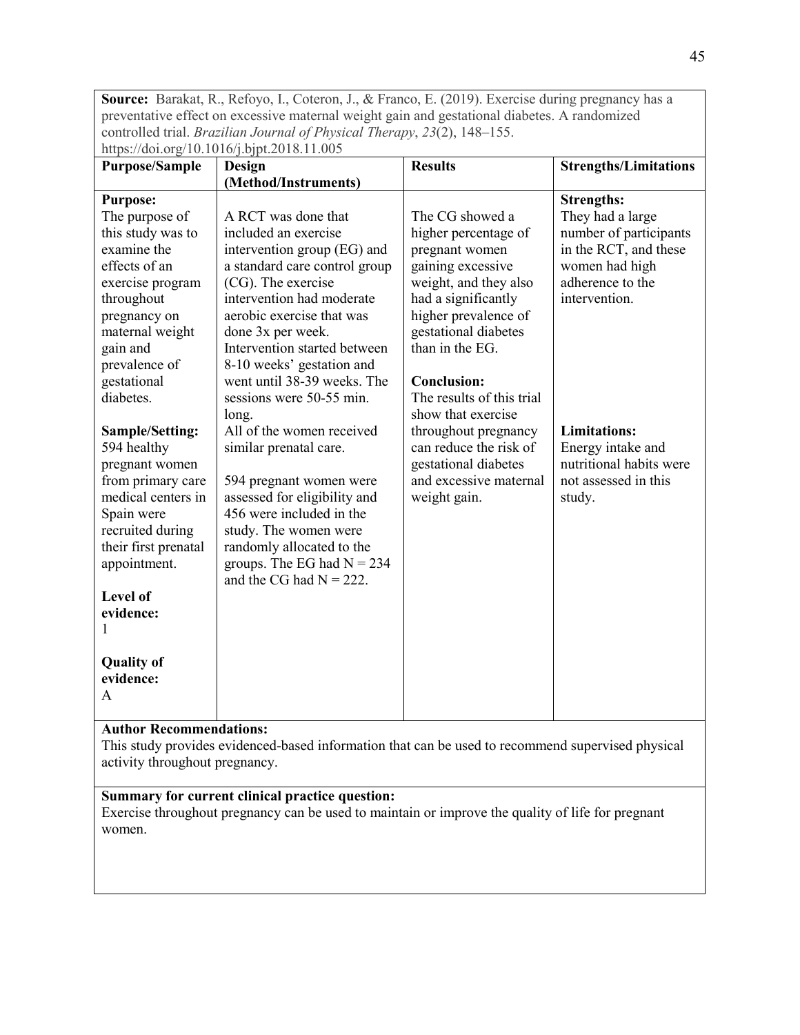**Source:** Barakat, R., Refoyo, I., Coteron, J., & Franco, E. (2019). Exercise during pregnancy has a preventative effect on excessive maternal weight gain and gestational diabetes. A randomized controlled trial. *Brazilian Journal of Physical Therapy*, *23*(2), 148–155. https://doi.org/10.1016/j.bjpt.2018.11.005

| Purpose/Sample | Design (Method/Instruments) | Results | Strengths/Limitations |
|---|---|---|---|
| **Purpose:** The purpose of this study was to examine the effects of an exercise program throughout pregnancy on maternal weight gain and prevalence of gestational diabetes. <br><br> **Sample/Setting:** 594 healthy pregnant women from primary care medical centers in Spain were recruited during their first prenatal appointment. <br><br> **Level of evidence:** 1 <br><br> **Quality of evidence:** A | A RCT was done that included an exercise intervention group (EG) and a standard care control group (CG). The exercise intervention had moderate aerobic exercise that was done 3x per week. Intervention started between 8-10 weeks' gestation and went until 38-39 weeks. The sessions were 50-55 min. long. All of the women received similar prenatal care. <br><br> 594 pregnant women were assessed for eligibility and 456 were included in the study. The women were randomly allocated to the groups. The EG had N = 234 and the CG had N = 222. | The CG showed a higher percentage of pregnant women gaining excessive weight, and they also had a significantly higher prevalence of gestational diabetes than in the EG. <br><br> **Conclusion:** The results of this trial show that exercise throughout pregnancy can reduce the risk of gestational diabetes and excessive maternal weight gain. | **Strengths:** They had a large number of participants in the RCT, and these women had high adherence to the intervention. <br><br> **Limitations:** Energy intake and nutritional habits were not assessed in this study. |

**Author Recommendations:**
This study provides evidenced-based information that can be used to recommend supervised physical activity throughout pregnancy.

**Summary for current clinical practice question:**
Exercise throughout pregnancy can be used to maintain or improve the quality of life for pregnant women.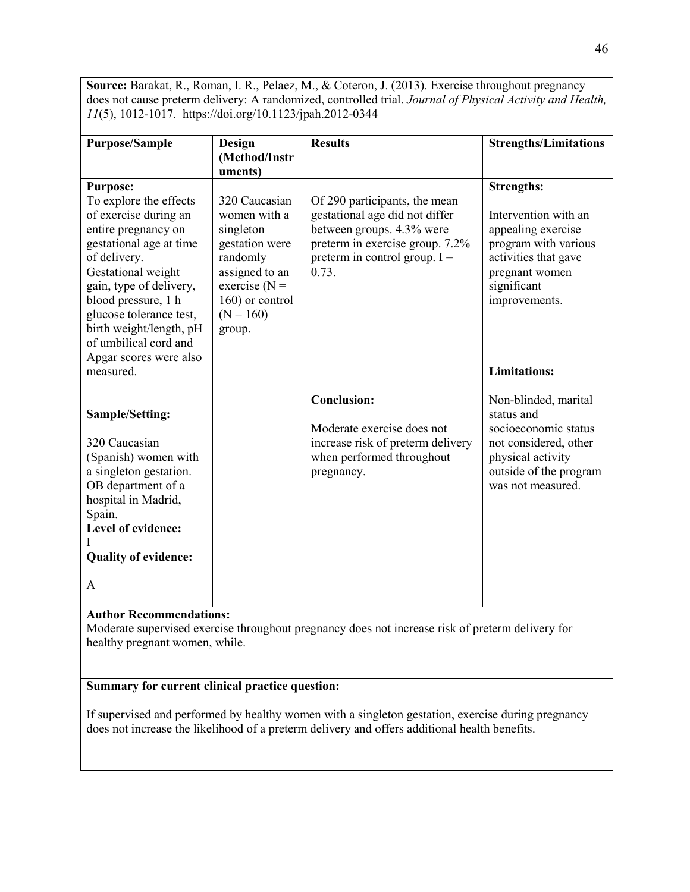**Source:** Barakat, R., Roman, I. R., Pelaez, M., & Coteron, J. (2013). Exercise throughout pregnancy does not cause preterm delivery: A randomized, controlled trial. *Journal of Physical Activity and Health, 11*(5), 1012-1017. https://doi.org/10.1123/jpah.2012-0344

| Purpose/Sample | Design (Method/Instruments) | Results | Strengths/Limitations |
|---|---|---|---|
| **Purpose:**<br>To explore the effects of exercise during an entire pregnancy on gestational age at time of delivery.<br>Gestational weight gain, type of delivery, blood pressure, 1 h glucose tolerance test, birth weight/length, pH of umbilical cord and Apgar scores were also measured.<br><br>**Sample/Setting:**<br>320 Caucasian (Spanish) women with a singleton gestation. OB department of a hospital in Madrid, Spain.<br>**Level of evidence:**<br>I<br>**Quality of evidence:**<br>A | 320 Caucasian women with a singleton gestation were randomly assigned to an exercise (N = 160) or control (N = 160) group. | Of 290 participants, the mean gestational age did not differ between groups. 4.3% were preterm in exercise group. 7.2% preterm in control group. I = 0.73.<br><br>**Conclusion:**<br>Moderate exercise does not increase risk of preterm delivery when performed throughout pregnancy. | **Strengths:**<br>Intervention with an appealing exercise program with various activities that gave pregnant women significant improvements.<br><br>**Limitations:**<br>Non-blinded, marital status and socioeconomic status not considered, other physical activity outside of the program was not measured. |

**Author Recommendations:**
Moderate supervised exercise throughout pregnancy does not increase risk of preterm delivery for healthy pregnant women, while.

**Summary for current clinical practice question:**

If supervised and performed by healthy women with a singleton gestation, exercise during pregnancy does not increase the likelihood of a preterm delivery and offers additional health benefits.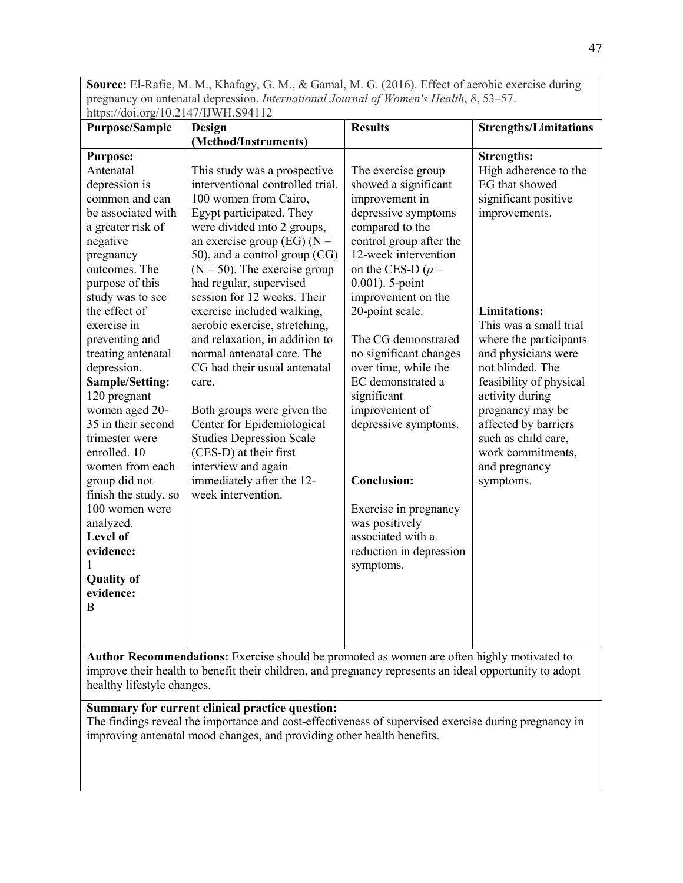**Source:** El-Rafie, M. M., Khafagy, G. M., & Gamal, M. G. (2016). Effect of aerobic exercise during pregnancy on antenatal depression. *International Journal of Women's Health*, *8*, 53–57. https://doi.org/10.2147/IJWH.S94112

| Purpose/Sample | Design (Method/Instruments) | Results | Strengths/Limitations |
|---|---|---|---|
| **Purpose:** Antenatal depression is common and can be associated with a greater risk of negative pregnancy outcomes. The purpose of this study was to see the effect of exercise in preventing and treating antenatal depression. **Sample/Setting:** 120 pregnant women aged 20-35 in their second trimester were enrolled. 10 women from each group did not finish the study, so 100 women were analyzed. **Level of evidence:** 1 **Quality of evidence:** B | This study was a prospective interventional controlled trial. 100 women from Cairo, Egypt participated. They were divided into 2 groups, an exercise group (EG) (N = 50), and a control group (CG) (N = 50). The exercise group had regular, supervised session for 12 weeks. Their exercise included walking, aerobic exercise, stretching, and relaxation, in addition to normal antenatal care. The CG had their usual antenatal care. <br><br> Both groups were given the Center for Epidemiological Studies Depression Scale (CES-D) at their first interview and again immediately after the 12-week intervention. | The exercise group showed a significant improvement in depressive symptoms compared to the control group after the 12-week intervention on the CES-D ($p$ = 0.001). 5-point improvement on the 20-point scale. <br><br> The CG demonstrated no significant changes over time, while the EC demonstrated a significant improvement of depressive symptoms. <br><br> **Conclusion:** <br><br> Exercise in pregnancy was positively associated with a reduction in depression symptoms. | **Strengths:** High adherence to the EG that showed significant positive improvements. <br><br> **Limitations:** This was a small trial where the participants and physicians were not blinded. The feasibility of physical activity during pregnancy may be affected by barriers such as child care, work commitments, and pregnancy symptoms. |

**Author Recommendations:** Exercise should be promoted as women are often highly motivated to improve their health to benefit their children, and pregnancy represents an ideal opportunity to adopt healthy lifestyle changes.

**Summary for current clinical practice question:**
The findings reveal the importance and cost-effectiveness of supervised exercise during pregnancy in improving antenatal mood changes, and providing other health benefits.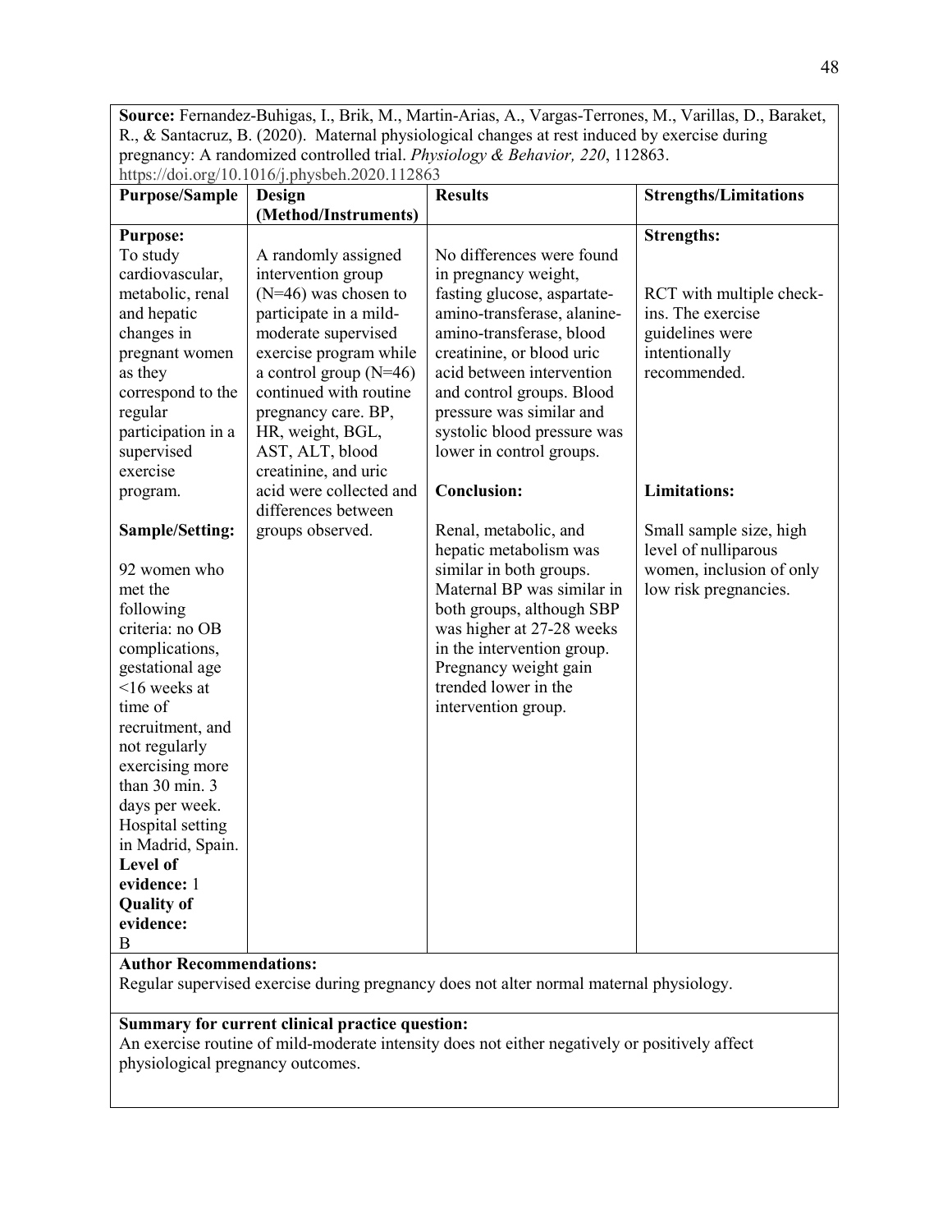**Source:** Fernandez-Buhigas, I., Brik, M., Martin-Arias, A., Vargas-Terrones, M., Varillas, D., Baraket, R., & Santacruz, B. (2020). Maternal physiological changes at rest induced by exercise during pregnancy: A randomized controlled trial. *Physiology & Behavior, 220*, 112863. https://doi.org/10.1016/j.physbeh.2020.112863

| Purpose/Sample | Design (Method/Instruments) | Results | Strengths/Limitations |
|---|---|---|---|
| **Purpose:** To study cardiovascular, metabolic, renal and hepatic changes in pregnant women as they correspond to the regular participation in a supervised exercise program. **Sample/Setting:** 92 women who met the following criteria: no OB complications, gestational age <16 weeks at time of recruitment, and not regularly exercising more than 30 min. 3 days per week. Hospital setting in Madrid, Spain. **Level of evidence:** 1 **Quality of evidence:** B | A randomly assigned intervention group (N=46) was chosen to participate in a mild-moderate supervised exercise program while a control group (N=46) continued with routine pregnancy care. BP, HR, weight, BGL, AST, ALT, blood creatinine, and uric acid were collected and differences between groups observed. | No differences were found in pregnancy weight, fasting glucose, aspartate-amino-transferase, alanine-amino-transferase, blood creatinine, or blood uric acid between intervention and control groups. Blood pressure was similar and systolic blood pressure was lower in control groups. **Conclusion:** Renal, metabolic, and hepatic metabolism was similar in both groups. Maternal BP was similar in both groups, although SBP was higher at 27-28 weeks in the intervention group. Pregnancy weight gain trended lower in the intervention group. | **Strengths:** RCT with multiple check-ins. The exercise guidelines were intentionally recommended. **Limitations:** Small sample size, high level of nulliparous women, inclusion of only low risk pregnancies. |

**Author Recommendations:**
Regular supervised exercise during pregnancy does not alter normal maternal physiology.

**Summary for current clinical practice question:**
An exercise routine of mild-moderate intensity does not either negatively or positively affect physiological pregnancy outcomes.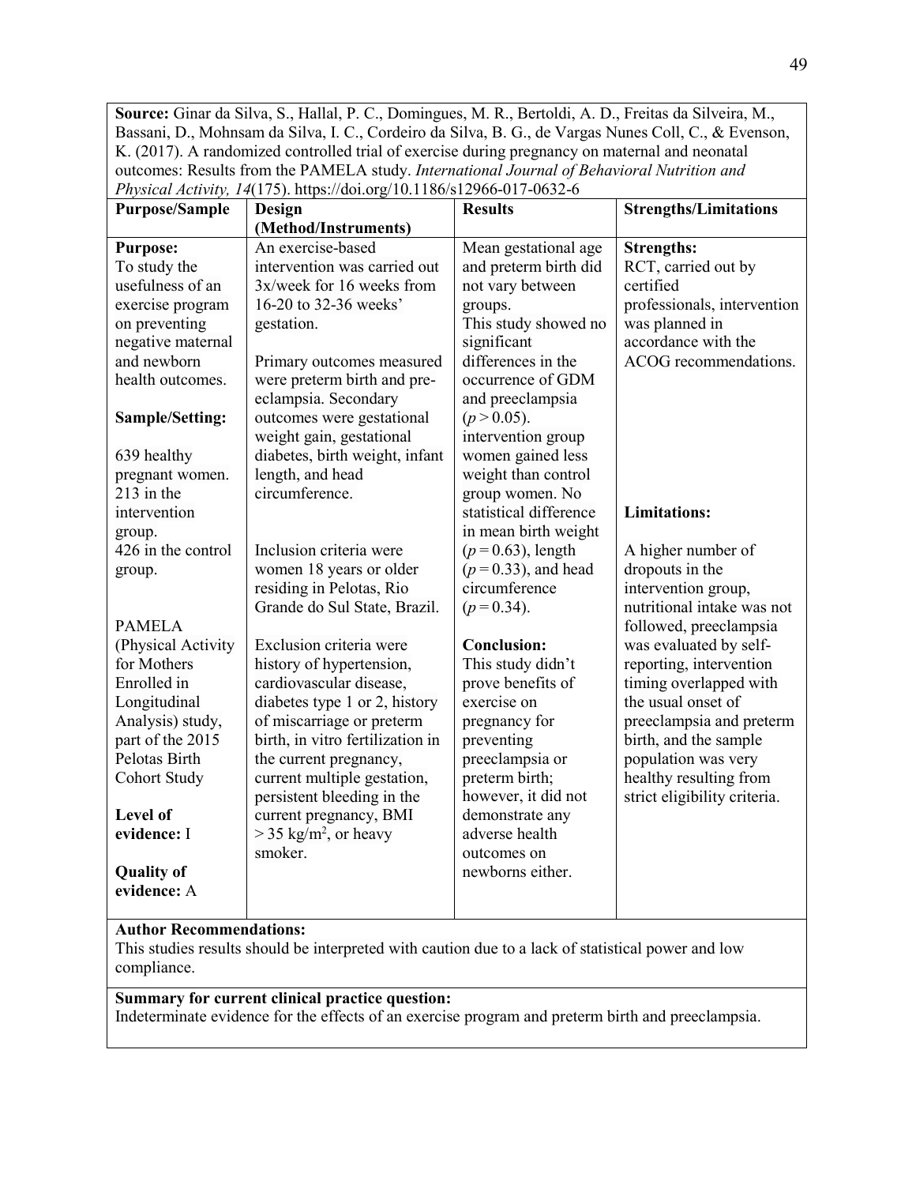**Source:** Ginar da Silva, S., Hallal, P. C., Domingues, M. R., Bertoldi, A. D., Freitas da Silveira, M., Bassani, D., Mohnsam da Silva, I. C., Cordeiro da Silva, B. G., de Vargas Nunes Coll, C., & Evenson, K. (2017). A randomized controlled trial of exercise during pregnancy on maternal and neonatal outcomes: Results from the PAMELA study. *International Journal of Behavioral Nutrition and Physical Activity, 14*(175). https://doi.org/10.1186/s12966-017-0632-6

| Purpose/Sample | Design (Method/Instruments) | Results | Strengths/Limitations |
|---|---|---|---|
| **Purpose:** To study the usefulness of an exercise program on preventing negative maternal and newborn health outcomes.<br><br>**Sample/Setting:**<br><br>639 healthy pregnant women. 213 in the intervention group. 426 in the control group.<br><br>PAMELA (Physical Activity for Mothers Enrolled in Longitudinal Analysis) study, part of the 2015 Pelotas Birth Cohort Study<br><br>**Level of evidence:** I<br><br>**Quality of evidence:** A | An exercise-based intervention was carried out 3x/week for 16 weeks from 16-20 to 32-36 weeks' gestation.<br><br>Primary outcomes measured were preterm birth and pre-eclampsia. Secondary outcomes were gestational weight gain, gestational diabetes, birth weight, infant length, and head circumference.<br><br>Inclusion criteria were women 18 years or older residing in Pelotas, Rio Grande do Sul State, Brazil.<br><br>Exclusion criteria were history of hypertension, cardiovascular disease, diabetes type 1 or 2, history of miscarriage or preterm birth, in vitro fertilization in the current pregnancy, current multiple gestation, persistent bleeding in the current pregnancy, BMI $> 35$ kg/m$^2$, or heavy smoker. | Mean gestational age and preterm birth did not vary between groups.<br>This study showed no significant differences in the occurrence of GDM and preeclampsia ($p > 0.05$).<br>intervention group women gained less weight than control group women. No statistical difference in mean birth weight ($p = 0.63$), length ($p = 0.33$), and head circumference ($p = 0.34$).<br><br>**Conclusion:**<br>This study didn't prove benefits of exercise on pregnancy for preventing preeclampsia or preterm birth; however, it did not demonstrate any adverse health outcomes on newborns either. | **Strengths:**<br>RCT, carried out by certified professionals, intervention was planned in accordance with the ACOG recommendations.<br><br>**Limitations:**<br><br>A higher number of dropouts in the intervention group, nutritional intake was not followed, preeclampsia was evaluated by self-reporting, intervention timing overlapped with the usual onset of preeclampsia and preterm birth, and the sample population was very healthy resulting from strict eligibility criteria. |

**Author Recommendations:**
This studies results should be interpreted with caution due to a lack of statistical power and low compliance.

**Summary for current clinical practice question:**
Indeterminate evidence for the effects of an exercise program and preterm birth and preeclampsia.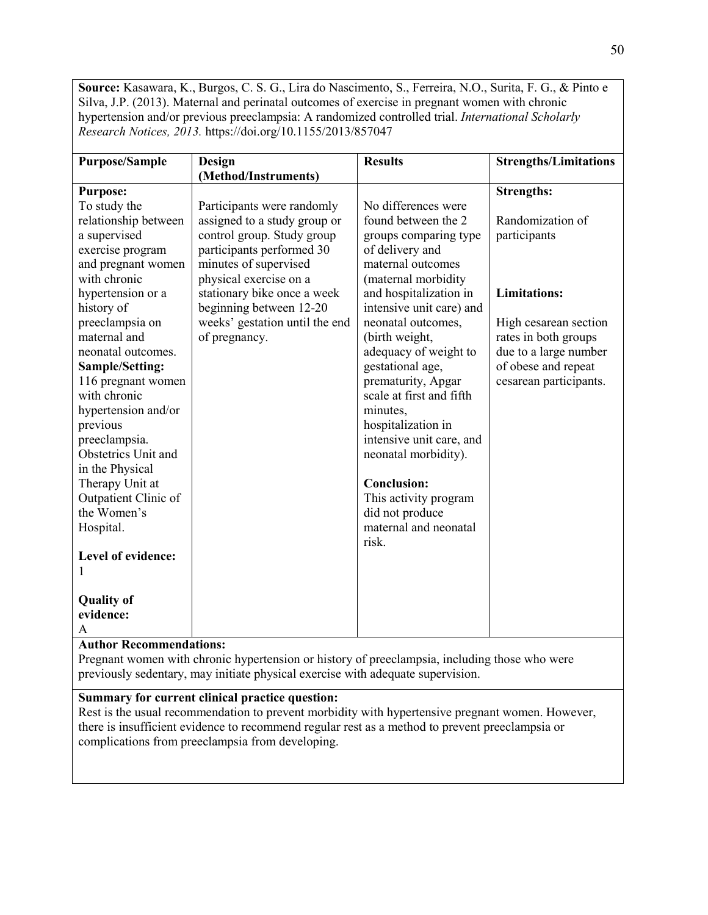**Source:** Kasawara, K., Burgos, C. S. G., Lira do Nascimento, S., Ferreira, N.O., Surita, F. G., & Pinto e Silva, J.P. (2013). Maternal and perinatal outcomes of exercise in pregnant women with chronic hypertension and/or previous preeclampsia: A randomized controlled trial. *International Scholarly Research Notices, 2013.* https://doi.org/10.1155/2013/857047

| Purpose/Sample | Design (Method/Instruments) | Results | Strengths/Limitations |
|---|---|---|---|
| **Purpose:** To study the relationship between a supervised exercise program and pregnant women with chronic hypertension or a history of preeclampsia on maternal and neonatal outcomes. **Sample/Setting:** 116 pregnant women with chronic hypertension and/or previous preeclampsia. Obstetrics Unit and in the Physical Therapy Unit at Outpatient Clinic of the Women's Hospital. **Level of evidence:** 1 **Quality of evidence:** A | Participants were randomly assigned to a study group or control group. Study group participants performed 30 minutes of supervised physical exercise on a stationary bike once a week beginning between 12-20 weeks' gestation until the end of pregnancy. | No differences were found between the 2 groups comparing type of delivery and maternal outcomes (maternal morbidity and hospitalization in intensive unit care) and neonatal outcomes, (birth weight, adequacy of weight to gestational age, prematurity, Apgar scale at first and fifth minutes, hospitalization in intensive unit care, and neonatal morbidity). **Conclusion:** This activity program did not produce maternal and neonatal risk. | **Strengths:** Randomization of participants **Limitations:** High cesarean section rates in both groups due to a large number of obese and repeat cesarean participants. |

**Author Recommendations:**
Pregnant women with chronic hypertension or history of preeclampsia, including those who were previously sedentary, may initiate physical exercise with adequate supervision.

**Summary for current clinical practice question:**
Rest is the usual recommendation to prevent morbidity with hypertensive pregnant women. However, there is insufficient evidence to recommend regular rest as a method to prevent preeclampsia or complications from preeclampsia from developing.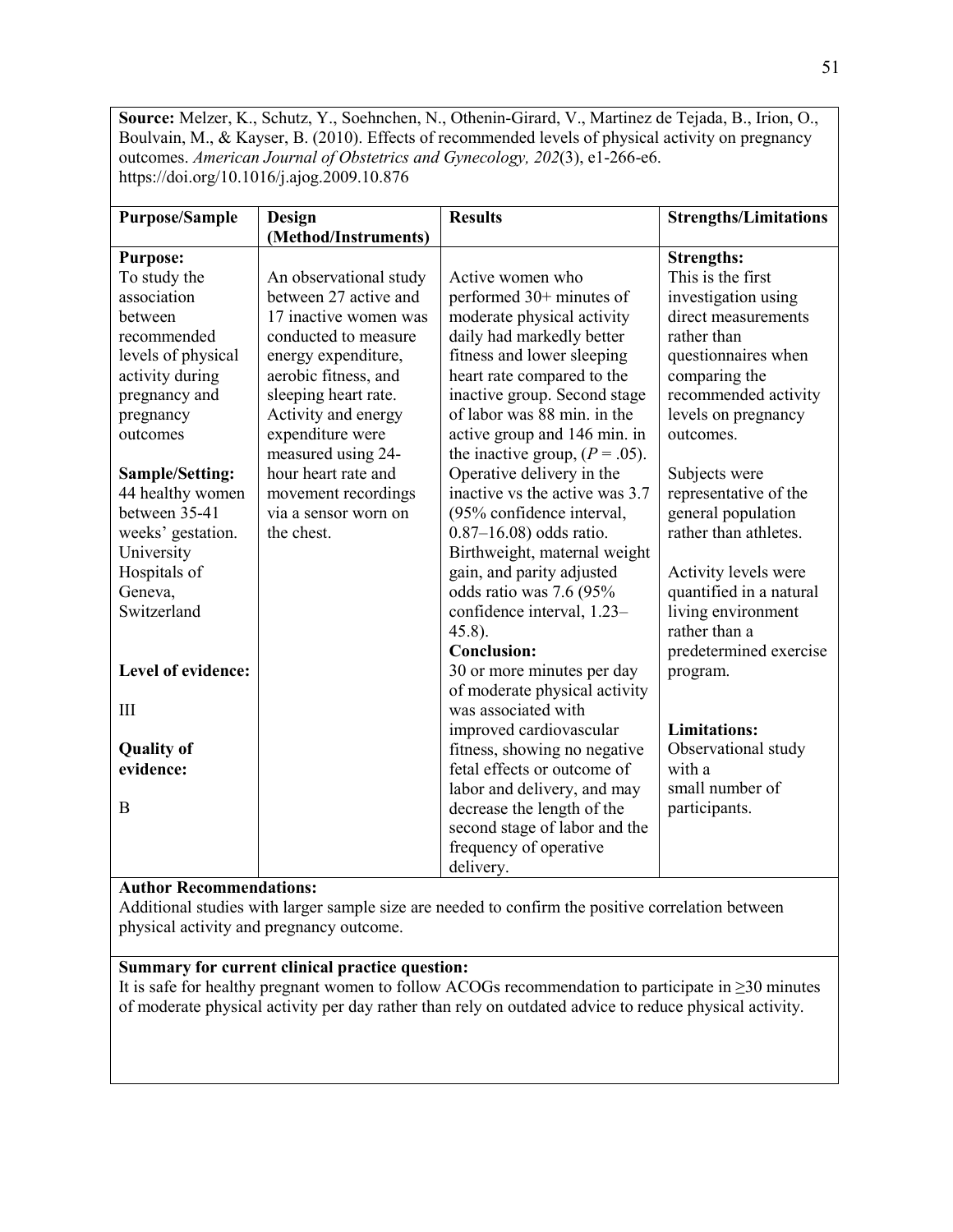**Source:** Melzer, K., Schutz, Y., Soehnchen, N., Othenin-Girard, V., Martinez de Tejada, B., Irion, O., Boulvain, M., & Kayser, B. (2010). Effects of recommended levels of physical activity on pregnancy outcomes. *American Journal of Obstetrics and Gynecology, 202*(3), e1-266-e6. https://doi.org/10.1016/j.ajog.2009.10.876

| Purpose/Sample | Design (Method/Instruments) | Results | Strengths/Limitations |
|---|---|---|---|
| **Purpose:**<br>To study the association between recommended levels of physical activity during pregnancy and pregnancy outcomes<br><br>**Sample/Setting:**<br>44 healthy women between 35-41 weeks' gestation. University Hospitals of Geneva, Switzerland<br><br>**Level of evidence:**<br><br>III<br><br>**Quality of evidence:**<br><br>B | An observational study between 27 active and 17 inactive women was conducted to measure energy expenditure, aerobic fitness, and sleeping heart rate. Activity and energy expenditure were measured using 24-hour heart rate and movement recordings via a sensor worn on the chest. | Active women who performed 30+ minutes of moderate physical activity daily had markedly better fitness and lower sleeping heart rate compared to the inactive group. Second stage of labor was 88 min. in the active group and 146 min. in the inactive group, ($P = .05$). Operative delivery in the inactive vs the active was 3.7 (95% confidence interval, 0.87–16.08) odds ratio. Birthweight, maternal weight gain, and parity adjusted odds ratio was 7.6 (95% confidence interval, 1.23–45.8).<br>**Conclusion:**<br>30 or more minutes per day of moderate physical activity was associated with improved cardiovascular fitness, showing no negative fetal effects or outcome of labor and delivery, and may decrease the length of the second stage of labor and the frequency of operative delivery. | **Strengths:**<br>This is the first investigation using direct measurements rather than questionnaires when comparing the recommended activity levels on pregnancy outcomes.<br><br>Subjects were representative of the general population rather than athletes.<br><br>Activity levels were quantified in a natural living environment rather than a predetermined exercise program.<br><br>**Limitations:**<br>Observational study with a small number of participants. |

**Author Recommendations:**
Additional studies with larger sample size are needed to confirm the positive correlation between physical activity and pregnancy outcome.

**Summary for current clinical practice question:**
It is safe for healthy pregnant women to follow ACOGs recommendation to participate in ≥30 minutes of moderate physical activity per day rather than rely on outdated advice to reduce physical activity.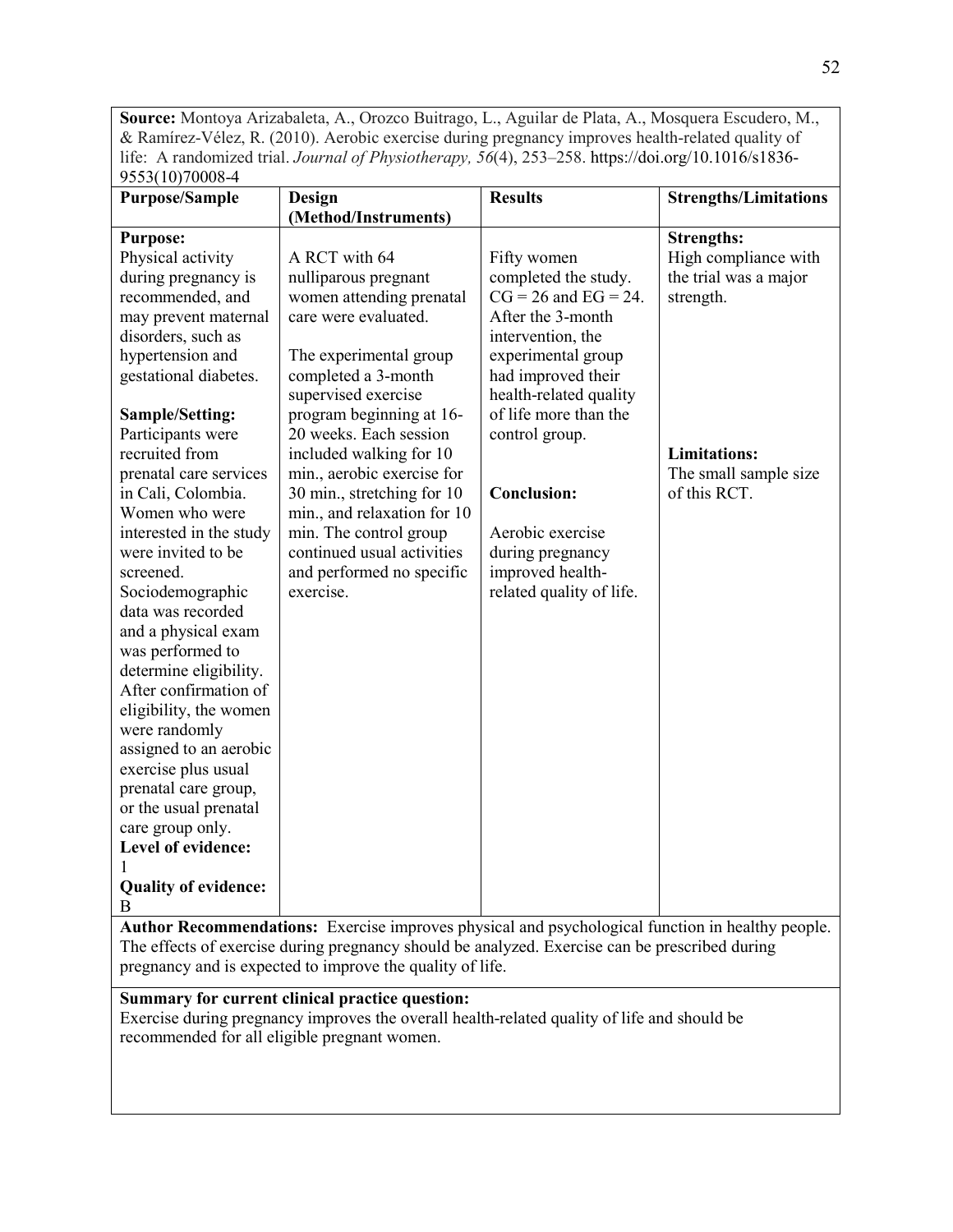**Source:** Montoya Arizabaleta, A., Orozco Buitrago, L., Aguilar de Plata, A., Mosquera Escudero, M., & Ramírez-Vélez, R. (2010). Aerobic exercise during pregnancy improves health-related quality of life: A randomized trial. *Journal of Physiotherapy, 56*(4), 253–258. https://doi.org/10.1016/s1836-9553(10)70008-4

| **Purpose/Sample** | **Design (Method/Instruments)** | **Results** | **Strengths/Limitations** |
|---|---|---|---|
| **Purpose:** Physical activity during pregnancy is recommended, and may prevent maternal disorders, such as hypertension and gestational diabetes.<br><br>**Sample/Setting:** Participants were recruited from prenatal care services in Cali, Colombia. Women who were interested in the study were invited to be screened. Sociodemographic data was recorded and a physical exam was performed to determine eligibility. After confirmation of eligibility, the women were randomly assigned to an aerobic exercise plus usual prenatal care group, or the usual prenatal care group only.<br>**Level of evidence:** 1<br>**Quality of evidence:** B | A RCT with 64 nulliparous pregnant women attending prenatal care were evaluated.<br><br>The experimental group completed a 3-month supervised exercise program beginning at 16-20 weeks. Each session included walking for 10 min., aerobic exercise for 30 min., stretching for 10 min., and relaxation for 10 min. The control group continued usual activities and performed no specific exercise. | Fifty women completed the study. CG = 26 and EG = 24. After the 3-month intervention, the experimental group had improved their health-related quality of life more than the control group.<br><br>**Conclusion:**<br><br>Aerobic exercise during pregnancy improved health-related quality of life. | **Strengths:** High compliance with the trial was a major strength.<br><br>**Limitations:** The small sample size of this RCT. |

**Author Recommendations:** Exercise improves physical and psychological function in healthy people. The effects of exercise during pregnancy should be analyzed. Exercise can be prescribed during pregnancy and is expected to improve the quality of life.

**Summary for current clinical practice question:**
Exercise during pregnancy improves the overall health-related quality of life and should be recommended for all eligible pregnant women.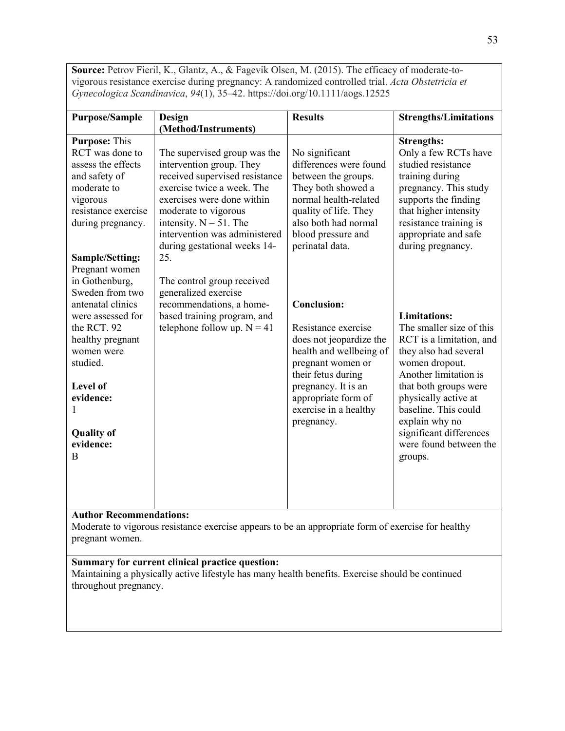**Source:** Petrov Fieril, K., Glantz, A., & Fagevik Olsen, M. (2015). The efficacy of moderate-to-vigorous resistance exercise during pregnancy: A randomized controlled trial. *Acta Obstetricia et Gynecologica Scandinavica*, *94*(1), 35–42. https://doi.org/10.1111/aogs.12525

| Purpose/Sample | Design (Method/Instruments) | Results | Strengths/Limitations |
|---|---|---|---|
| **Purpose:** This RCT was done to assess the effects and safety of moderate to vigorous resistance exercise during pregnancy.<br><br>**Sample/Setting:** Pregnant women in Gothenburg, Sweden from two antenatal clinics were assessed for the RCT. 92 healthy pregnant women were studied.<br><br>**Level of evidence:** 1<br><br>**Quality of evidence:** B | The supervised group was the intervention group. They received supervised resistance exercise twice a week. The exercises were done within moderate to vigorous intensity. N = 51. The intervention was administered during gestational weeks 14-25.<br><br>The control group received generalized exercise recommendations, a home-based training program, and telephone follow up. N = 41 | No significant differences were found between the groups. They both showed a normal health-related quality of life. They also both had normal blood pressure and perinatal data.<br><br>**Conclusion:**<br><br>Resistance exercise does not jeopardize the health and wellbeing of pregnant women or their fetus during pregnancy. It is an appropriate form of exercise in a healthy pregnancy. | **Strengths:** Only a few RCTs have studied resistance training during pregnancy. This study supports the finding that higher intensity resistance training is appropriate and safe during pregnancy.<br><br>**Limitations:** The smaller size of this RCT is a limitation, and they also had several women dropout. Another limitation is that both groups were physically active at baseline. This could explain why no significant differences were found between the groups. |

**Author Recommendations:**
Moderate to vigorous resistance exercise appears to be an appropriate form of exercise for healthy pregnant women.

**Summary for current clinical practice question:**
Maintaining a physically active lifestyle has many health benefits. Exercise should be continued throughout pregnancy.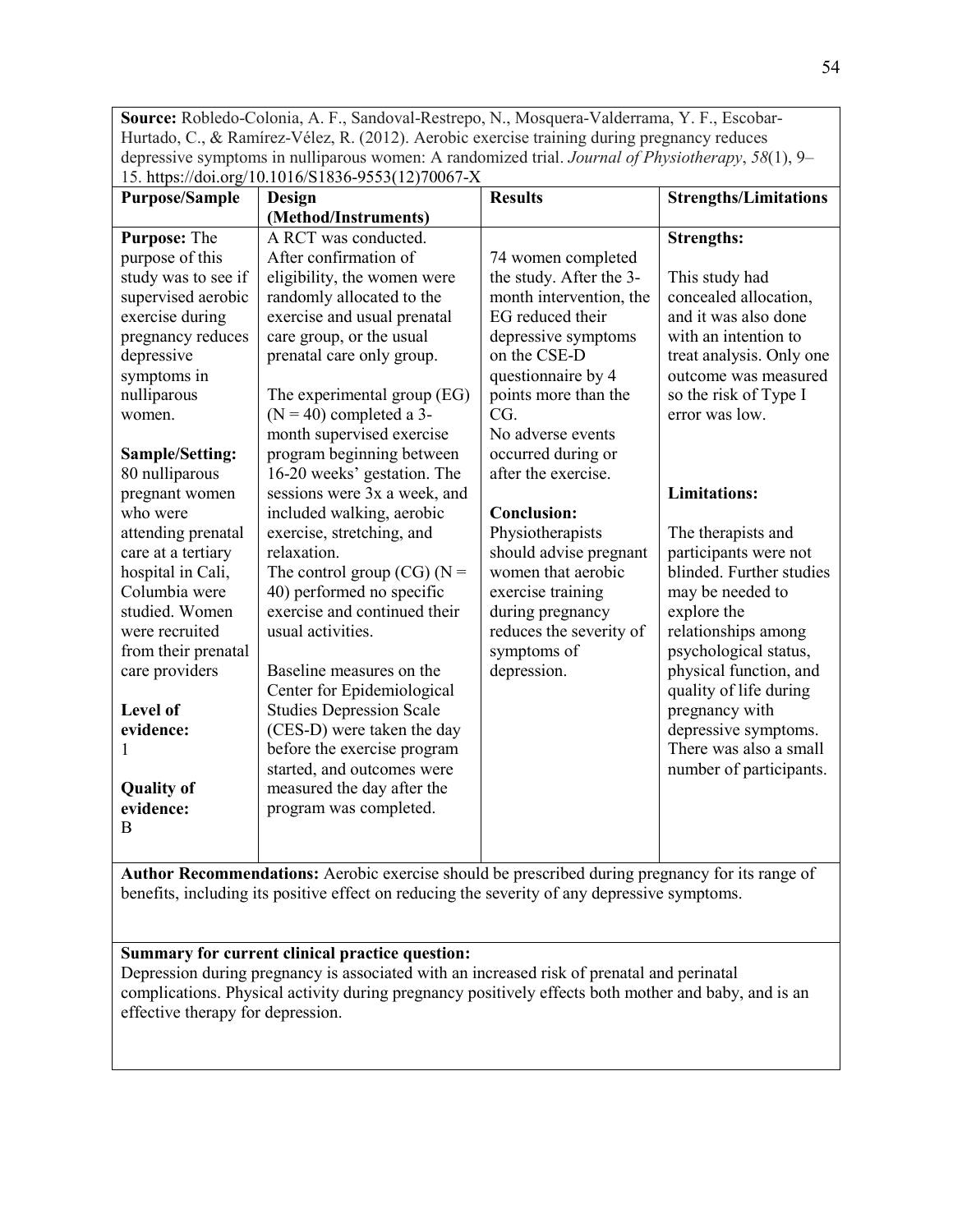**Source:** Robledo-Colonia, A. F., Sandoval-Restrepo, N., Mosquera-Valderrama, Y. F., Escobar-Hurtado, C., & Ramírez-Vélez, R. (2012). Aerobic exercise training during pregnancy reduces depressive symptoms in nulliparous women: A randomized trial. *Journal of Physiotherapy*, *58*(1), 9–15. https://doi.org/10.1016/S1836-9553(12)70067-X

| Purpose/Sample | Design (Method/Instruments) | Results | Strengths/Limitations |
|---|---|---|---|
| **Purpose:** The purpose of this study was to see if supervised aerobic exercise during pregnancy reduces depressive symptoms in nulliparous women.<br><br>**Sample/Setting:** 80 nulliparous pregnant women who were attending prenatal care at a tertiary hospital in Cali, Columbia were studied. Women were recruited from their prenatal care providers<br><br>**Level of evidence:** 1<br><br>**Quality of evidence:** B | A RCT was conducted. After confirmation of eligibility, the women were randomly allocated to the exercise and usual prenatal care group, or the usual prenatal care only group.<br><br>The experimental group (EG) (N = 40) completed a 3-month supervised exercise program beginning between 16-20 weeks' gestation. The sessions were 3x a week, and included walking, aerobic exercise, stretching, and relaxation.<br>The control group (CG) (N = 40) performed no specific exercise and continued their usual activities.<br><br>Baseline measures on the Center for Epidemiological Studies Depression Scale (CES-D) were taken the day before the exercise program started, and outcomes were measured the day after the program was completed. | 74 women completed the study. After the 3-month intervention, the EG reduced their depressive symptoms on the CSE-D questionnaire by 4 points more than the CG.<br>No adverse events occurred during or after the exercise.<br><br>**Conclusion:** Physiotherapists should advise pregnant women that aerobic exercise training during pregnancy reduces the severity of symptoms of depression. | **Strengths:**<br><br>This study had concealed allocation, and it was also done with an intention to treat analysis. Only one outcome was measured so the risk of Type I error was low.<br><br>**Limitations:**<br><br>The therapists and participants were not blinded. Further studies may be needed to explore the relationships among psychological status, physical function, and quality of life during pregnancy with depressive symptoms. There was also a small number of participants. |

**Author Recommendations:** Aerobic exercise should be prescribed during pregnancy for its range of benefits, including its positive effect on reducing the severity of any depressive symptoms.

**Summary for current clinical practice question:**
Depression during pregnancy is associated with an increased risk of prenatal and perinatal complications. Physical activity during pregnancy positively effects both mother and baby, and is an effective therapy for depression.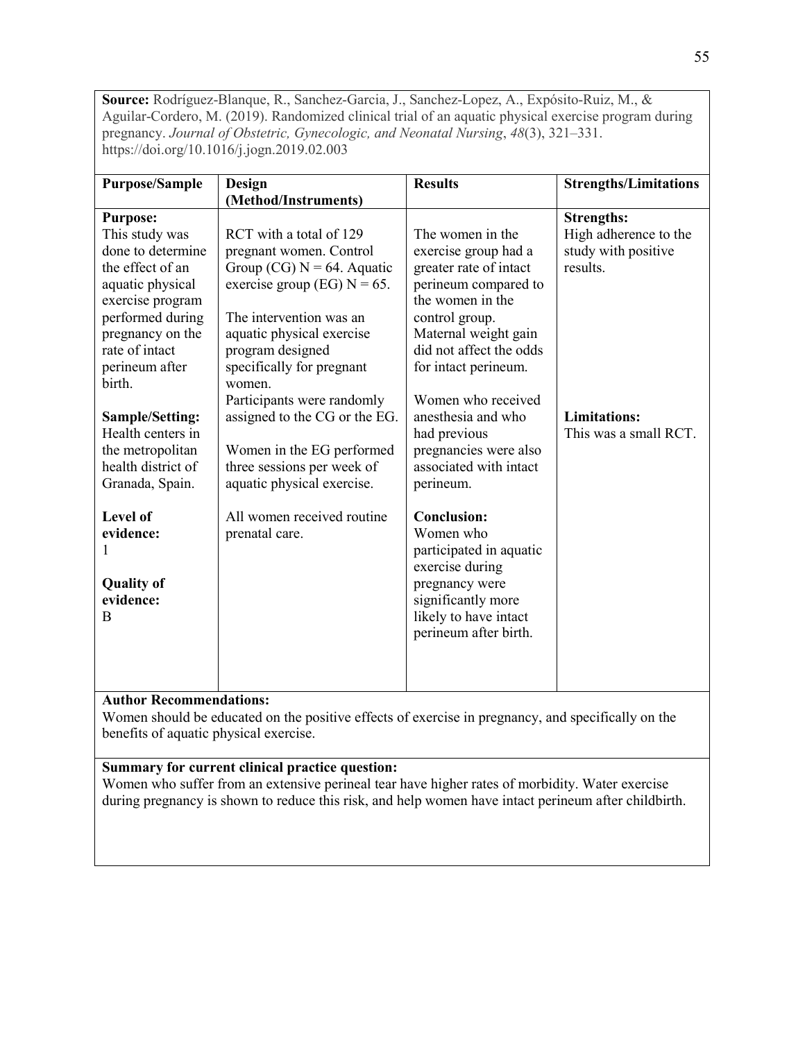**Source:** Rodríguez-Blanque, R., Sanchez-Garcia, J., Sanchez-Lopez, A., Expósito-Ruiz, M., & Aguilar-Cordero, M. (2019). Randomized clinical trial of an aquatic physical exercise program during pregnancy. *Journal of Obstetric, Gynecologic, and Neonatal Nursing*, *48*(3), 321–331. https://doi.org/10.1016/j.jogn.2019.02.003

| Purpose/Sample | Design (Method/Instruments) | Results | Strengths/Limitations |
|---|---|---|---|
| **Purpose:**<br>This study was done to determine the effect of an aquatic physical exercise program performed during pregnancy on the rate of intact perineum after birth.<br><br>**Sample/Setting:**<br>Health centers in the metropolitan health district of Granada, Spain.<br><br>**Level of evidence:**<br>1<br><br>**Quality of evidence:**<br>B | RCT with a total of 129 pregnant women. Control Group (CG) N = 64. Aquatic exercise group (EG) N = 65.<br><br>The intervention was an aquatic physical exercise program designed specifically for pregnant women.<br>Participants were randomly assigned to the CG or the EG.<br><br>Women in the EG performed three sessions per week of aquatic physical exercise.<br><br>All women received routine prenatal care. | The women in the exercise group had a greater rate of intact perineum compared to the women in the control group. Maternal weight gain did not affect the odds for intact perineum.<br><br>Women who received anesthesia and who had previous pregnancies were also associated with intact perineum.<br><br>**Conclusion:**<br>Women who participated in aquatic exercise during pregnancy were significantly more likely to have intact perineum after birth. | **Strengths:**<br>High adherence to the study with positive results.<br><br>**Limitations:**<br>This was a small RCT. |

**Author Recommendations:**
Women should be educated on the positive effects of exercise in pregnancy, and specifically on the benefits of aquatic physical exercise.

**Summary for current clinical practice question:**
Women who suffer from an extensive perineal tear have higher rates of morbidity. Water exercise during pregnancy is shown to reduce this risk, and help women have intact perineum after childbirth.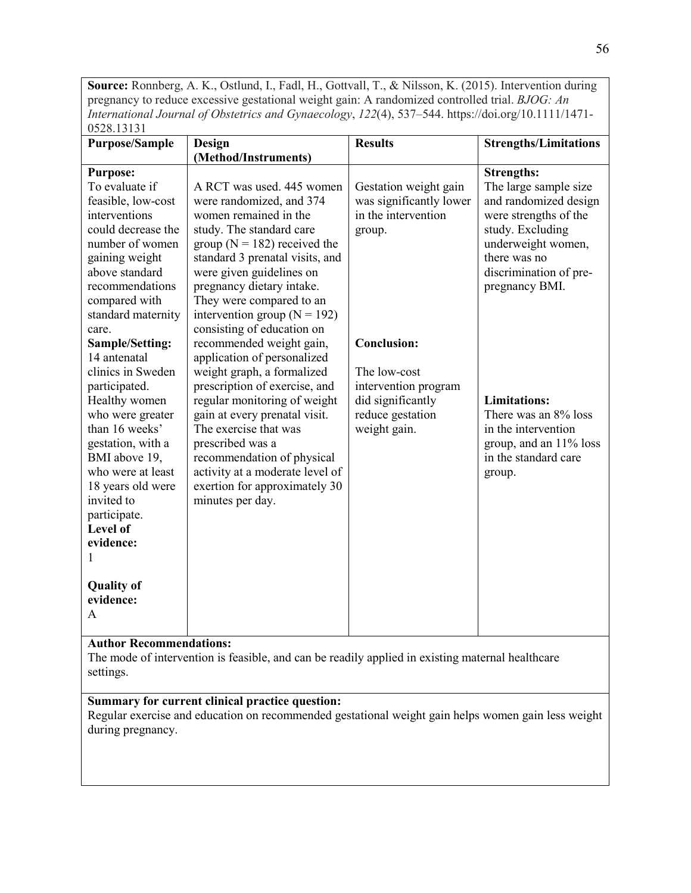**Source:** Ronnberg, A. K., Ostlund, I., Fadl, H., Gottvall, T., & Nilsson, K. (2015). Intervention during pregnancy to reduce excessive gestational weight gain: A randomized controlled trial. *BJOG: An International Journal of Obstetrics and Gynaecology*, *122*(4), 537–544. https://doi.org/10.1111/1471-0528.13131

| Purpose/Sample | Design (Method/Instruments) | Results | Strengths/Limitations |
|---|---|---|---|
| **Purpose:** To evaluate if feasible, low-cost interventions could decrease the number of women gaining weight above standard recommendations compared with standard maternity care. **Sample/Setting:** 14 antenatal clinics in Sweden participated. Healthy women who were greater than 16 weeks' gestation, with a BMI above 19, who were at least 18 years old were invited to participate. **Level of evidence:** 1 **Quality of evidence:** A | A RCT was used. 445 women were randomized, and 374 women remained in the study. The standard care group (N = 182) received the standard 3 prenatal visits, and were given guidelines on pregnancy dietary intake. They were compared to an intervention group (N = 192) consisting of education on recommended weight gain, application of personalized weight graph, a formalized prescription of exercise, and regular monitoring of weight gain at every prenatal visit. The exercise that was prescribed was a recommendation of physical activity at a moderate level of exertion for approximately 30 minutes per day. | Gestation weight gain was significantly lower in the intervention group. **Conclusion:** The low-cost intervention program did significantly reduce gestation weight gain. | **Strengths:** The large sample size and randomized design were strengths of the study. Excluding underweight women, there was no discrimination of pre-pregnancy BMI. **Limitations:** There was an 8% loss in the intervention group, and an 11% loss in the standard care group. |

**Author Recommendations:**
The mode of intervention is feasible, and can be readily applied in existing maternal healthcare settings.

**Summary for current clinical practice question:**
Regular exercise and education on recommended gestational weight gain helps women gain less weight during pregnancy.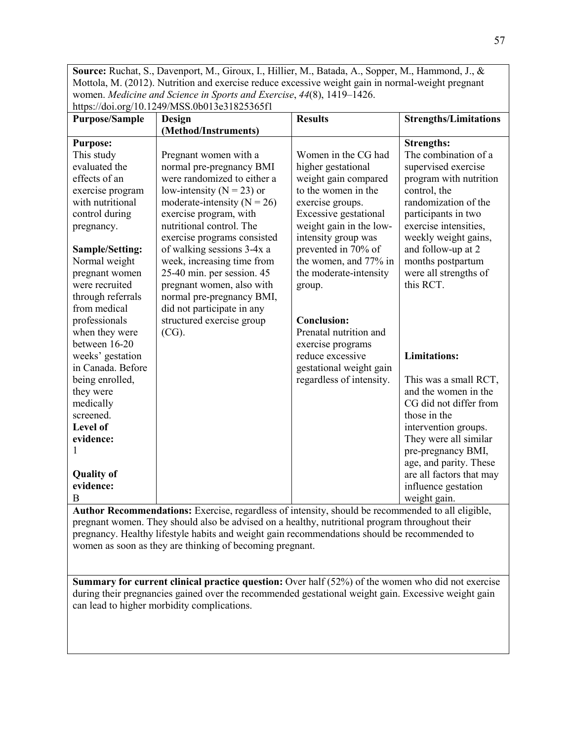**Source:** Ruchat, S., Davenport, M., Giroux, I., Hillier, M., Batada, A., Sopper, M., Hammond, J., & Mottola, M. (2012). Nutrition and exercise reduce excessive weight gain in normal-weight pregnant women. *Medicine and Science in Sports and Exercise*, *44*(8), 1419–1426. https://doi.org/10.1249/MSS.0b013e31825365f1

| Purpose/Sample | Design (Method/Instruments) | Results | Strengths/Limitations |
|---|---|---|---|
| **Purpose:** This study evaluated the effects of an exercise program with nutritional control during pregnancy. **Sample/Setting:** Normal weight pregnant women were recruited through referrals from medical professionals when they were between 16-20 weeks' gestation in Canada. Before being enrolled, they were medically screened. **Level of evidence:** 1 **Quality of evidence:** B | Pregnant women with a normal pre-pregnancy BMI were randomized to either a low-intensity (N = 23) or moderate-intensity (N = 26) exercise program, with nutritional control. The exercise programs consisted of walking sessions 3-4x a week, increasing time from 25-40 min. per session. 45 pregnant women, also with normal pre-pregnancy BMI, did not participate in any structured exercise group (CG). | Women in the CG had higher gestational weight gain compared to the women in the exercise groups. Excessive gestational weight gain in the low-intensity group was prevented in 70% of the women, and 77% in the moderate-intensity group. **Conclusion:** Prenatal nutrition and exercise programs reduce excessive gestational weight gain regardless of intensity. | **Strengths:** The combination of a supervised exercise program with nutrition control, the randomization of the participants in two exercise intensities, weekly weight gains, and follow-up at 2 months postpartum were all strengths of this RCT. **Limitations:** This was a small RCT, and the women in the CG did not differ from those in the intervention groups. They were all similar pre-pregnancy BMI, age, and parity. These are all factors that may influence gestation weight gain. |

**Author Recommendations:** Exercise, regardless of intensity, should be recommended to all eligible, pregnant women. They should also be advised on a healthy, nutritional program throughout their pregnancy. Healthy lifestyle habits and weight gain recommendations should be recommended to women as soon as they are thinking of becoming pregnant.

**Summary for current clinical practice question:** Over half (52%) of the women who did not exercise during their pregnancies gained over the recommended gestational weight gain. Excessive weight gain can lead to higher morbidity complications.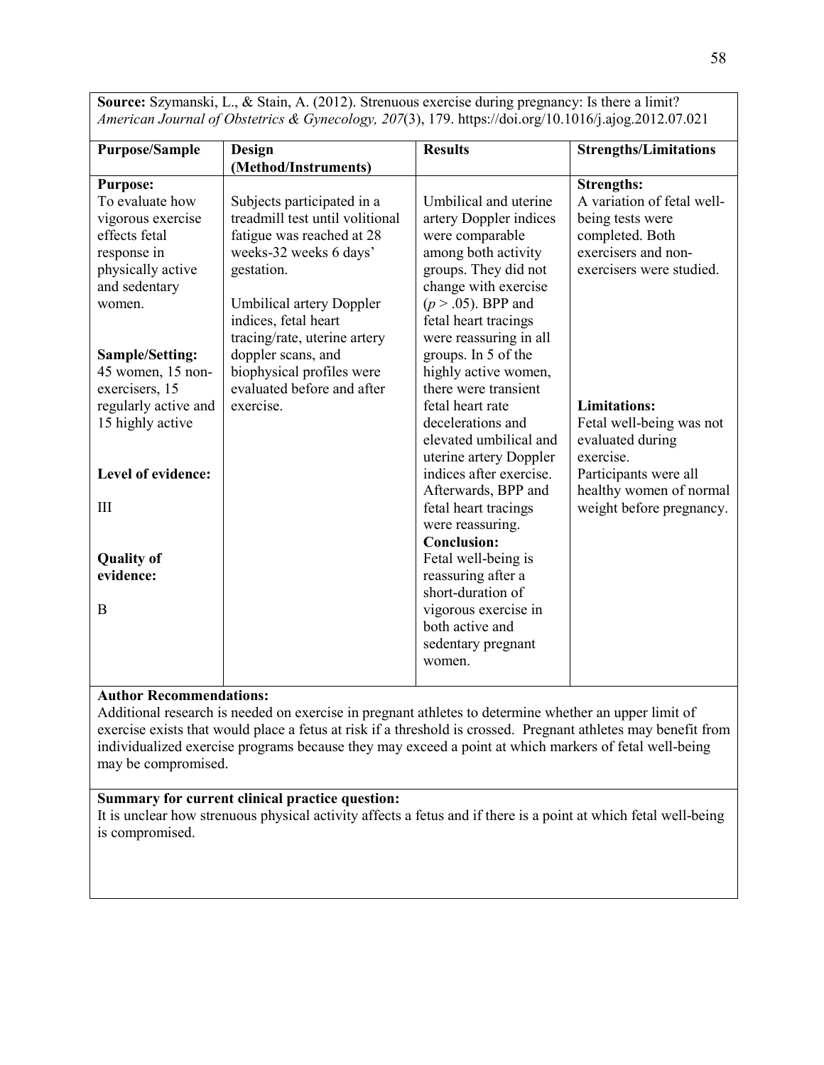**Source:** Szymanski, L., & Stain, A. (2012). Strenuous exercise during pregnancy: Is there a limit? *American Journal of Obstetrics & Gynecology, 207*(3), 179. https://doi.org/10.1016/j.ajog.2012.07.021

| Purpose/Sample | Design (Method/Instruments) | Results | Strengths/Limitations |
|---|---|---|---|
| **Purpose:** To evaluate how vigorous exercise effects fetal response in physically active and sedentary women. <br><br> **Sample/Setting:** 45 women, 15 non-exercisers, 15 regularly active and 15 highly active <br><br> **Level of evidence:** <br><br> III <br><br> **Quality of evidence:** <br><br> B | Subjects participated in a treadmill test until volitional fatigue was reached at 28 weeks-32 weeks 6 days' gestation. <br><br> Umbilical artery Doppler indices, fetal heart tracing/rate, uterine artery doppler scans, and biophysical profiles were evaluated before and after exercise. | Umbilical and uterine artery Doppler indices were comparable among both activity groups. They did not change with exercise ($p > .05$). BPP and fetal heart tracings were reassuring in all groups. In 5 of the highly active women, there were transient fetal heart rate decelerations and elevated umbilical and uterine artery Doppler indices after exercise. Afterwards, BPP and fetal heart tracings were reassuring. <br> **Conclusion:** <br> Fetal well-being is reassuring after a short-duration of vigorous exercise in both active and sedentary pregnant women. | **Strengths:** <br> A variation of fetal well-being tests were completed. Both exercisers and non-exercisers were studied. <br><br> **Limitations:** <br> Fetal well-being was not evaluated during exercise. <br> Participants were all healthy women of normal weight before pregnancy. |

**Author Recommendations:**
Additional research is needed on exercise in pregnant athletes to determine whether an upper limit of exercise exists that would place a fetus at risk if a threshold is crossed. Pregnant athletes may benefit from individualized exercise programs because they may exceed a point at which markers of fetal well-being may be compromised.

**Summary for current clinical practice question:**
It is unclear how strenuous physical activity affects a fetus and if there is a point at which fetal well-being is compromised.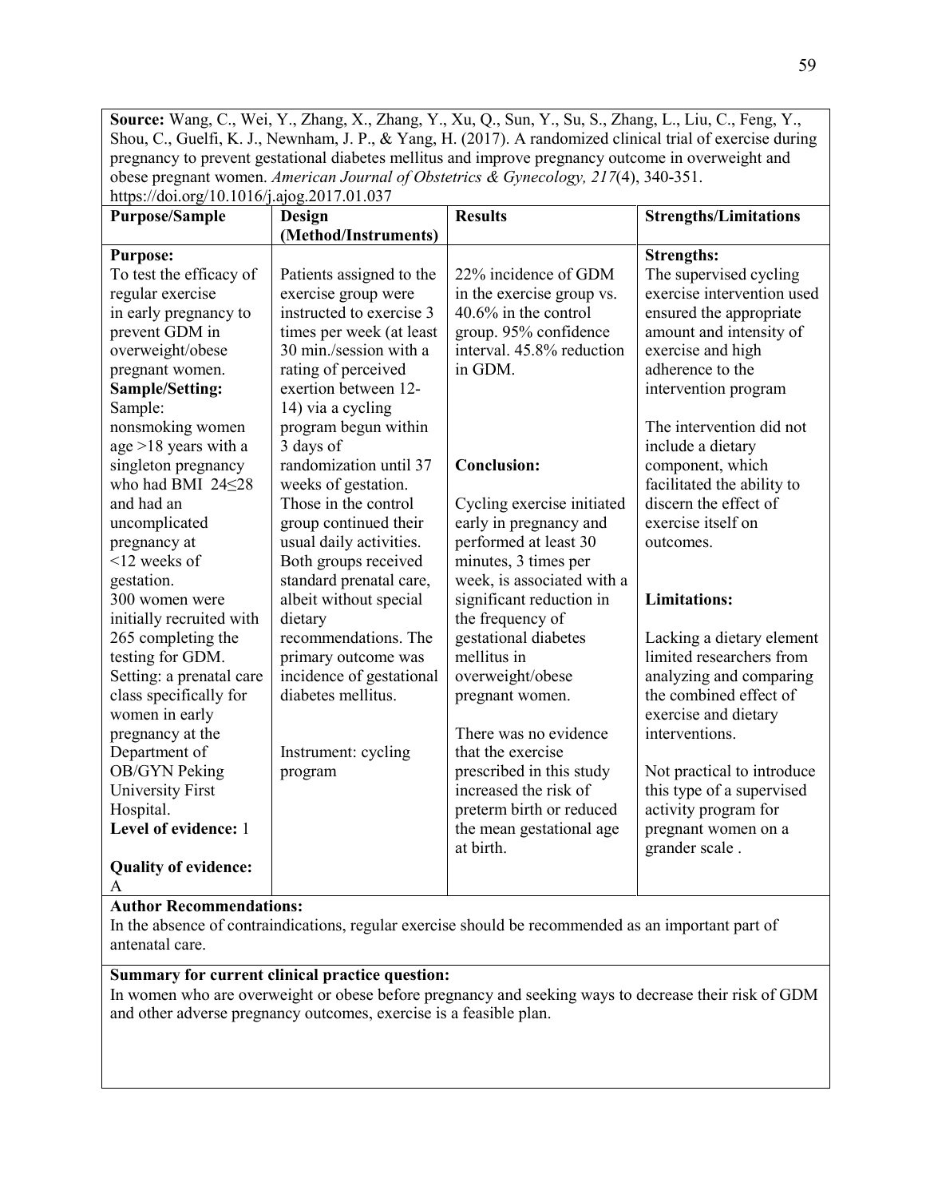**Source:** Wang, C., Wei, Y., Zhang, X., Zhang, Y., Xu, Q., Sun, Y., Su, S., Zhang, L., Liu, C., Feng, Y., Shou, C., Guelfi, K. J., Newnham, J. P., & Yang, H. (2017). A randomized clinical trial of exercise during pregnancy to prevent gestational diabetes mellitus and improve pregnancy outcome in overweight and obese pregnant women. *American Journal of Obstetrics & Gynecology, 217*(4), 340-351. https://doi.org/10.1016/j.ajog.2017.01.037

| Purpose/Sample | Design (Method/Instruments) | Results | Strengths/Limitations |
|---|---|---|---|
| **Purpose:** To test the efficacy of regular exercise in early pregnancy to prevent GDM in overweight/obese pregnant women. **Sample/Setting:** Sample: nonsmoking women age >18 years with a singleton pregnancy who had BMI 24≤28 and had an uncomplicated pregnancy at <12 weeks of gestation. 300 women were initially recruited with 265 completing the testing for GDM. Setting: a prenatal care class specifically for women in early pregnancy at the Department of OB/GYN Peking University First Hospital. **Level of evidence:** 1 **Quality of evidence:** A | Patients assigned to the exercise group were instructed to exercise 3 times per week (at least 30 min./session with a rating of perceived exertion between 12-14) via a cycling program begun within 3 days of randomization until 37 weeks of gestation. Those in the control group continued their usual daily activities. Both groups received standard prenatal care, albeit without special dietary recommendations. The primary outcome was incidence of gestational diabetes mellitus. Instrument: cycling program | 22% incidence of GDM in the exercise group vs. 40.6% in the control group. 95% confidence interval. 45.8% reduction in GDM. **Conclusion:** Cycling exercise initiated early in pregnancy and performed at least 30 minutes, 3 times per week, is associated with a significant reduction in the frequency of gestational diabetes mellitus in overweight/obese pregnant women. There was no evidence that the exercise prescribed in this study increased the risk of preterm birth or reduced the mean gestational age at birth. | **Strengths:** The supervised cycling exercise intervention used ensured the appropriate amount and intensity of exercise and high adherence to the intervention program. The intervention did not include a dietary component, which facilitated the ability to discern the effect of exercise itself on outcomes. **Limitations:** Lacking a dietary element limited researchers from analyzing and comparing the combined effect of exercise and dietary interventions. Not practical to introduce this type of a supervised activity program for pregnant women on a grander scale . |

**Author Recommendations:**
In the absence of contraindications, regular exercise should be recommended as an important part of antenatal care.

**Summary for current clinical practice question:**
In women who are overweight or obese before pregnancy and seeking ways to decrease their risk of GDM and other adverse pregnancy outcomes, exercise is a feasible plan.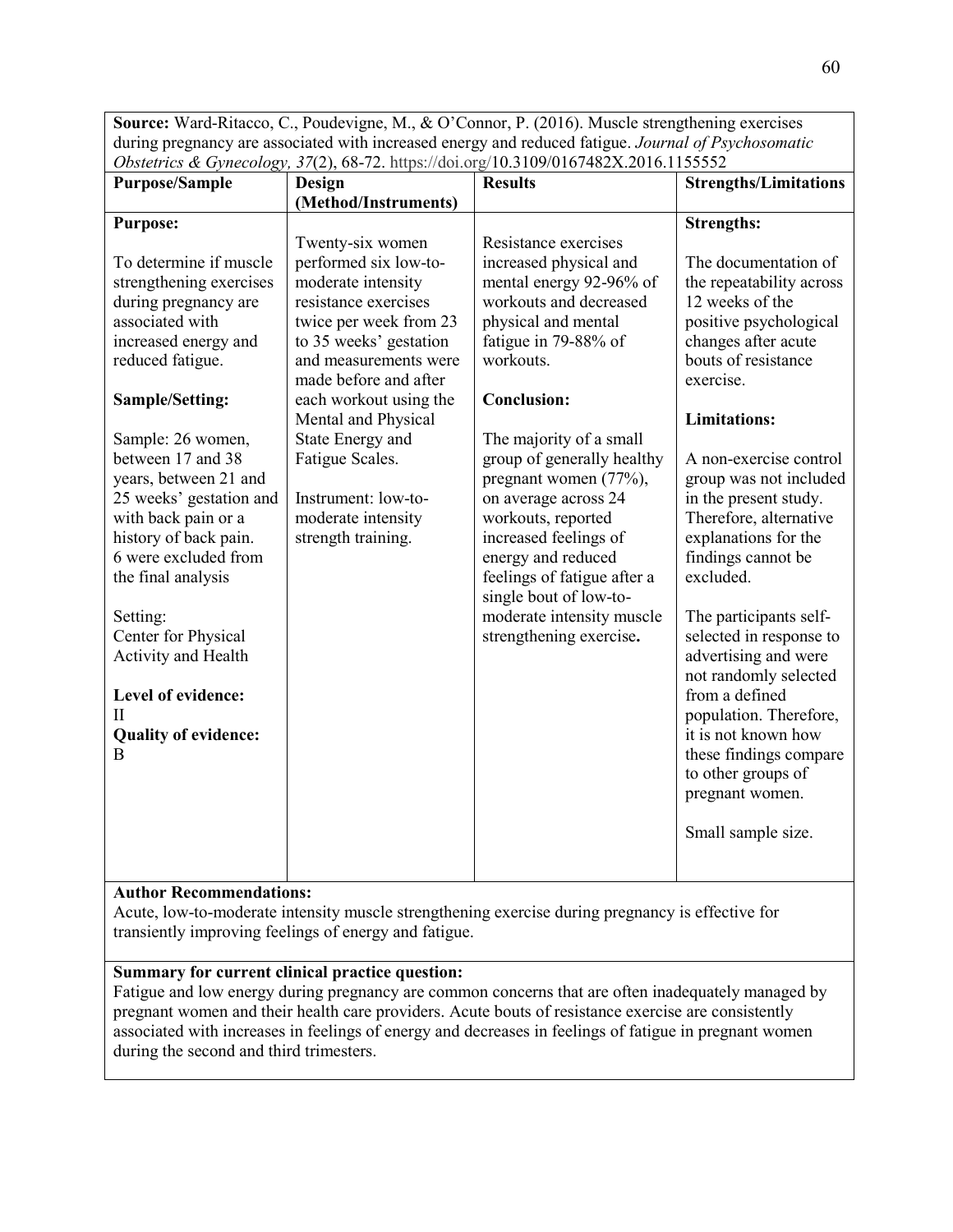**Source:** Ward-Ritacco, C., Poudevigne, M., & O'Connor, P. (2016). Muscle strengthening exercises during pregnancy are associated with increased energy and reduced fatigue. *Journal of Psychosomatic Obstetrics & Gynecology, 37*(2), 68-72. https://doi.org/10.3109/0167482X.2016.1155552

| **Purpose/Sample** | **Design (Method/Instruments)** | **Results** | **Strengths/Limitations** |
|---|---|---|---|
| **Purpose:**<br><br>To determine if muscle strengthening exercises during pregnancy are associated with increased energy and reduced fatigue.<br><br>**Sample/Setting:**<br><br>Sample: 26 women, between 17 and 38 years, between 21 and 25 weeks' gestation and with back pain or a history of back pain. 6 were excluded from the final analysis<br><br>Setting:<br>Center for Physical Activity and Health<br><br>**Level of evidence:**<br>II<br>**Quality of evidence:**<br>B | Twenty-six women performed six low-to-moderate intensity resistance exercises twice per week from 23 to 35 weeks' gestation and measurements were made before and after each workout using the Mental and Physical State Energy and Fatigue Scales.<br><br>Instrument: low-to-moderate intensity strength training. | Resistance exercises increased physical and mental energy 92-96% of workouts and decreased physical and mental fatigue in 79-88% of workouts.<br><br>**Conclusion:**<br><br>The majority of a small group of generally healthy pregnant women (77%), on average across 24 workouts, reported increased feelings of energy and reduced feelings of fatigue after a single bout of low-to-moderate intensity muscle strengthening exercise**.** | **Strengths:**<br><br>The documentation of the repeatability across 12 weeks of the positive psychological changes after acute bouts of resistance exercise.<br><br>**Limitations:**<br><br>A non-exercise control group was not included in the present study. Therefore, alternative explanations for the findings cannot be excluded.<br><br>The participants self-selected in response to advertising and were not randomly selected from a defined population. Therefore, it is not known how these findings compare to other groups of pregnant women.<br><br>Small sample size. |

**Author Recommendations:**
Acute, low-to-moderate intensity muscle strengthening exercise during pregnancy is effective for transiently improving feelings of energy and fatigue.

**Summary for current clinical practice question:**
Fatigue and low energy during pregnancy are common concerns that are often inadequately managed by pregnant women and their health care providers. Acute bouts of resistance exercise are consistently associated with increases in feelings of energy and decreases in feelings of fatigue in pregnant women during the second and third trimesters.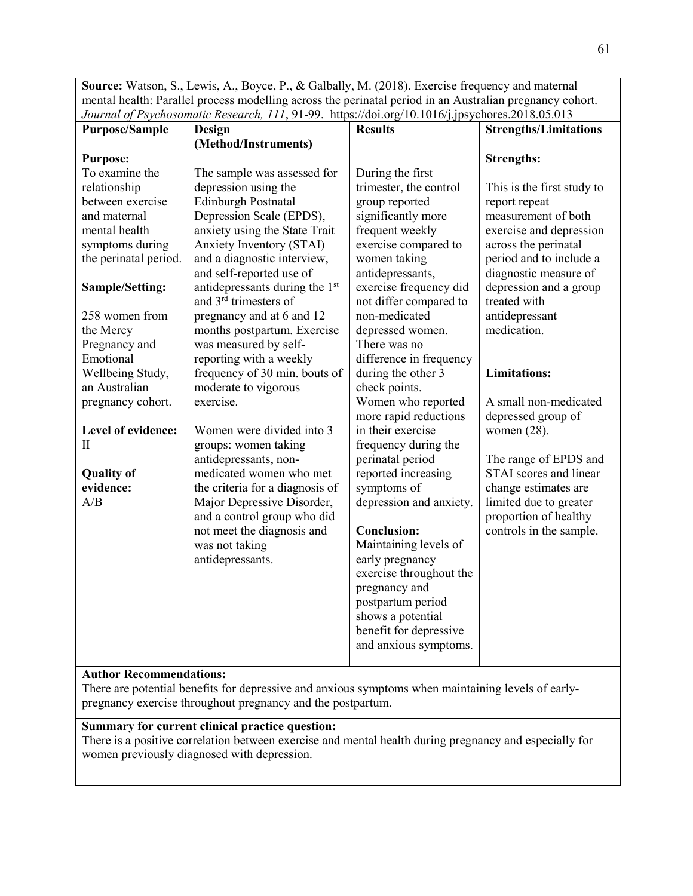**Source:** Watson, S., Lewis, A., Boyce, P., & Galbally, M. (2018). Exercise frequency and maternal mental health: Parallel process modelling across the perinatal period in an Australian pregnancy cohort. *Journal of Psychosomatic Research, 111*, 91-99. https://doi.org/10.1016/j.jpsychores.2018.05.013

| Purpose/Sample | Design (Method/Instruments) | Results | Strengths/Limitations |
|---|---|---|---|
| **Purpose:**<br>To examine the relationship between exercise and maternal mental health symptoms during the perinatal period.<br><br>**Sample/Setting:**<br><br>258 women from the Mercy Pregnancy and Emotional Wellbeing Study, an Australian pregnancy cohort.<br><br>**Level of evidence:**<br>II<br><br>**Quality of evidence:**<br>A/B | The sample was assessed for depression using the Edinburgh Postnatal Depression Scale (EPDS), anxiety using the State Trait Anxiety Inventory (STAI) and a diagnostic interview, and self-reported use of antidepressants during the 1st and 3rd trimesters of pregnancy and at 6 and 12 months postpartum. Exercise was measured by self-reporting with a weekly frequency of 30 min. bouts of moderate to vigorous exercise.<br><br>Women were divided into 3 groups: women taking antidepressants, non-medicated women who met the criteria for a diagnosis of Major Depressive Disorder, and a control group who did not meet the diagnosis and was not taking antidepressants. | During the first trimester, the control group reported significantly more frequent weekly exercise compared to women taking antidepressants, exercise frequency did not differ compared to non-medicated depressed women. There was no difference in frequency during the other 3 check points. Women who reported more rapid reductions in their exercise frequency during the perinatal period reported increasing symptoms of depression and anxiety.<br><br>**Conclusion:**<br>Maintaining levels of early pregnancy exercise throughout the pregnancy and postpartum period shows a potential benefit for depressive and anxious symptoms. | **Strengths:**<br><br>This is the first study to report repeat measurement of both exercise and depression across the perinatal period and to include a diagnostic measure of depression and a group treated with antidepressant medication.<br><br>**Limitations:**<br><br>A small non-medicated depressed group of women (28).<br><br>The range of EPDS and STAI scores and linear change estimates are limited due to greater proportion of healthy controls in the sample. |

**Author Recommendations:**
There are potential benefits for depressive and anxious symptoms when maintaining levels of early-pregnancy exercise throughout pregnancy and the postpartum.

**Summary for current clinical practice question:**
There is a positive correlation between exercise and mental health during pregnancy and especially for women previously diagnosed with depression.